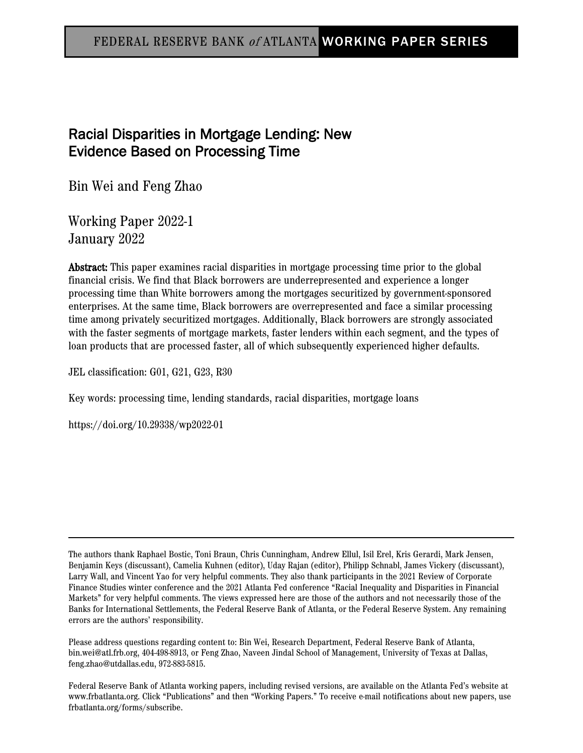FEDERAL RESERVE BANK *of* ATLANTA WORKING PAPER SERIES

# Racial Disparities in Mortgage Lending: New Evidence Based on Processing Time

Bin Wei and Feng Zhao

Working Paper 2022-1
January 2022

**Abstract:** This paper examines racial disparities in mortgage processing time prior to the global financial crisis. We find that Black borrowers are underrepresented and experience a longer processing time than White borrowers among the mortgages securitized by government-sponsored enterprises. At the same time, Black borrowers are overrepresented and face a similar processing time among privately securitized mortgages. Additionally, Black borrowers are strongly associated with the faster segments of mortgage markets, faster lenders within each segment, and the types of loan products that are processed faster, all of which subsequently experienced higher defaults.

JEL classification: G01, G21, G23, R30

Key words: processing time, lending standards, racial disparities, mortgage loans

https://doi.org/10.29338/wp2022-01

---

The authors thank Raphael Bostic, Toni Braun, Chris Cunningham, Andrew Ellul, Isil Erel, Kris Gerardi, Mark Jensen, Benjamin Keys (discussant), Camelia Kuhnen (editor), Uday Rajan (editor), Philipp Schnabl, James Vickery (discussant), Larry Wall, and Vincent Yao for very helpful comments. They also thank participants in the 2021 Review of Corporate Finance Studies winter conference and the 2021 Atlanta Fed conference "Racial Inequality and Disparities in Financial Markets" for very helpful comments. The views expressed here are those of the authors and not necessarily those of the Banks for International Settlements, the Federal Reserve Bank of Atlanta, or the Federal Reserve System. Any remaining errors are the authors' responsibility.

Please address questions regarding content to: Bin Wei, Research Department, Federal Reserve Bank of Atlanta, bin.wei@atl.frb.org, 404-498-8913, or Feng Zhao, Naveen Jindal School of Management, University of Texas at Dallas, feng.zhao@utdallas.edu, 972-883-5815.

Federal Reserve Bank of Atlanta working papers, including revised versions, are available on the Atlanta Fed's website at www.frbatlanta.org. Click "Publications" and then "Working Papers." To receive e-mail notifications about new papers, use frbatlanta.org/forms/subscribe.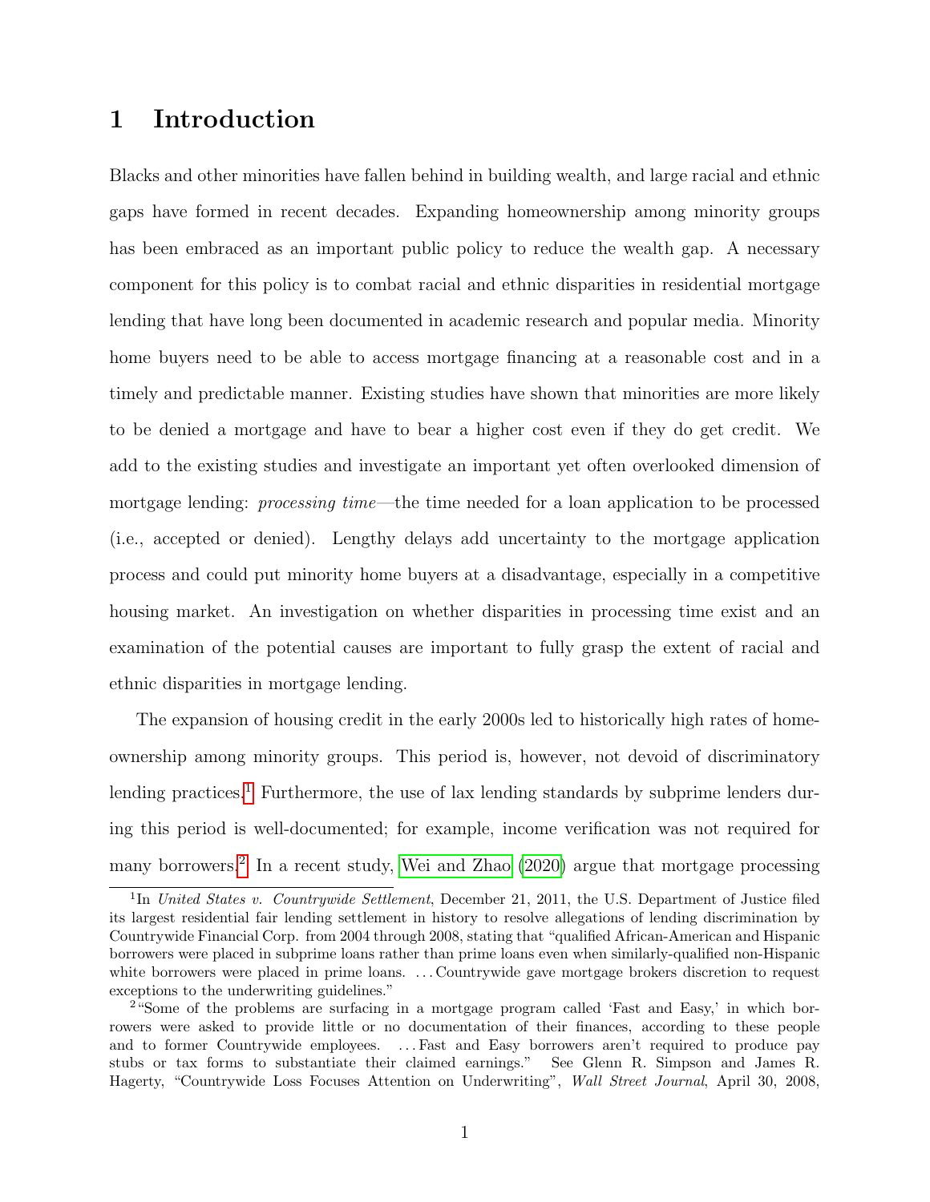# 1 Introduction

Blacks and other minorities have fallen behind in building wealth, and large racial and ethnic gaps have formed in recent decades. Expanding homeownership among minority groups has been embraced as an important public policy to reduce the wealth gap. A necessary component for this policy is to combat racial and ethnic disparities in residential mortgage lending that have long been documented in academic research and popular media. Minority home buyers need to be able to access mortgage financing at a reasonable cost and in a timely and predictable manner. Existing studies have shown that minorities are more likely to be denied a mortgage and have to bear a higher cost even if they do get credit. We add to the existing studies and investigate an important yet often overlooked dimension of mortgage lending: *processing time*—the time needed for a loan application to be processed (i.e., accepted or denied). Lengthy delays add uncertainty to the mortgage application process and could put minority home buyers at a disadvantage, especially in a competitive housing market. An investigation on whether disparities in processing time exist and an examination of the potential causes are important to fully grasp the extent of racial and ethnic disparities in mortgage lending.

The expansion of housing credit in the early 2000s led to historically high rates of homeownership among minority groups. This period is, however, not devoid of discriminatory lending practices.[1] Furthermore, the use of lax lending standards by subprime lenders during this period is well-documented; for example, income verification was not required for many borrowers.[2] In a recent study, Wei and Zhao (2020) argue that mortgage processing

[1] In *United States v. Countrywide Settlement*, December 21, 2011, the U.S. Department of Justice filed its largest residential fair lending settlement in history to resolve allegations of lending discrimination by Countrywide Financial Corp. from 2004 through 2008, stating that "qualified African-American and Hispanic borrowers were placed in subprime loans rather than prime loans even when similarly-qualified non-Hispanic white borrowers were placed in prime loans. . . . Countrywide gave mortgage brokers discretion to request exceptions to the underwriting guidelines."

[2] "Some of the problems are surfacing in a mortgage program called 'Fast and Easy,' in which borrowers were asked to provide little or no documentation of their finances, according to these people and to former Countrywide employees. . . . Fast and Easy borrowers aren't required to produce pay stubs or tax forms to substantiate their claimed earnings." See Glenn R. Simpson and James R. Hagerty, "Countrywide Loss Focuses Attention on Underwriting", *Wall Street Journal*, April 30, 2008,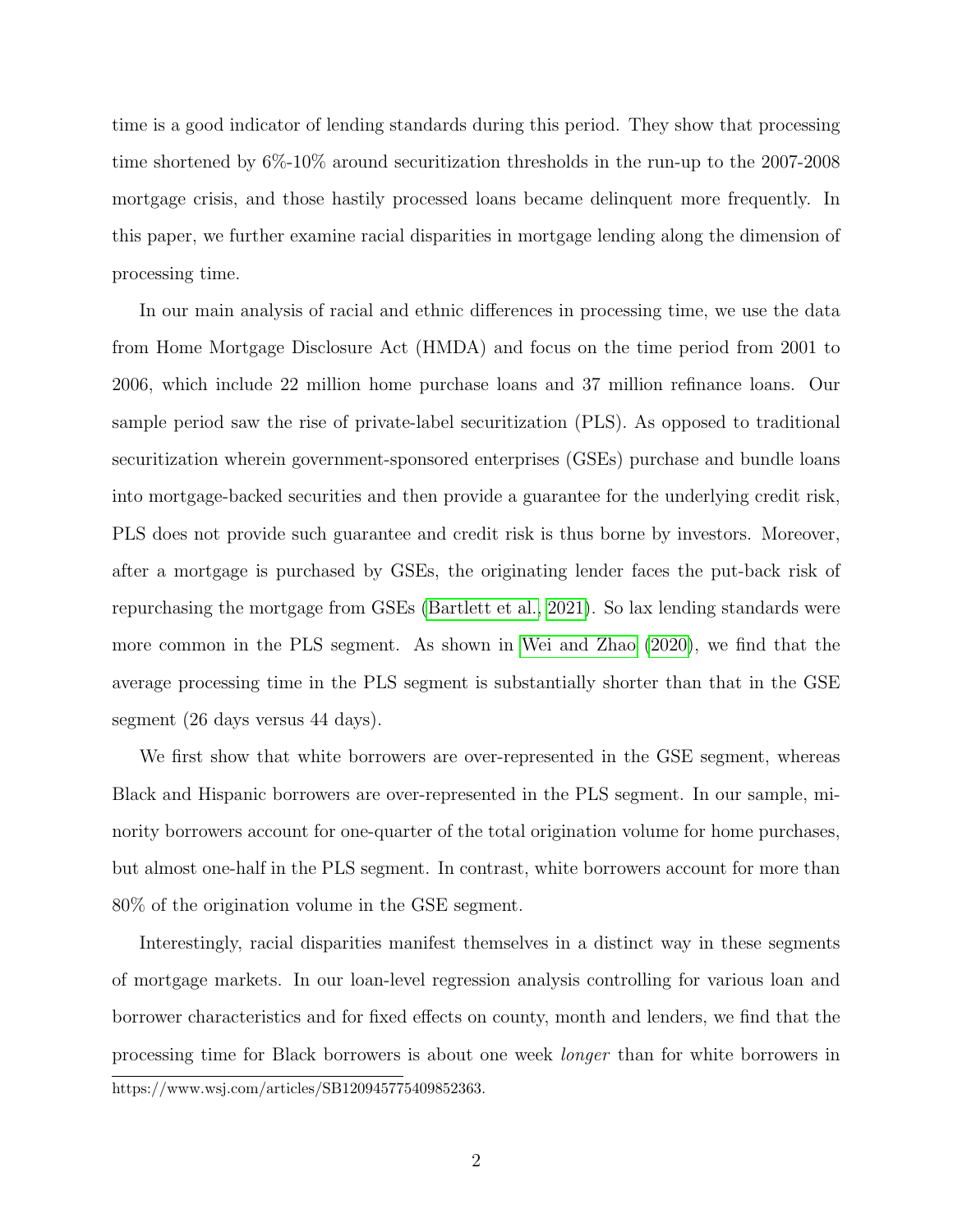time is a good indicator of lending standards during this period. They show that processing time shortened by 6%-10% around securitization thresholds in the run-up to the 2007-2008 mortgage crisis, and those hastily processed loans became delinquent more frequently. In this paper, we further examine racial disparities in mortgage lending along the dimension of processing time.

In our main analysis of racial and ethnic differences in processing time, we use the data from Home Mortgage Disclosure Act (HMDA) and focus on the time period from 2001 to 2006, which include 22 million home purchase loans and 37 million refinance loans. Our sample period saw the rise of private-label securitization (PLS). As opposed to traditional securitization wherein government-sponsored enterprises (GSEs) purchase and bundle loans into mortgage-backed securities and then provide a guarantee for the underlying credit risk, PLS does not provide such guarantee and credit risk is thus borne by investors. Moreover, after a mortgage is purchased by GSEs, the originating lender faces the put-back risk of repurchasing the mortgage from GSEs (Bartlett et al., 2021). So lax lending standards were more common in the PLS segment. As shown in Wei and Zhao (2020), we find that the average processing time in the PLS segment is substantially shorter than that in the GSE segment (26 days versus 44 days).

We first show that white borrowers are over-represented in the GSE segment, whereas Black and Hispanic borrowers are over-represented in the PLS segment. In our sample, minority borrowers account for one-quarter of the total origination volume for home purchases, but almost one-half in the PLS segment. In contrast, white borrowers account for more than 80% of the origination volume in the GSE segment.

Interestingly, racial disparities manifest themselves in a distinct way in these segments of mortgage markets. In our loan-level regression analysis controlling for various loan and borrower characteristics and for fixed effects on county, month and lenders, we find that the processing time for Black borrowers is about one week *longer* than for white borrowers in

https://www.wsj.com/articles/SB120945775409852363.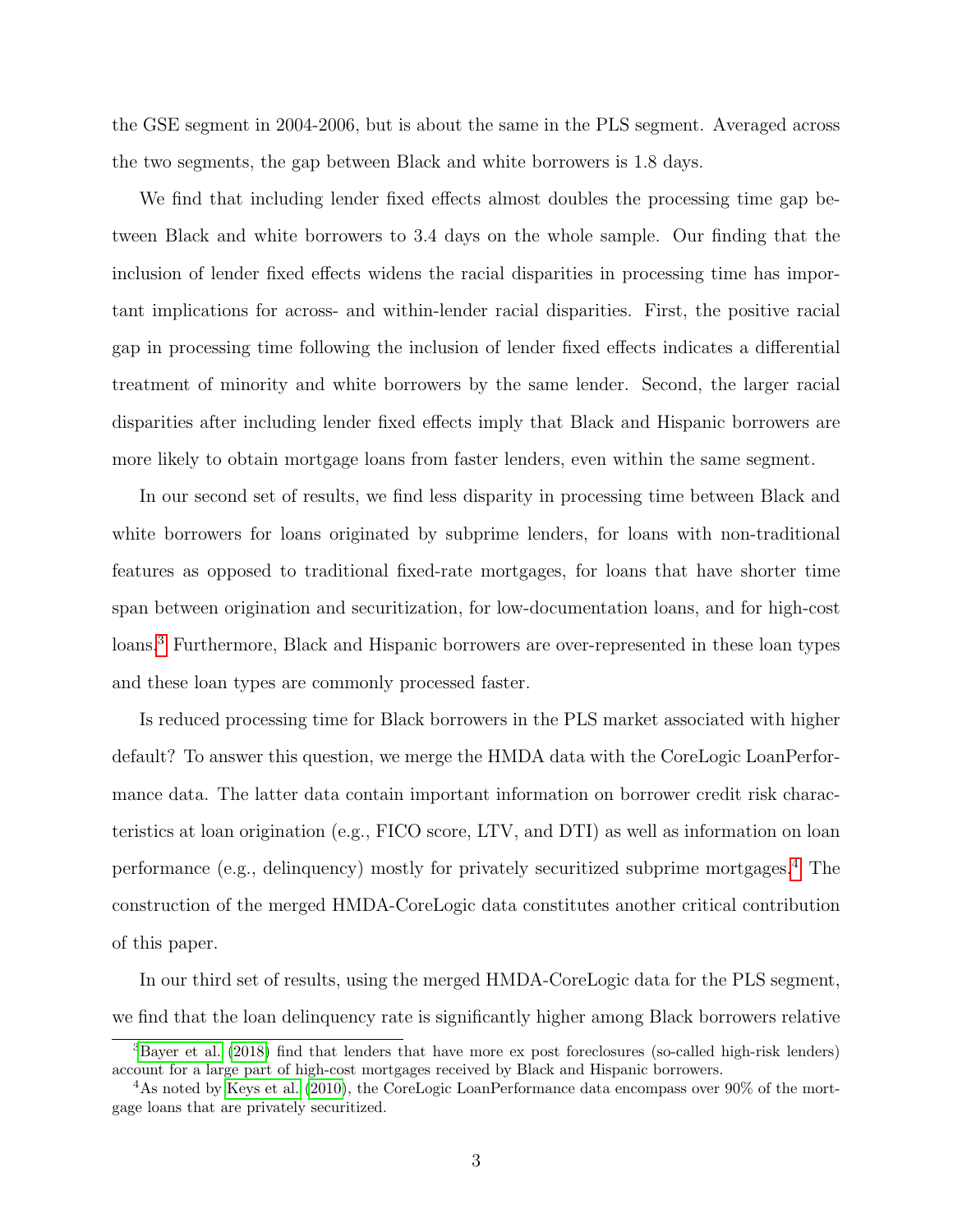the GSE segment in 2004-2006, but is about the same in the PLS segment. Averaged across the two segments, the gap between Black and white borrowers is 1.8 days.

We find that including lender fixed effects almost doubles the processing time gap between Black and white borrowers to 3.4 days on the whole sample. Our finding that the inclusion of lender fixed effects widens the racial disparities in processing time has important implications for across- and within-lender racial disparities. First, the positive racial gap in processing time following the inclusion of lender fixed effects indicates a differential treatment of minority and white borrowers by the same lender. Second, the larger racial disparities after including lender fixed effects imply that Black and Hispanic borrowers are more likely to obtain mortgage loans from faster lenders, even within the same segment.

In our second set of results, we find less disparity in processing time between Black and white borrowers for loans originated by subprime lenders, for loans with non-traditional features as opposed to traditional fixed-rate mortgages, for loans that have shorter time span between origination and securitization, for low-documentation loans, and for high-cost loans.[3] Furthermore, Black and Hispanic borrowers are over-represented in these loan types and these loan types are commonly processed faster.

Is reduced processing time for Black borrowers in the PLS market associated with higher default? To answer this question, we merge the HMDA data with the CoreLogic LoanPerformance data. The latter data contain important information on borrower credit risk characteristics at loan origination (e.g., FICO score, LTV, and DTI) as well as information on loan performance (e.g., delinquency) mostly for privately securitized subprime mortgages.[4] The construction of the merged HMDA-CoreLogic data constitutes another critical contribution of this paper.

In our third set of results, using the merged HMDA-CoreLogic data for the PLS segment, we find that the loan delinquency rate is significantly higher among Black borrowers relative

[3] Bayer et al. (2018) find that lenders that have more ex post foreclosures (so-called high-risk lenders) account for a large part of high-cost mortgages received by Black and Hispanic borrowers.

[4] As noted by Keys et al. (2010), the CoreLogic LoanPerformance data encompass over 90% of the mortgage loans that are privately securitized.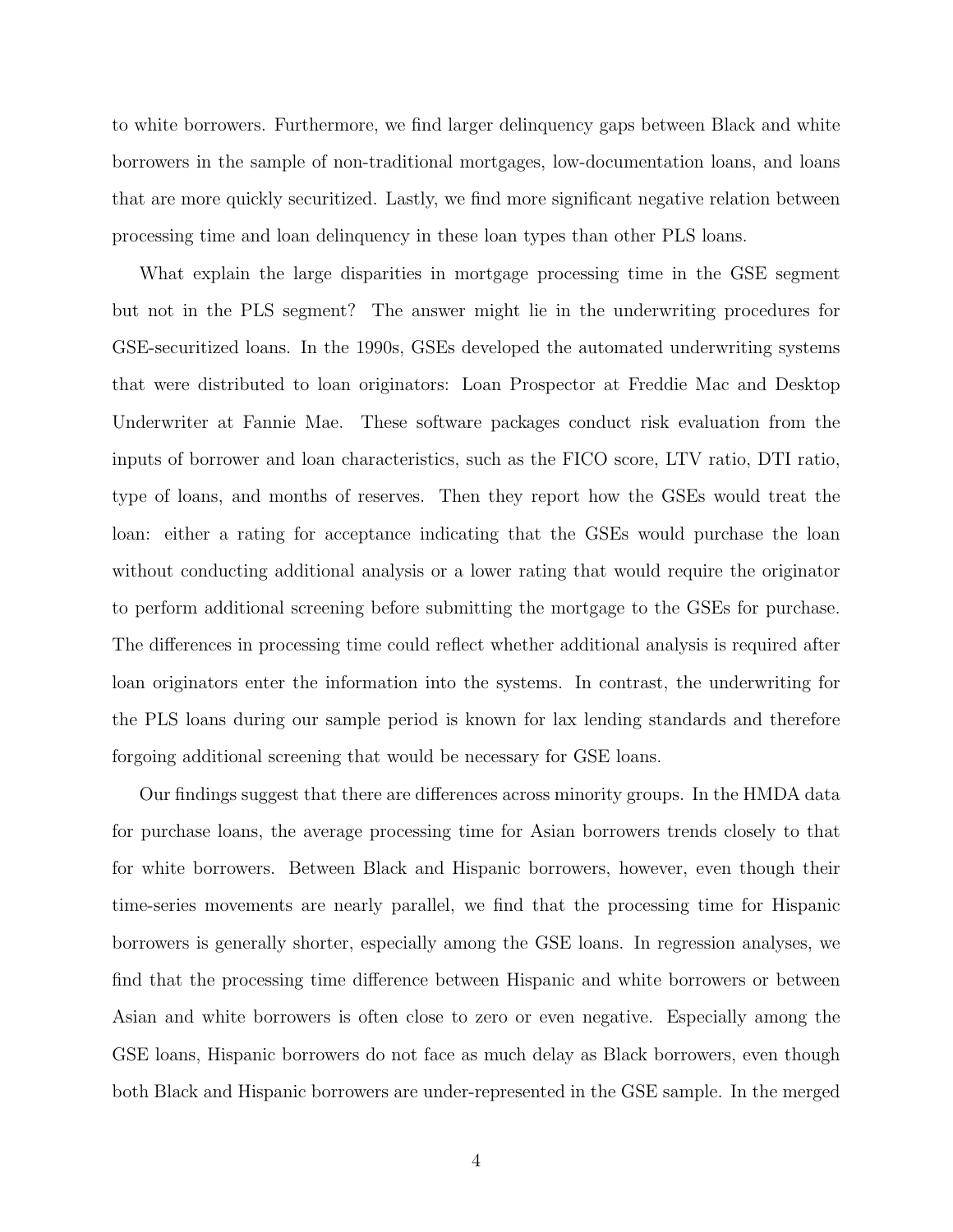to white borrowers. Furthermore, we find larger delinquency gaps between Black and white borrowers in the sample of non-traditional mortgages, low-documentation loans, and loans that are more quickly securitized. Lastly, we find more significant negative relation between processing time and loan delinquency in these loan types than other PLS loans.

What explain the large disparities in mortgage processing time in the GSE segment but not in the PLS segment? The answer might lie in the underwriting procedures for GSE-securitized loans. In the 1990s, GSEs developed the automated underwriting systems that were distributed to loan originators: Loan Prospector at Freddie Mac and Desktop Underwriter at Fannie Mae. These software packages conduct risk evaluation from the inputs of borrower and loan characteristics, such as the FICO score, LTV ratio, DTI ratio, type of loans, and months of reserves. Then they report how the GSEs would treat the loan: either a rating for acceptance indicating that the GSEs would purchase the loan without conducting additional analysis or a lower rating that would require the originator to perform additional screening before submitting the mortgage to the GSEs for purchase. The differences in processing time could reflect whether additional analysis is required after loan originators enter the information into the systems. In contrast, the underwriting for the PLS loans during our sample period is known for lax lending standards and therefore forgoing additional screening that would be necessary for GSE loans.

Our findings suggest that there are differences across minority groups. In the HMDA data for purchase loans, the average processing time for Asian borrowers trends closely to that for white borrowers. Between Black and Hispanic borrowers, however, even though their time-series movements are nearly parallel, we find that the processing time for Hispanic borrowers is generally shorter, especially among the GSE loans. In regression analyses, we find that the processing time difference between Hispanic and white borrowers or between Asian and white borrowers is often close to zero or even negative. Especially among the GSE loans, Hispanic borrowers do not face as much delay as Black borrowers, even though both Black and Hispanic borrowers are under-represented in the GSE sample. In the merged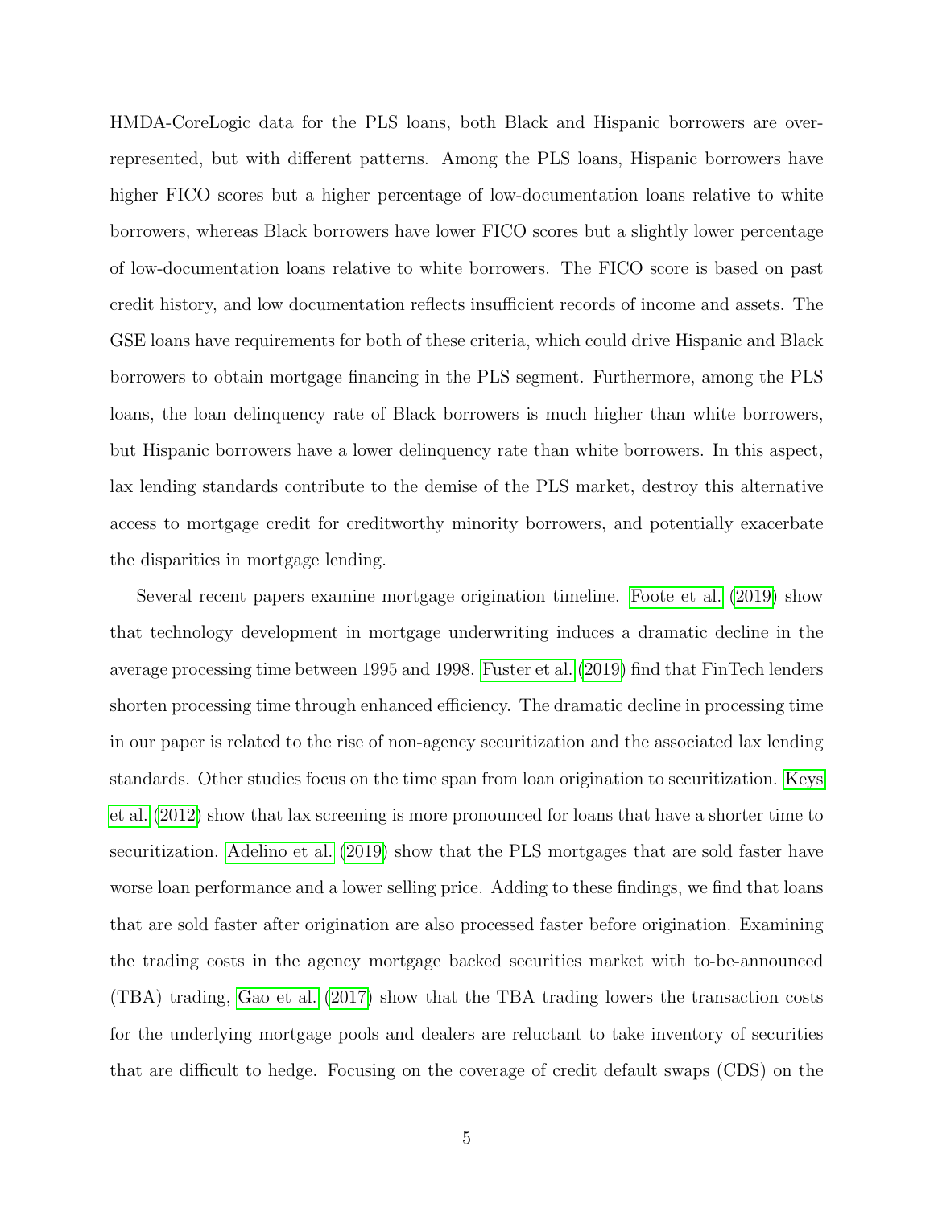HMDA-CoreLogic data for the PLS loans, both Black and Hispanic borrowers are over-represented, but with different patterns. Among the PLS loans, Hispanic borrowers have higher FICO scores but a higher percentage of low-documentation loans relative to white borrowers, whereas Black borrowers have lower FICO scores but a slightly lower percentage of low-documentation loans relative to white borrowers. The FICO score is based on past credit history, and low documentation reflects insufficient records of income and assets. The GSE loans have requirements for both of these criteria, which could drive Hispanic and Black borrowers to obtain mortgage financing in the PLS segment. Furthermore, among the PLS loans, the loan delinquency rate of Black borrowers is much higher than white borrowers, but Hispanic borrowers have a lower delinquency rate than white borrowers. In this aspect, lax lending standards contribute to the demise of the PLS market, destroy this alternative access to mortgage credit for creditworthy minority borrowers, and potentially exacerbate the disparities in mortgage lending.

Several recent papers examine mortgage origination timeline. Foote et al. (2019) show that technology development in mortgage underwriting induces a dramatic decline in the average processing time between 1995 and 1998. Fuster et al. (2019) find that FinTech lenders shorten processing time through enhanced efficiency. The dramatic decline in processing time in our paper is related to the rise of non-agency securitization and the associated lax lending standards. Other studies focus on the time span from loan origination to securitization. Keys et al. (2012) show that lax screening is more pronounced for loans that have a shorter time to securitization. Adelino et al. (2019) show that the PLS mortgages that are sold faster have worse loan performance and a lower selling price. Adding to these findings, we find that loans that are sold faster after origination are also processed faster before origination. Examining the trading costs in the agency mortgage backed securities market with to-be-announced (TBA) trading, Gao et al. (2017) show that the TBA trading lowers the transaction costs for the underlying mortgage pools and dealers are reluctant to take inventory of securities that are difficult to hedge. Focusing on the coverage of credit default swaps (CDS) on the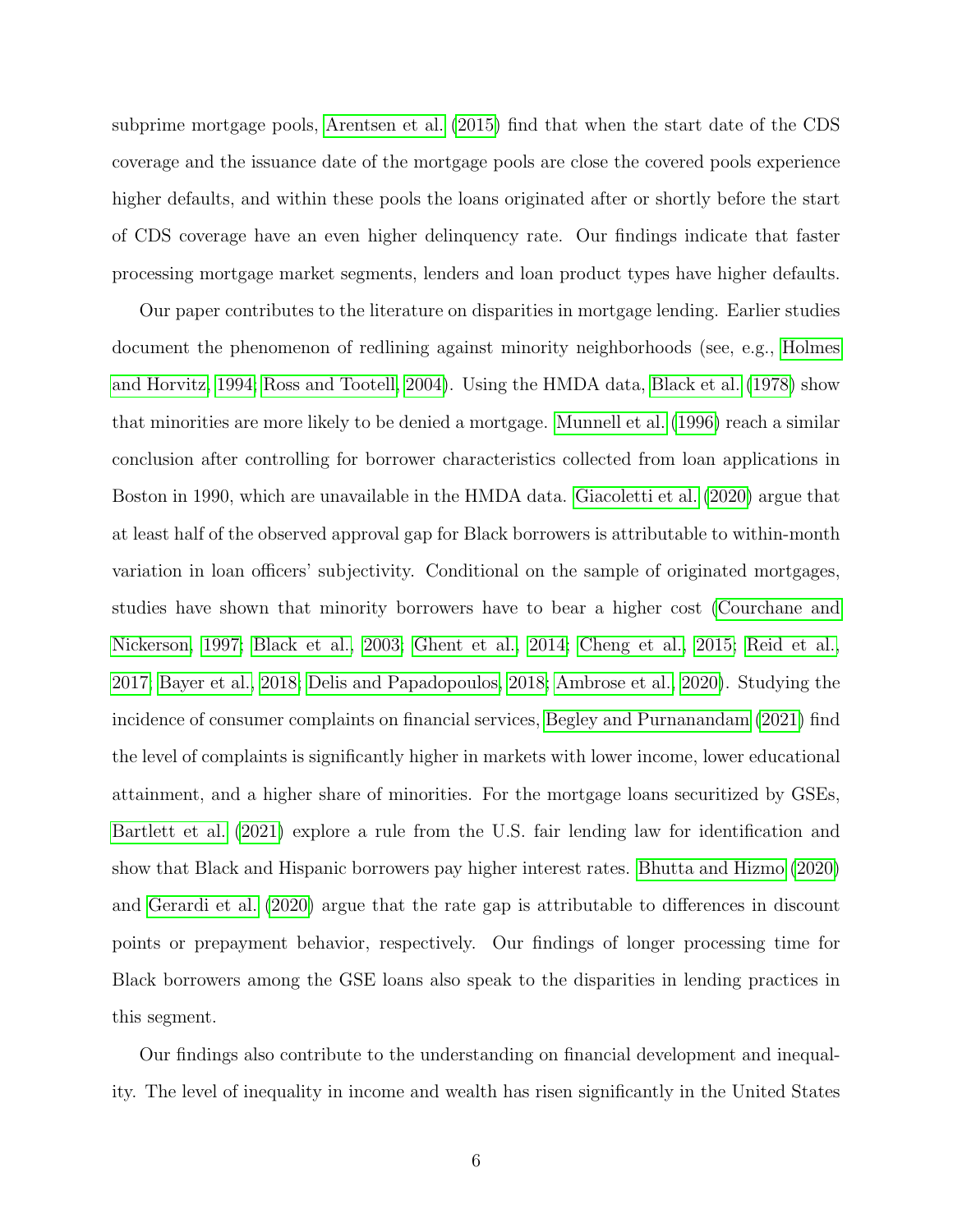subprime mortgage pools, Arentsen et al. (2015) find that when the start date of the CDS coverage and the issuance date of the mortgage pools are close the covered pools experience higher defaults, and within these pools the loans originated after or shortly before the start of CDS coverage have an even higher delinquency rate. Our findings indicate that faster processing mortgage market segments, lenders and loan product types have higher defaults.

Our paper contributes to the literature on disparities in mortgage lending. Earlier studies document the phenomenon of redlining against minority neighborhoods (see, e.g., Holmes and Horvitz, 1994; Ross and Tootell, 2004). Using the HMDA data, Black et al. (1978) show that minorities are more likely to be denied a mortgage. Munnell et al. (1996) reach a similar conclusion after controlling for borrower characteristics collected from loan applications in Boston in 1990, which are unavailable in the HMDA data. Giacoletti et al. (2020) argue that at least half of the observed approval gap for Black borrowers is attributable to within-month variation in loan officers' subjectivity. Conditional on the sample of originated mortgages, studies have shown that minority borrowers have to bear a higher cost (Courchane and Nickerson, 1997; Black et al., 2003; Ghent et al., 2014; Cheng et al., 2015; Reid et al., 2017; Bayer et al., 2018; Delis and Papadopoulos, 2018; Ambrose et al., 2020). Studying the incidence of consumer complaints on financial services, Begley and Purnanandam (2021) find the level of complaints is significantly higher in markets with lower income, lower educational attainment, and a higher share of minorities. For the mortgage loans securitized by GSEs, Bartlett et al. (2021) explore a rule from the U.S. fair lending law for identification and show that Black and Hispanic borrowers pay higher interest rates. Bhutta and Hizmo (2020) and Gerardi et al. (2020) argue that the rate gap is attributable to differences in discount points or prepayment behavior, respectively. Our findings of longer processing time for Black borrowers among the GSE loans also speak to the disparities in lending practices in this segment.

Our findings also contribute to the understanding on financial development and inequality. The level of inequality in income and wealth has risen significantly in the United States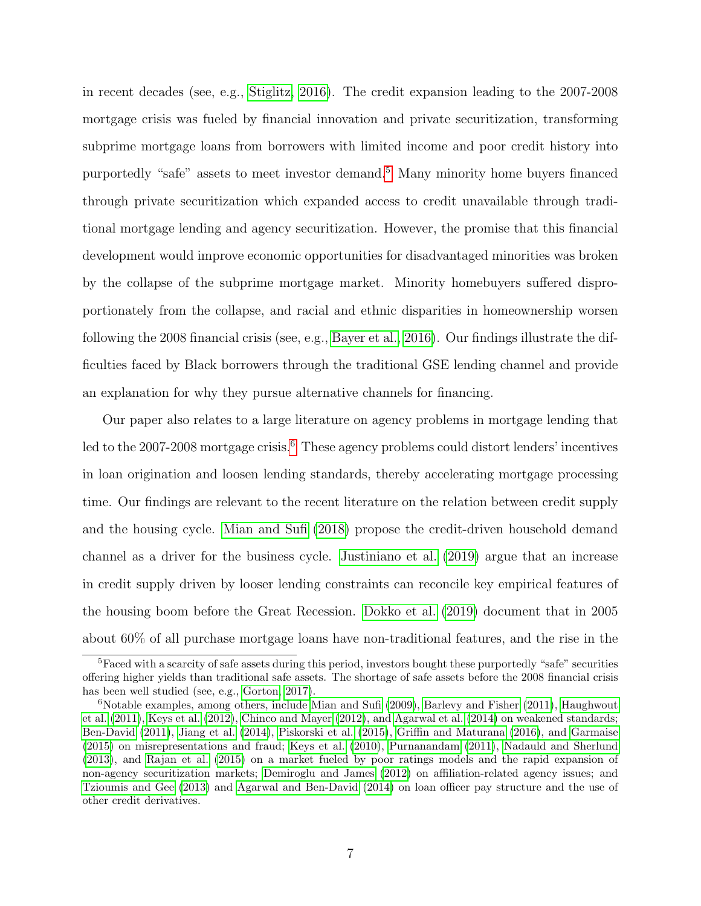in recent decades (see, e.g., Stiglitz, 2016). The credit expansion leading to the 2007-2008 mortgage crisis was fueled by financial innovation and private securitization, transforming subprime mortgage loans from borrowers with limited income and poor credit history into purportedly "safe" assets to meet investor demand.[5] Many minority home buyers financed through private securitization which expanded access to credit unavailable through traditional mortgage lending and agency securitization. However, the promise that this financial development would improve economic opportunities for disadvantaged minorities was broken by the collapse of the subprime mortgage market. Minority homebuyers suffered disproportionately from the collapse, and racial and ethnic disparities in homeownership worsen following the 2008 financial crisis (see, e.g., Bayer et al., 2016). Our findings illustrate the difficulties faced by Black borrowers through the traditional GSE lending channel and provide an explanation for why they pursue alternative channels for financing.

Our paper also relates to a large literature on agency problems in mortgage lending that led to the 2007-2008 mortgage crisis.[6] These agency problems could distort lenders' incentives in loan origination and loosen lending standards, thereby accelerating mortgage processing time. Our findings are relevant to the recent literature on the relation between credit supply and the housing cycle. Mian and Sufi (2018) propose the credit-driven household demand channel as a driver for the business cycle. Justiniano et al. (2019) argue that an increase in credit supply driven by looser lending constraints can reconcile key empirical features of the housing boom before the Great Recession. Dokko et al. (2019) document that in 2005 about 60% of all purchase mortgage loans have non-traditional features, and the rise in the

[5] Faced with a scarcity of safe assets during this period, investors bought these purportedly "safe" securities offering higher yields than traditional safe assets. The shortage of safe assets before the 2008 financial crisis has been well studied (see, e.g., Gorton, 2017).

[6] Notable examples, among others, include Mian and Sufi (2009), Barlevy and Fisher (2011), Haughwout et al. (2011), Keys et al. (2012), Chinco and Mayer (2012), and Agarwal et al. (2014) on weakened standards; Ben-David (2011), Jiang et al. (2014), Piskorski et al. (2015), Griffin and Maturana (2016), and Garmaise (2015) on misrepresentations and fraud; Keys et al. (2010), Purnanandam (2011), Nadauld and Sherlund (2013), and Rajan et al. (2015) on a market fueled by poor ratings models and the rapid expansion of non-agency securitization markets; Demiroglu and James (2012) on affiliation-related agency issues; and Tzioumis and Gee (2013) and Agarwal and Ben-David (2014) on loan officer pay structure and the use of other credit derivatives.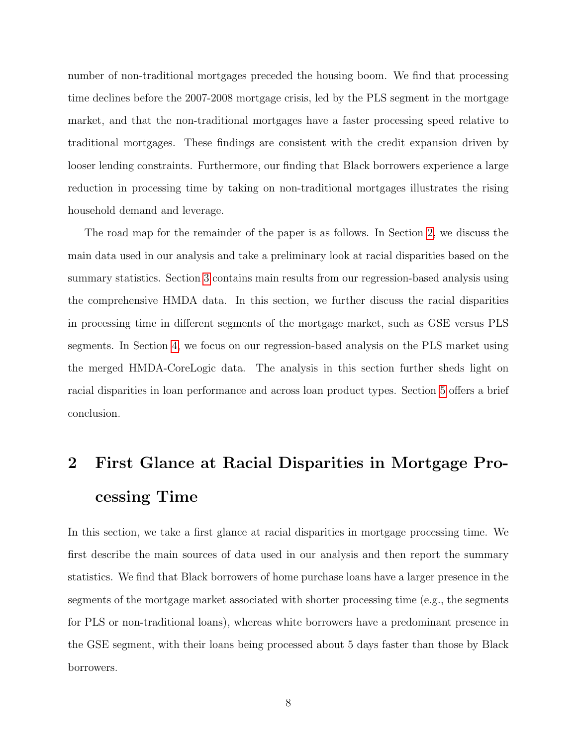number of non-traditional mortgages preceded the housing boom. We find that processing time declines before the 2007-2008 mortgage crisis, led by the PLS segment in the mortgage market, and that the non-traditional mortgages have a faster processing speed relative to traditional mortgages. These findings are consistent with the credit expansion driven by looser lending constraints. Furthermore, our finding that Black borrowers experience a large reduction in processing time by taking on non-traditional mortgages illustrates the rising household demand and leverage.

The road map for the remainder of the paper is as follows. In Section 2, we discuss the main data used in our analysis and take a preliminary look at racial disparities based on the summary statistics. Section 3 contains main results from our regression-based analysis using the comprehensive HMDA data. In this section, we further discuss the racial disparities in processing time in different segments of the mortgage market, such as GSE versus PLS segments. In Section 4, we focus on our regression-based analysis on the PLS market using the merged HMDA-CoreLogic data. The analysis in this section further sheds light on racial disparities in loan performance and across loan product types. Section 5 offers a brief conclusion.

# 2 First Glance at Racial Disparities in Mortgage Processing Time

In this section, we take a first glance at racial disparities in mortgage processing time. We first describe the main sources of data used in our analysis and then report the summary statistics. We find that Black borrowers of home purchase loans have a larger presence in the segments of the mortgage market associated with shorter processing time (e.g., the segments for PLS or non-traditional loans), whereas white borrowers have a predominant presence in the GSE segment, with their loans being processed about 5 days faster than those by Black borrowers.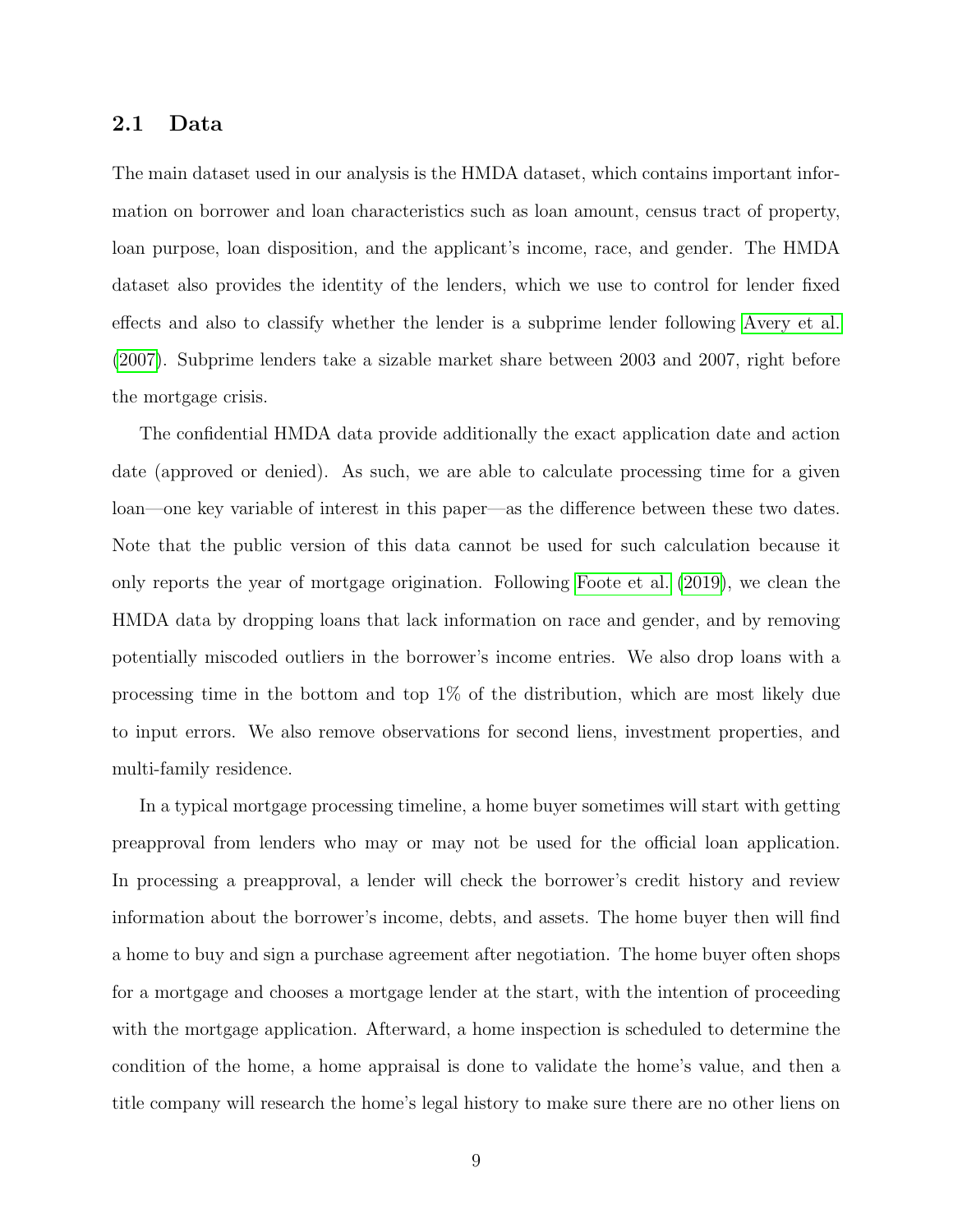## 2.1 Data

The main dataset used in our analysis is the HMDA dataset, which contains important information on borrower and loan characteristics such as loan amount, census tract of property, loan purpose, loan disposition, and the applicant's income, race, and gender. The HMDA dataset also provides the identity of the lenders, which we use to control for lender fixed effects and also to classify whether the lender is a subprime lender following Avery et al. (2007). Subprime lenders take a sizable market share between 2003 and 2007, right before the mortgage crisis.

The confidential HMDA data provide additionally the exact application date and action date (approved or denied). As such, we are able to calculate processing time for a given loan—one key variable of interest in this paper—as the difference between these two dates. Note that the public version of this data cannot be used for such calculation because it only reports the year of mortgage origination. Following Foote et al. (2019), we clean the HMDA data by dropping loans that lack information on race and gender, and by removing potentially miscoded outliers in the borrower's income entries. We also drop loans with a processing time in the bottom and top 1% of the distribution, which are most likely due to input errors. We also remove observations for second liens, investment properties, and multi-family residence.

In a typical mortgage processing timeline, a home buyer sometimes will start with getting preapproval from lenders who may or may not be used for the official loan application. In processing a preapproval, a lender will check the borrower's credit history and review information about the borrower's income, debts, and assets. The home buyer then will find a home to buy and sign a purchase agreement after negotiation. The home buyer often shops for a mortgage and chooses a mortgage lender at the start, with the intention of proceeding with the mortgage application. Afterward, a home inspection is scheduled to determine the condition of the home, a home appraisal is done to validate the home's value, and then a title company will research the home's legal history to make sure there are no other liens on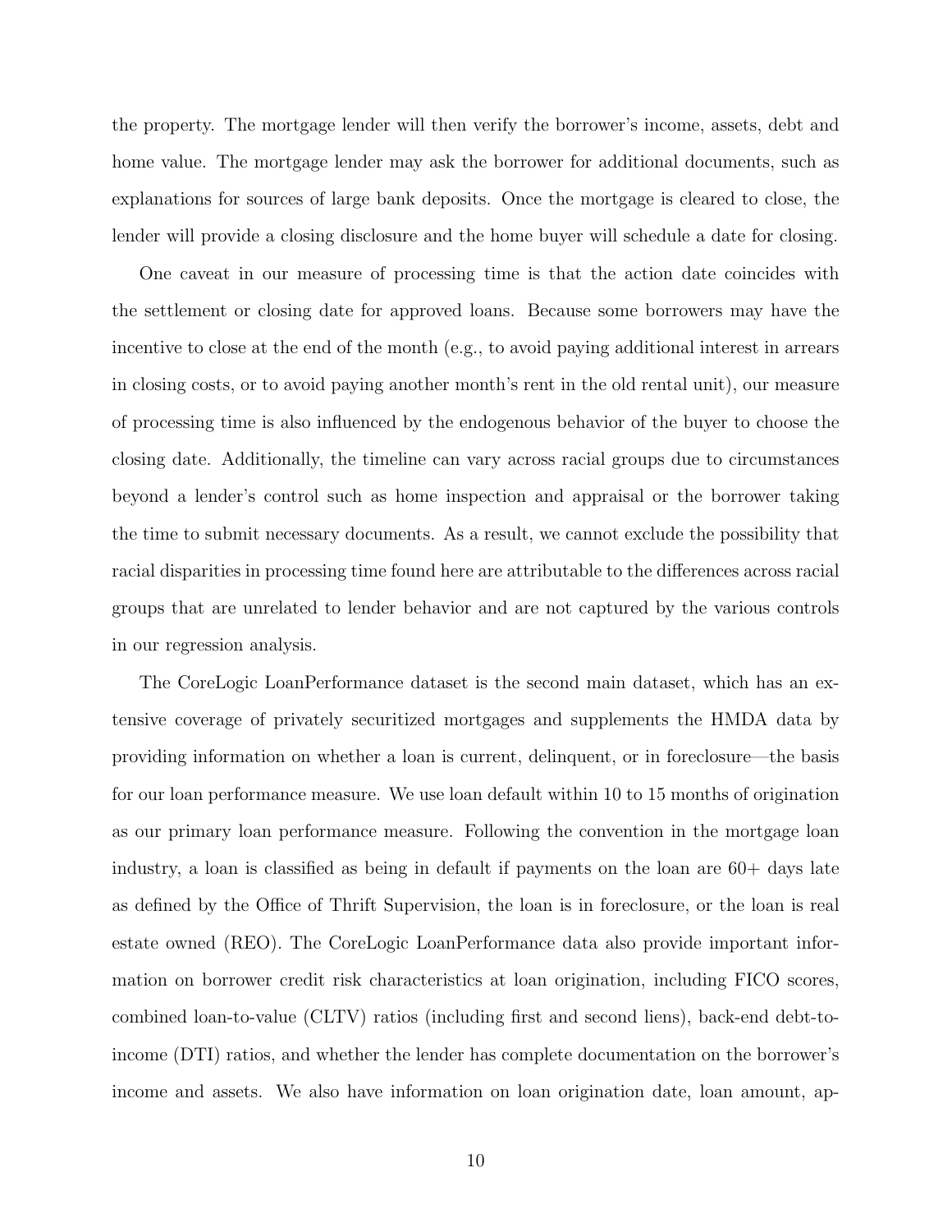the property. The mortgage lender will then verify the borrower's income, assets, debt and home value. The mortgage lender may ask the borrower for additional documents, such as explanations for sources of large bank deposits. Once the mortgage is cleared to close, the lender will provide a closing disclosure and the home buyer will schedule a date for closing.

One caveat in our measure of processing time is that the action date coincides with the settlement or closing date for approved loans. Because some borrowers may have the incentive to close at the end of the month (e.g., to avoid paying additional interest in arrears in closing costs, or to avoid paying another month's rent in the old rental unit), our measure of processing time is also influenced by the endogenous behavior of the buyer to choose the closing date. Additionally, the timeline can vary across racial groups due to circumstances beyond a lender's control such as home inspection and appraisal or the borrower taking the time to submit necessary documents. As a result, we cannot exclude the possibility that racial disparities in processing time found here are attributable to the differences across racial groups that are unrelated to lender behavior and are not captured by the various controls in our regression analysis.

The CoreLogic LoanPerformance dataset is the second main dataset, which has an extensive coverage of privately securitized mortgages and supplements the HMDA data by providing information on whether a loan is current, delinquent, or in foreclosure—the basis for our loan performance measure. We use loan default within 10 to 15 months of origination as our primary loan performance measure. Following the convention in the mortgage loan industry, a loan is classified as being in default if payments on the loan are 60+ days late as defined by the Office of Thrift Supervision, the loan is in foreclosure, or the loan is real estate owned (REO). The CoreLogic LoanPerformance data also provide important information on borrower credit risk characteristics at loan origination, including FICO scores, combined loan-to-value (CLTV) ratios (including first and second liens), back-end debt-to-income (DTI) ratios, and whether the lender has complete documentation on the borrower's income and assets. We also have information on loan origination date, loan amount, ap-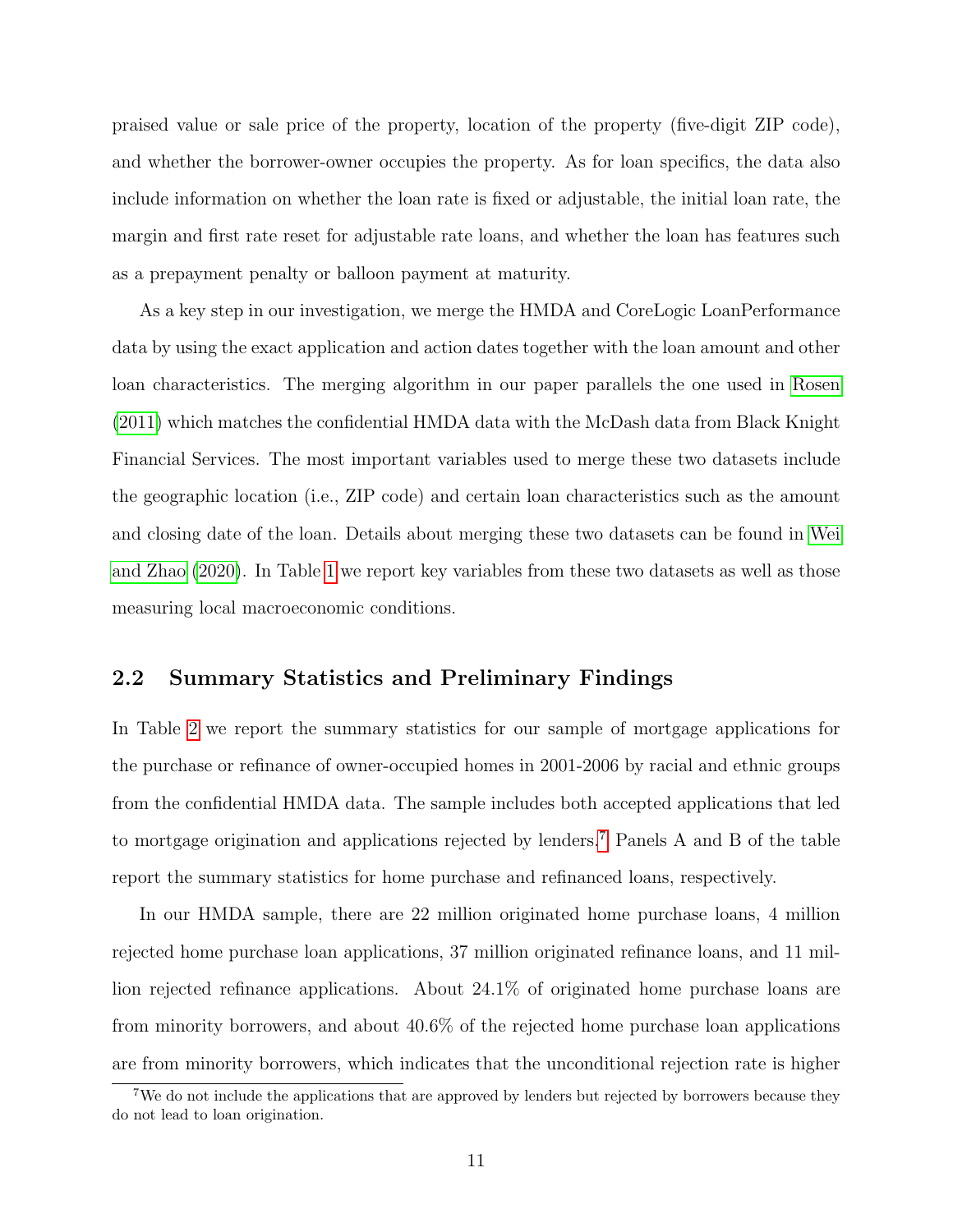praised value or sale price of the property, location of the property (five-digit ZIP code), and whether the borrower-owner occupies the property. As for loan specifics, the data also include information on whether the loan rate is fixed or adjustable, the initial loan rate, the margin and first rate reset for adjustable rate loans, and whether the loan has features such as a prepayment penalty or balloon payment at maturity.

As a key step in our investigation, we merge the HMDA and CoreLogic LoanPerformance data by using the exact application and action dates together with the loan amount and other loan characteristics. The merging algorithm in our paper parallels the one used in Rosen (2011) which matches the confidential HMDA data with the McDash data from Black Knight Financial Services. The most important variables used to merge these two datasets include the geographic location (i.e., ZIP code) and certain loan characteristics such as the amount and closing date of the loan. Details about merging these two datasets can be found in Wei and Zhao (2020). In Table 1 we report key variables from these two datasets as well as those measuring local macroeconomic conditions.

## 2.2 Summary Statistics and Preliminary Findings

In Table 2 we report the summary statistics for our sample of mortgage applications for the purchase or refinance of owner-occupied homes in 2001-2006 by racial and ethnic groups from the confidential HMDA data. The sample includes both accepted applications that led to mortgage origination and applications rejected by lenders.[7] Panels A and B of the table report the summary statistics for home purchase and refinanced loans, respectively.

In our HMDA sample, there are 22 million originated home purchase loans, 4 million rejected home purchase loan applications, 37 million originated refinance loans, and 11 million rejected refinance applications. About 24.1% of originated home purchase loans are from minority borrowers, and about 40.6% of the rejected home purchase loan applications are from minority borrowers, which indicates that the unconditional rejection rate is higher

[7] We do not include the applications that are approved by lenders but rejected by borrowers because they do not lead to loan origination.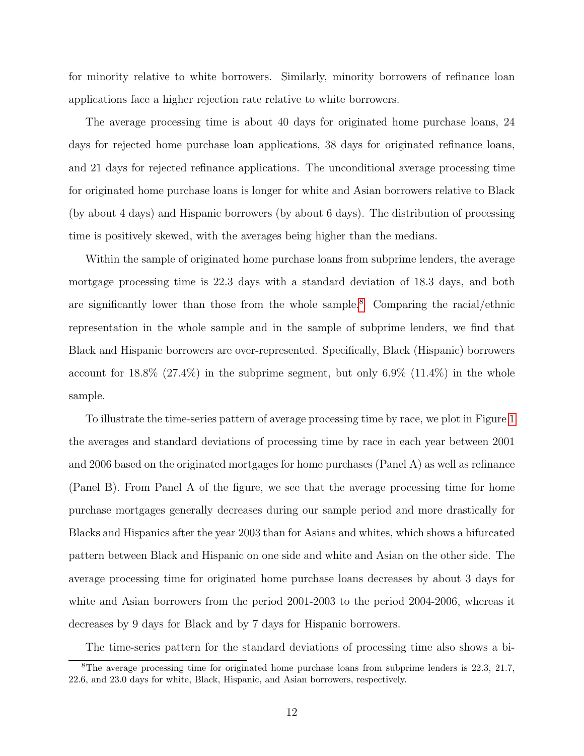for minority relative to white borrowers. Similarly, minority borrowers of refinance loan applications face a higher rejection rate relative to white borrowers.

The average processing time is about 40 days for originated home purchase loans, 24 days for rejected home purchase loan applications, 38 days for originated refinance loans, and 21 days for rejected refinance applications. The unconditional average processing time for originated home purchase loans is longer for white and Asian borrowers relative to Black (by about 4 days) and Hispanic borrowers (by about 6 days). The distribution of processing time is positively skewed, with the averages being higher than the medians.

Within the sample of originated home purchase loans from subprime lenders, the average mortgage processing time is 22.3 days with a standard deviation of 18.3 days, and both are significantly lower than those from the whole sample.[8] Comparing the racial/ethnic representation in the whole sample and in the sample of subprime lenders, we find that Black and Hispanic borrowers are over-represented. Specifically, Black (Hispanic) borrowers account for 18.8% (27.4%) in the subprime segment, but only 6.9% (11.4%) in the whole sample.

To illustrate the time-series pattern of average processing time by race, we plot in Figure 1 the averages and standard deviations of processing time by race in each year between 2001 and 2006 based on the originated mortgages for home purchases (Panel A) as well as refinance (Panel B). From Panel A of the figure, we see that the average processing time for home purchase mortgages generally decreases during our sample period and more drastically for Blacks and Hispanics after the year 2003 than for Asians and whites, which shows a bifurcated pattern between Black and Hispanic on one side and white and Asian on the other side. The average processing time for originated home purchase loans decreases by about 3 days for white and Asian borrowers from the period 2001-2003 to the period 2004-2006, whereas it decreases by 9 days for Black and by 7 days for Hispanic borrowers.

The time-series pattern for the standard deviations of processing time also shows a bi-

[8] The average processing time for originated home purchase loans from subprime lenders is 22.3, 21.7, 22.6, and 23.0 days for white, Black, Hispanic, and Asian borrowers, respectively.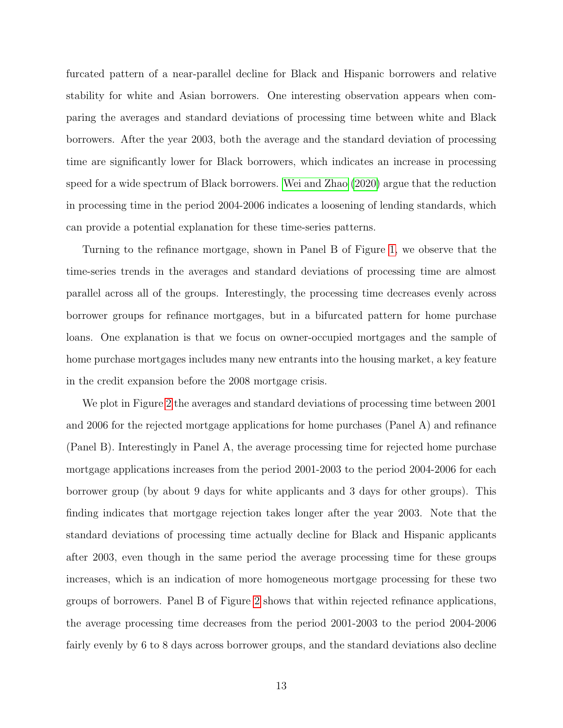furcated pattern of a near-parallel decline for Black and Hispanic borrowers and relative stability for white and Asian borrowers. One interesting observation appears when comparing the averages and standard deviations of processing time between white and Black borrowers. After the year 2003, both the average and the standard deviation of processing time are significantly lower for Black borrowers, which indicates an increase in processing speed for a wide spectrum of Black borrowers. Wei and Zhao (2020) argue that the reduction in processing time in the period 2004-2006 indicates a loosening of lending standards, which can provide a potential explanation for these time-series patterns.

Turning to the refinance mortgage, shown in Panel B of Figure 1, we observe that the time-series trends in the averages and standard deviations of processing time are almost parallel across all of the groups. Interestingly, the processing time decreases evenly across borrower groups for refinance mortgages, but in a bifurcated pattern for home purchase loans. One explanation is that we focus on owner-occupied mortgages and the sample of home purchase mortgages includes many new entrants into the housing market, a key feature in the credit expansion before the 2008 mortgage crisis.

We plot in Figure 2 the averages and standard deviations of processing time between 2001 and 2006 for the rejected mortgage applications for home purchases (Panel A) and refinance (Panel B). Interestingly in Panel A, the average processing time for rejected home purchase mortgage applications increases from the period 2001-2003 to the period 2004-2006 for each borrower group (by about 9 days for white applicants and 3 days for other groups). This finding indicates that mortgage rejection takes longer after the year 2003. Note that the standard deviations of processing time actually decline for Black and Hispanic applicants after 2003, even though in the same period the average processing time for these groups increases, which is an indication of more homogeneous mortgage processing for these two groups of borrowers. Panel B of Figure 2 shows that within rejected refinance applications, the average processing time decreases from the period 2001-2003 to the period 2004-2006 fairly evenly by 6 to 8 days across borrower groups, and the standard deviations also decline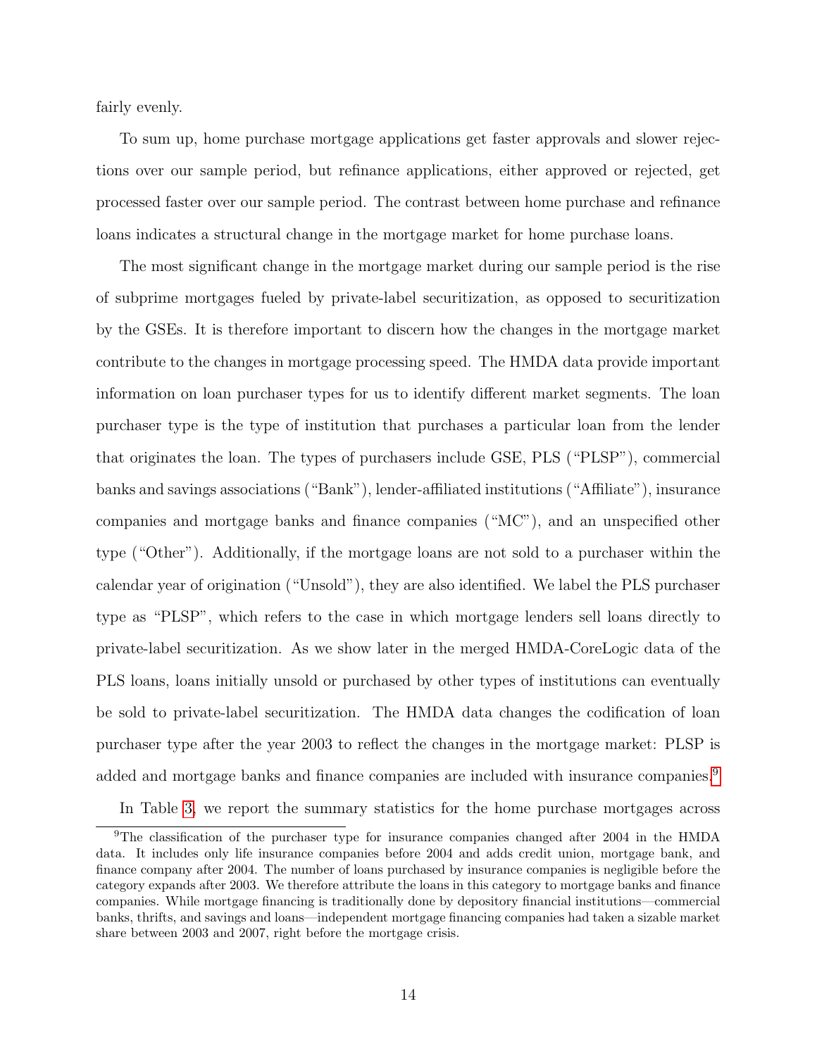fairly evenly.

To sum up, home purchase mortgage applications get faster approvals and slower rejections over our sample period, but refinance applications, either approved or rejected, get processed faster over our sample period. The contrast between home purchase and refinance loans indicates a structural change in the mortgage market for home purchase loans.

The most significant change in the mortgage market during our sample period is the rise of subprime mortgages fueled by private-label securitization, as opposed to securitization by the GSEs. It is therefore important to discern how the changes in the mortgage market contribute to the changes in mortgage processing speed. The HMDA data provide important information on loan purchaser types for us to identify different market segments. The loan purchaser type is the type of institution that purchases a particular loan from the lender that originates the loan. The types of purchasers include GSE, PLS ("PLSP"), commercial banks and savings associations ("Bank"), lender-affiliated institutions ("Affiliate"), insurance companies and mortgage banks and finance companies ("MC"), and an unspecified other type ("Other"). Additionally, if the mortgage loans are not sold to a purchaser within the calendar year of origination ("Unsold"), they are also identified. We label the PLS purchaser type as "PLSP", which refers to the case in which mortgage lenders sell loans directly to private-label securitization. As we show later in the merged HMDA-CoreLogic data of the PLS loans, loans initially unsold or purchased by other types of institutions can eventually be sold to private-label securitization. The HMDA data changes the codification of loan purchaser type after the year 2003 to reflect the changes in the mortgage market: PLSP is added and mortgage banks and finance companies are included with insurance companies.[9]

In Table 3, we report the summary statistics for the home purchase mortgages across

[9]The classification of the purchaser type for insurance companies changed after 2004 in the HMDA data. It includes only life insurance companies before 2004 and adds credit union, mortgage bank, and finance company after 2004. The number of loans purchased by insurance companies is negligible before the category expands after 2003. We therefore attribute the loans in this category to mortgage banks and finance companies. While mortgage financing is traditionally done by depository financial institutions—commercial banks, thrifts, and savings and loans—independent mortgage financing companies had taken a sizable market share between 2003 and 2007, right before the mortgage crisis.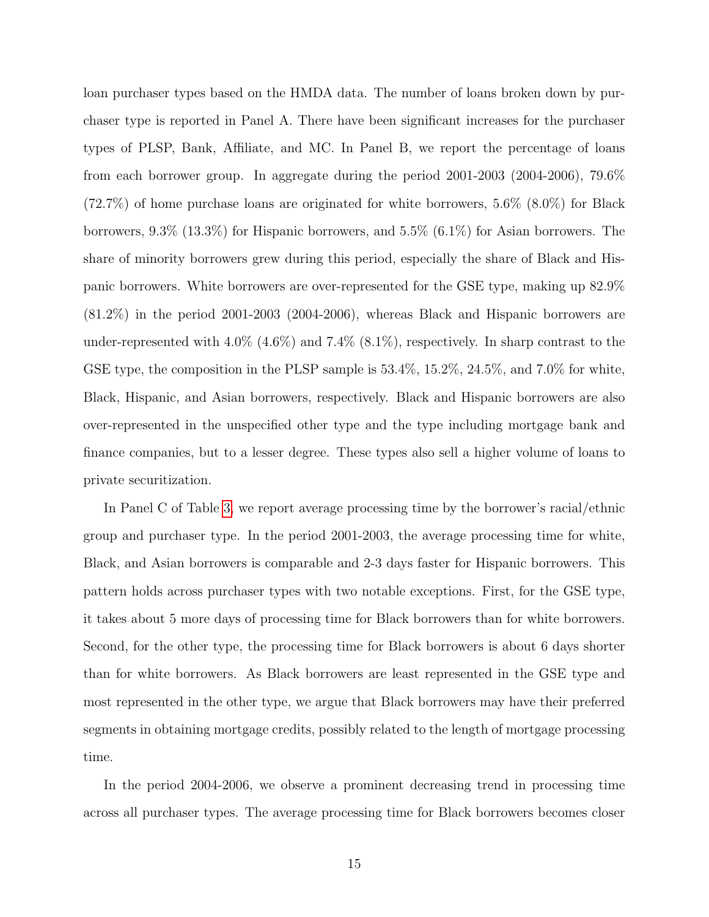loan purchaser types based on the HMDA data. The number of loans broken down by purchaser type is reported in Panel A. There have been significant increases for the purchaser types of PLSP, Bank, Affiliate, and MC. In Panel B, we report the percentage of loans from each borrower group. In aggregate during the period 2001-2003 (2004-2006), 79.6% (72.7%) of home purchase loans are originated for white borrowers, 5.6% (8.0%) for Black borrowers, 9.3% (13.3%) for Hispanic borrowers, and 5.5% (6.1%) for Asian borrowers. The share of minority borrowers grew during this period, especially the share of Black and Hispanic borrowers. White borrowers are over-represented for the GSE type, making up 82.9% (81.2%) in the period 2001-2003 (2004-2006), whereas Black and Hispanic borrowers are under-represented with 4.0% (4.6%) and 7.4% (8.1%), respectively. In sharp contrast to the GSE type, the composition in the PLSP sample is 53.4%, 15.2%, 24.5%, and 7.0% for white, Black, Hispanic, and Asian borrowers, respectively. Black and Hispanic borrowers are also over-represented in the unspecified other type and the type including mortgage bank and finance companies, but to a lesser degree. These types also sell a higher volume of loans to private securitization.

In Panel C of Table 3, we report average processing time by the borrower's racial/ethnic group and purchaser type. In the period 2001-2003, the average processing time for white, Black, and Asian borrowers is comparable and 2-3 days faster for Hispanic borrowers. This pattern holds across purchaser types with two notable exceptions. First, for the GSE type, it takes about 5 more days of processing time for Black borrowers than for white borrowers. Second, for the other type, the processing time for Black borrowers is about 6 days shorter than for white borrowers. As Black borrowers are least represented in the GSE type and most represented in the other type, we argue that Black borrowers may have their preferred segments in obtaining mortgage credits, possibly related to the length of mortgage processing time.

In the period 2004-2006, we observe a prominent decreasing trend in processing time across all purchaser types. The average processing time for Black borrowers becomes closer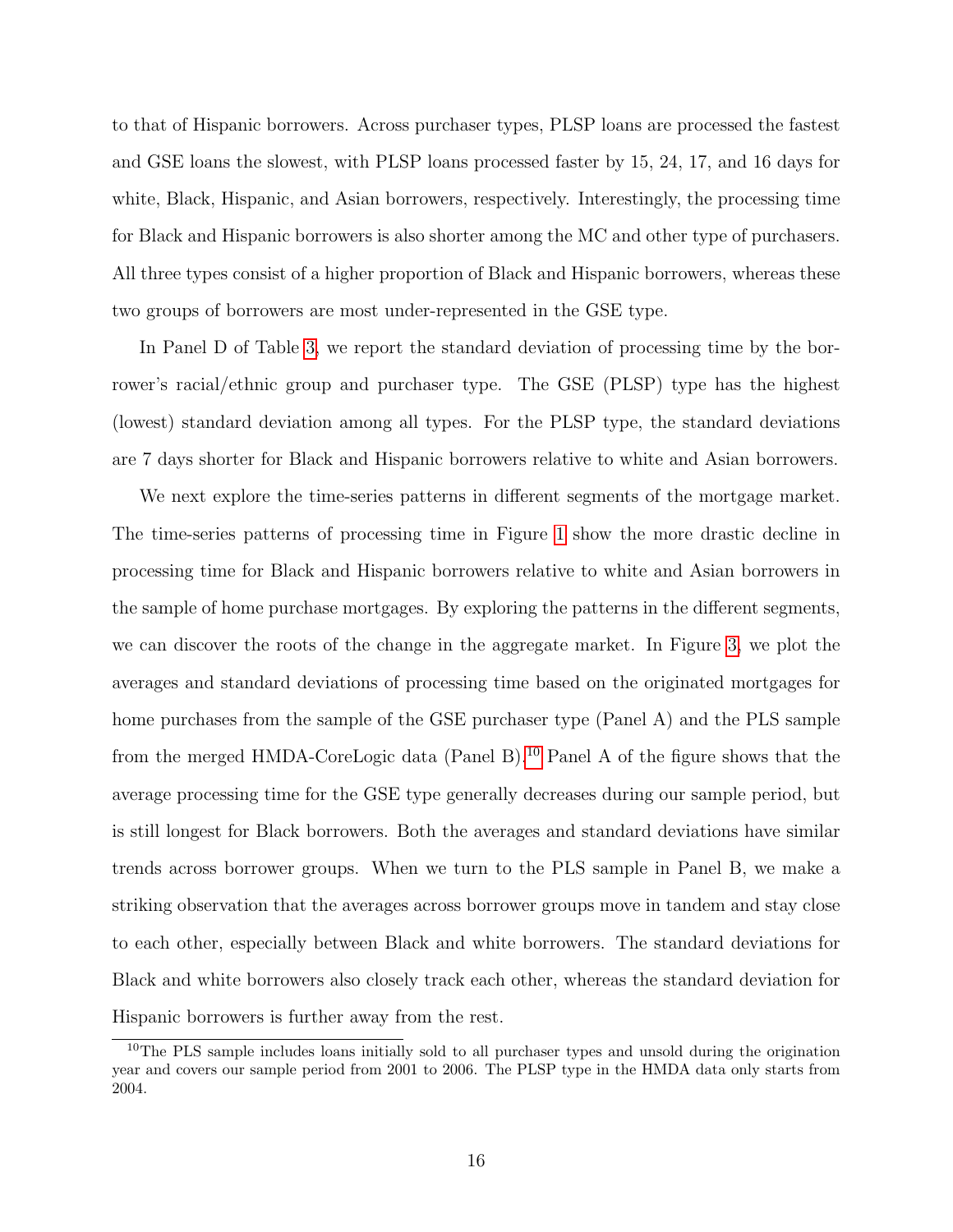to that of Hispanic borrowers. Across purchaser types, PLSP loans are processed the fastest and GSE loans the slowest, with PLSP loans processed faster by 15, 24, 17, and 16 days for white, Black, Hispanic, and Asian borrowers, respectively. Interestingly, the processing time for Black and Hispanic borrowers is also shorter among the MC and other type of purchasers. All three types consist of a higher proportion of Black and Hispanic borrowers, whereas these two groups of borrowers are most under-represented in the GSE type.

In Panel D of Table 3, we report the standard deviation of processing time by the borrower's racial/ethnic group and purchaser type. The GSE (PLSP) type has the highest (lowest) standard deviation among all types. For the PLSP type, the standard deviations are 7 days shorter for Black and Hispanic borrowers relative to white and Asian borrowers.

We next explore the time-series patterns in different segments of the mortgage market. The time-series patterns of processing time in Figure 1 show the more drastic decline in processing time for Black and Hispanic borrowers relative to white and Asian borrowers in the sample of home purchase mortgages. By exploring the patterns in the different segments, we can discover the roots of the change in the aggregate market. In Figure 3, we plot the averages and standard deviations of processing time based on the originated mortgages for home purchases from the sample of the GSE purchaser type (Panel A) and the PLS sample from the merged HMDA-CoreLogic data (Panel B).[10] Panel A of the figure shows that the average processing time for the GSE type generally decreases during our sample period, but is still longest for Black borrowers. Both the averages and standard deviations have similar trends across borrower groups. When we turn to the PLS sample in Panel B, we make a striking observation that the averages across borrower groups move in tandem and stay close to each other, especially between Black and white borrowers. The standard deviations for Black and white borrowers also closely track each other, whereas the standard deviation for Hispanic borrowers is further away from the rest.

[10] The PLS sample includes loans initially sold to all purchaser types and unsold during the origination year and covers our sample period from 2001 to 2006. The PLSP type in the HMDA data only starts from 2004.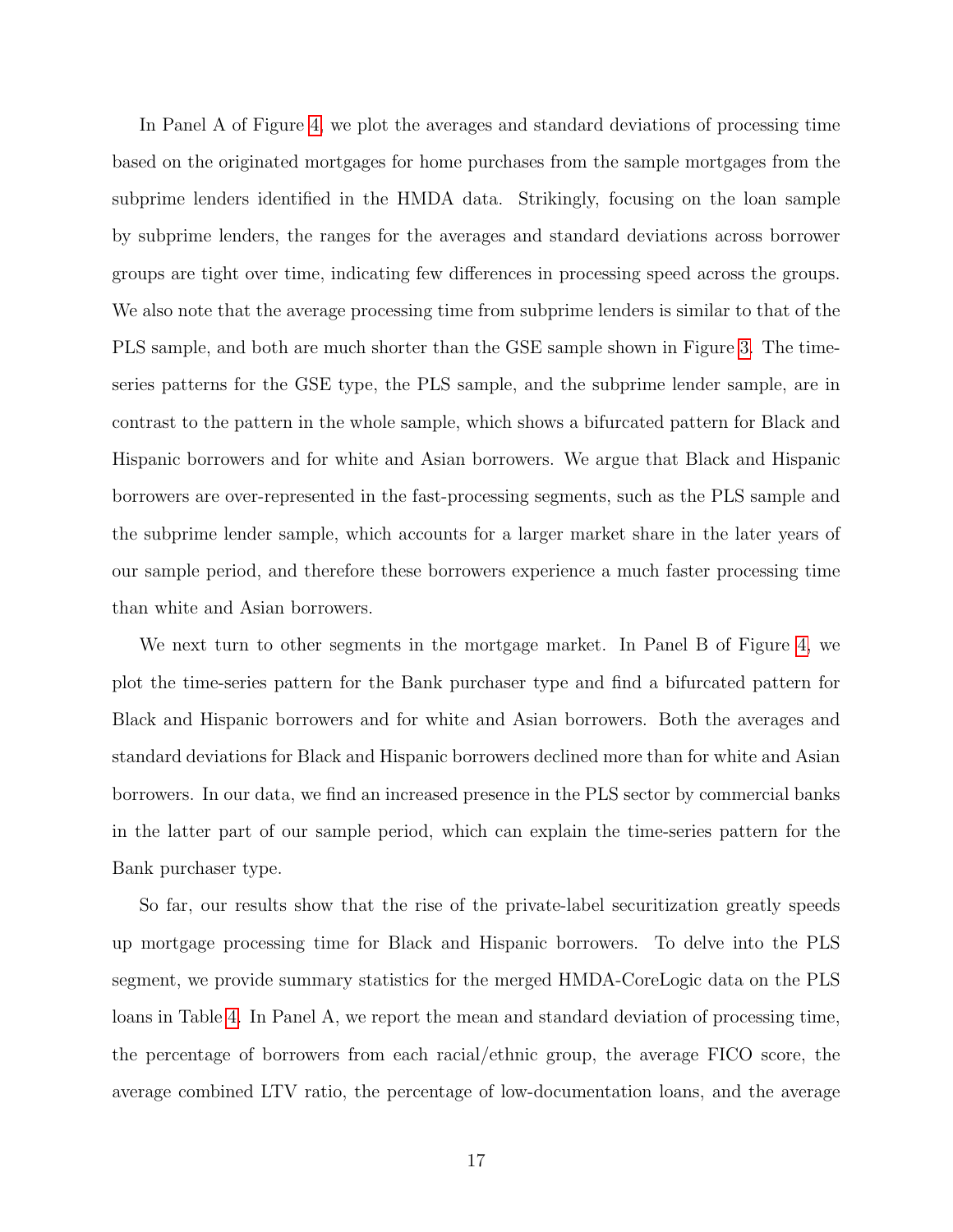In Panel A of Figure 4, we plot the averages and standard deviations of processing time based on the originated mortgages for home purchases from the sample mortgages from the subprime lenders identified in the HMDA data. Strikingly, focusing on the loan sample by subprime lenders, the ranges for the averages and standard deviations across borrower groups are tight over time, indicating few differences in processing speed across the groups. We also note that the average processing time from subprime lenders is similar to that of the PLS sample, and both are much shorter than the GSE sample shown in Figure 3. The time-series patterns for the GSE type, the PLS sample, and the subprime lender sample, are in contrast to the pattern in the whole sample, which shows a bifurcated pattern for Black and Hispanic borrowers and for white and Asian borrowers. We argue that Black and Hispanic borrowers are over-represented in the fast-processing segments, such as the PLS sample and the subprime lender sample, which accounts for a larger market share in the later years of our sample period, and therefore these borrowers experience a much faster processing time than white and Asian borrowers.

We next turn to other segments in the mortgage market. In Panel B of Figure 4, we plot the time-series pattern for the Bank purchaser type and find a bifurcated pattern for Black and Hispanic borrowers and for white and Asian borrowers. Both the averages and standard deviations for Black and Hispanic borrowers declined more than for white and Asian borrowers. In our data, we find an increased presence in the PLS sector by commercial banks in the latter part of our sample period, which can explain the time-series pattern for the Bank purchaser type.

So far, our results show that the rise of the private-label securitization greatly speeds up mortgage processing time for Black and Hispanic borrowers. To delve into the PLS segment, we provide summary statistics for the merged HMDA-CoreLogic data on the PLS loans in Table 4. In Panel A, we report the mean and standard deviation of processing time, the percentage of borrowers from each racial/ethnic group, the average FICO score, the average combined LTV ratio, the percentage of low-documentation loans, and the average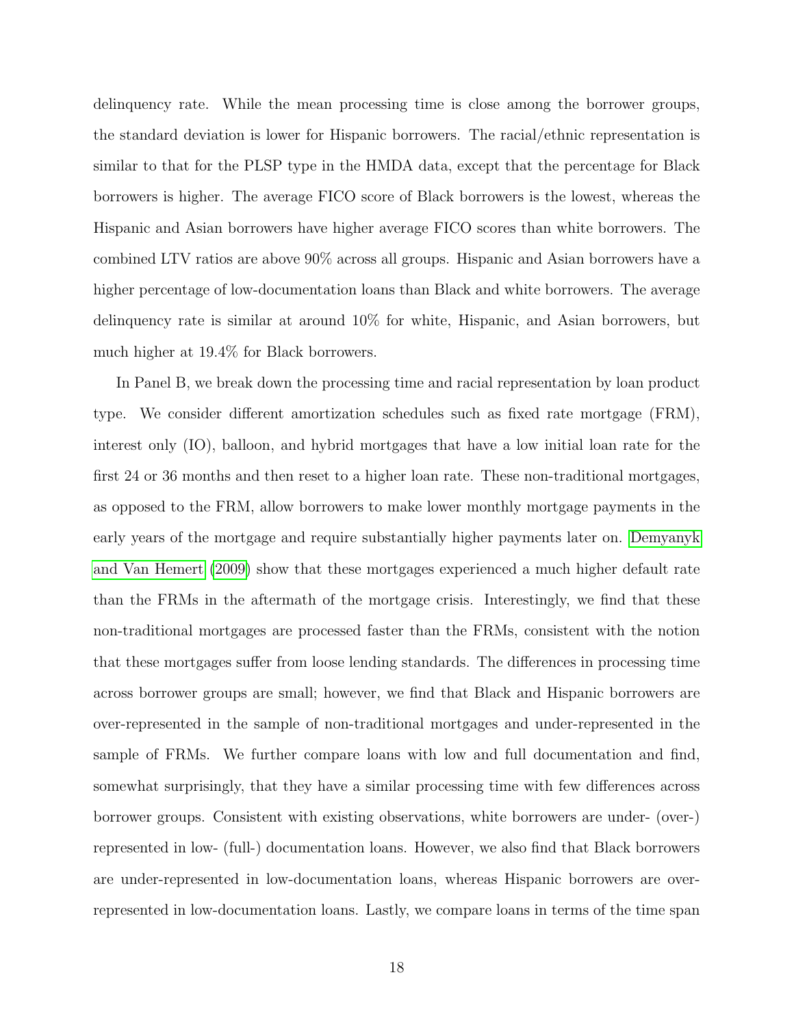delinquency rate. While the mean processing time is close among the borrower groups, the standard deviation is lower for Hispanic borrowers. The racial/ethnic representation is similar to that for the PLSP type in the HMDA data, except that the percentage for Black borrowers is higher. The average FICO score of Black borrowers is the lowest, whereas the Hispanic and Asian borrowers have higher average FICO scores than white borrowers. The combined LTV ratios are above 90% across all groups. Hispanic and Asian borrowers have a higher percentage of low-documentation loans than Black and white borrowers. The average delinquency rate is similar at around 10% for white, Hispanic, and Asian borrowers, but much higher at 19.4% for Black borrowers.

In Panel B, we break down the processing time and racial representation by loan product type. We consider different amortization schedules such as fixed rate mortgage (FRM), interest only (IO), balloon, and hybrid mortgages that have a low initial loan rate for the first 24 or 36 months and then reset to a higher loan rate. These non-traditional mortgages, as opposed to the FRM, allow borrowers to make lower monthly mortgage payments in the early years of the mortgage and require substantially higher payments later on. Demyanyk and Van Hemert (2009) show that these mortgages experienced a much higher default rate than the FRMs in the aftermath of the mortgage crisis. Interestingly, we find that these non-traditional mortgages are processed faster than the FRMs, consistent with the notion that these mortgages suffer from loose lending standards. The differences in processing time across borrower groups are small; however, we find that Black and Hispanic borrowers are over-represented in the sample of non-traditional mortgages and under-represented in the sample of FRMs. We further compare loans with low and full documentation and find, somewhat surprisingly, that they have a similar processing time with few differences across borrower groups. Consistent with existing observations, white borrowers are under- (over-) represented in low- (full-) documentation loans. However, we also find that Black borrowers are under-represented in low-documentation loans, whereas Hispanic borrowers are over-represented in low-documentation loans. Lastly, we compare loans in terms of the time span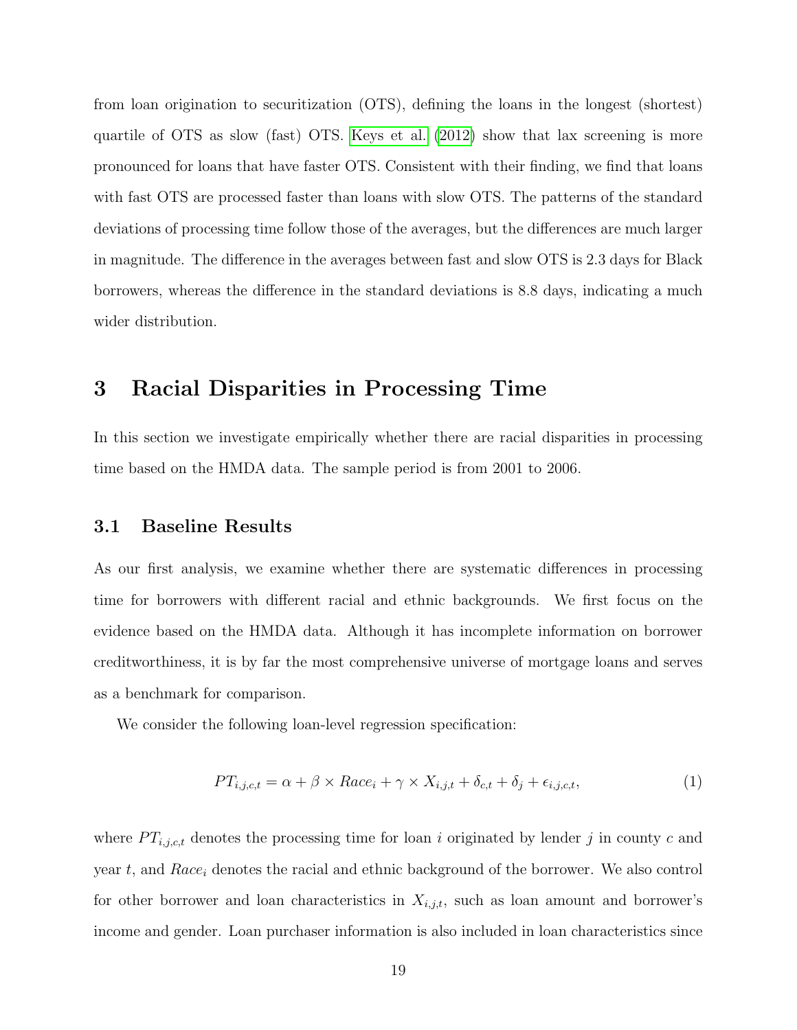from loan origination to securitization (OTS), defining the loans in the longest (shortest) quartile of OTS as slow (fast) OTS. Keys et al. (2012) show that lax screening is more pronounced for loans that have faster OTS. Consistent with their finding, we find that loans with fast OTS are processed faster than loans with slow OTS. The patterns of the standard deviations of processing time follow those of the averages, but the differences are much larger in magnitude. The difference in the averages between fast and slow OTS is 2.3 days for Black borrowers, whereas the difference in the standard deviations is 8.8 days, indicating a much wider distribution.

# 3 Racial Disparities in Processing Time

In this section we investigate empirically whether there are racial disparities in processing time based on the HMDA data. The sample period is from 2001 to 2006.

## 3.1 Baseline Results

As our first analysis, we examine whether there are systematic differences in processing time for borrowers with different racial and ethnic backgrounds. We first focus on the evidence based on the HMDA data. Although it has incomplete information on borrower creditworthiness, it is by far the most comprehensive universe of mortgage loans and serves as a benchmark for comparison.

We consider the following loan-level regression specification:

$$PT_{i,j,c,t} = \alpha + \beta \times Race_i + \gamma \times X_{i,j,t} + \delta_{c,t} + \delta_j + \epsilon_{i,j,c,t}, \tag{1}$$

where $PT_{i,j,c,t}$ denotes the processing time for loan $i$ originated by lender $j$ in county $c$ and year $t$, and $Race_i$ denotes the racial and ethnic background of the borrower. We also control for other borrower and loan characteristics in $X_{i,j,t}$, such as loan amount and borrower's income and gender. Loan purchaser information is also included in loan characteristics since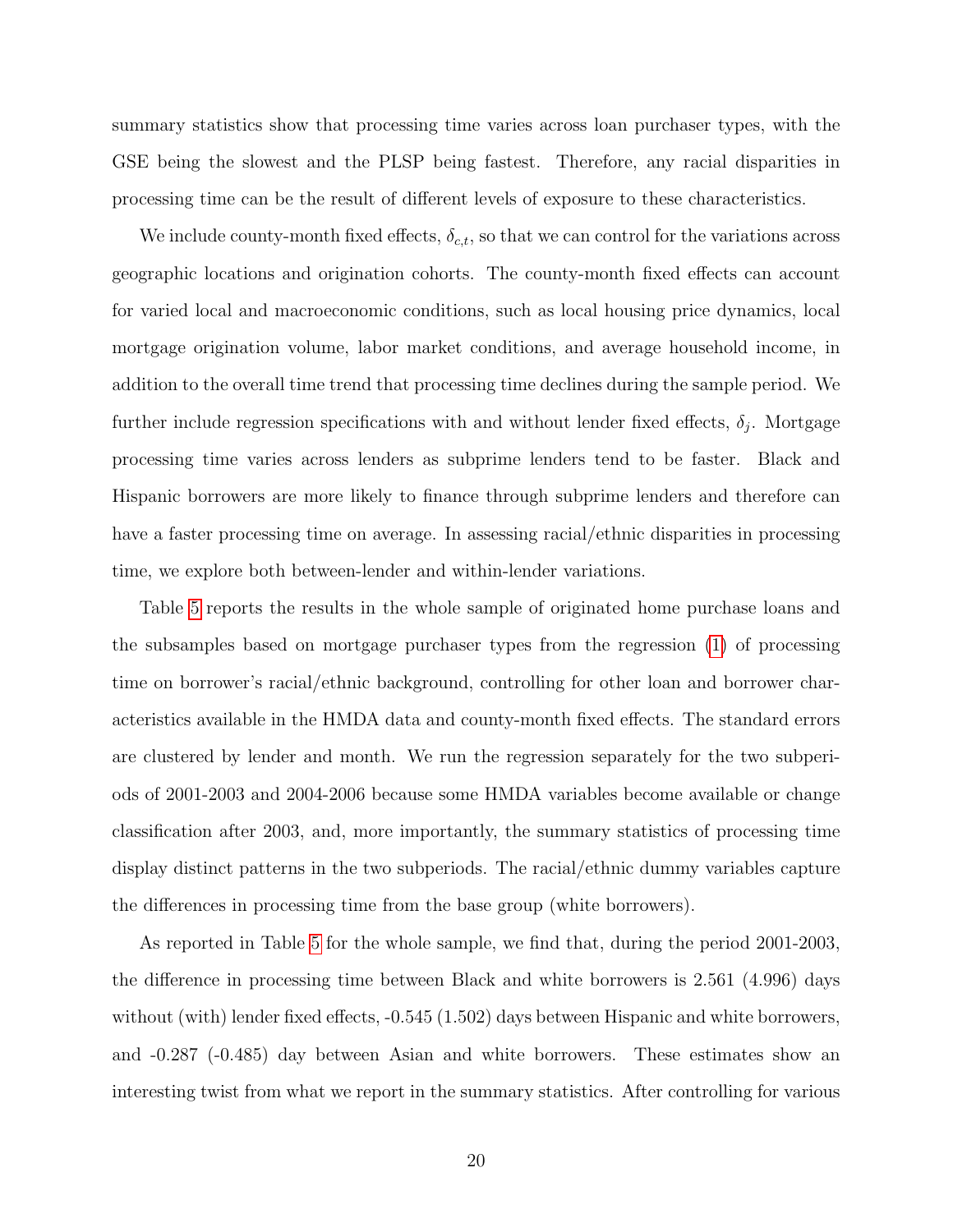summary statistics show that processing time varies across loan purchaser types, with the GSE being the slowest and the PLSP being fastest. Therefore, any racial disparities in processing time can be the result of different levels of exposure to these characteristics.

We include county-month fixed effects, $\delta_{c,t}$, so that we can control for the variations across geographic locations and origination cohorts. The county-month fixed effects can account for varied local and macroeconomic conditions, such as local housing price dynamics, local mortgage origination volume, labor market conditions, and average household income, in addition to the overall time trend that processing time declines during the sample period. We further include regression specifications with and without lender fixed effects, $\delta_j$. Mortgage processing time varies across lenders as subprime lenders tend to be faster. Black and Hispanic borrowers are more likely to finance through subprime lenders and therefore can have a faster processing time on average. In assessing racial/ethnic disparities in processing time, we explore both between-lender and within-lender variations.

Table 5 reports the results in the whole sample of originated home purchase loans and the subsamples based on mortgage purchaser types from the regression (1) of processing time on borrower's racial/ethnic background, controlling for other loan and borrower characteristics available in the HMDA data and county-month fixed effects. The standard errors are clustered by lender and month. We run the regression separately for the two subperiods of 2001-2003 and 2004-2006 because some HMDA variables become available or change classification after 2003, and, more importantly, the summary statistics of processing time display distinct patterns in the two subperiods. The racial/ethnic dummy variables capture the differences in processing time from the base group (white borrowers).

As reported in Table 5 for the whole sample, we find that, during the period 2001-2003, the difference in processing time between Black and white borrowers is 2.561 (4.996) days without (with) lender fixed effects, -0.545 (1.502) days between Hispanic and white borrowers, and -0.287 (-0.485) day between Asian and white borrowers. These estimates show an interesting twist from what we report in the summary statistics. After controlling for various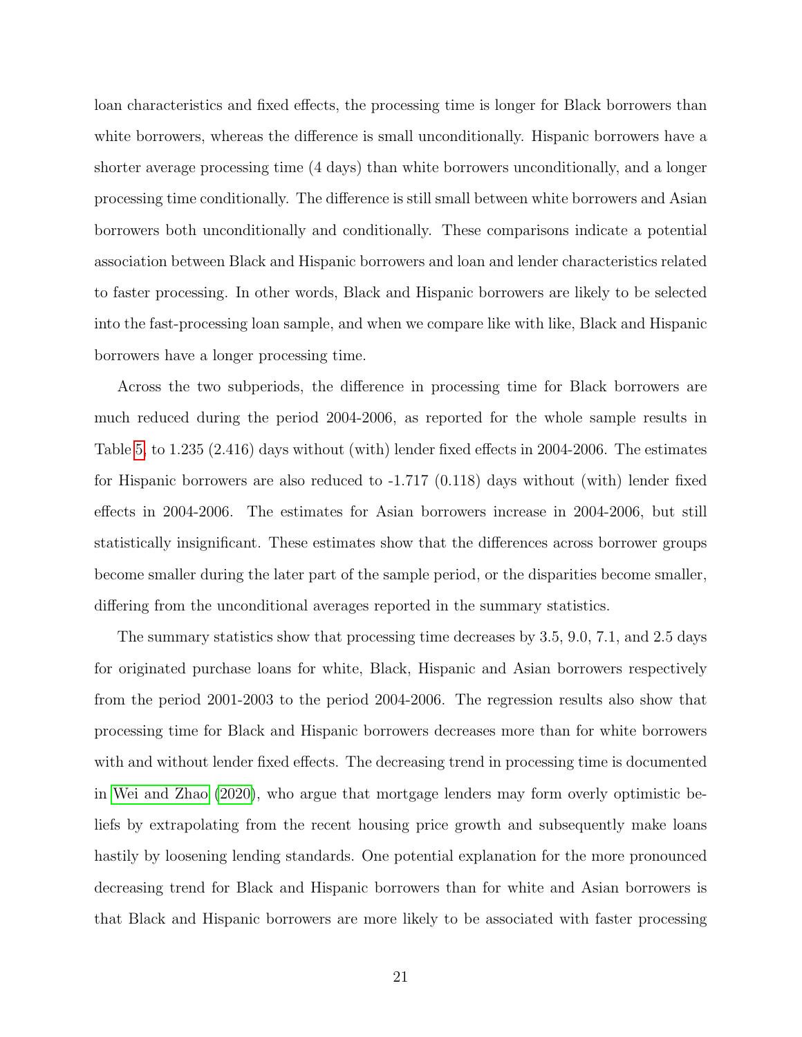loan characteristics and fixed effects, the processing time is longer for Black borrowers than white borrowers, whereas the difference is small unconditionally. Hispanic borrowers have a shorter average processing time (4 days) than white borrowers unconditionally, and a longer processing time conditionally. The difference is still small between white borrowers and Asian borrowers both unconditionally and conditionally. These comparisons indicate a potential association between Black and Hispanic borrowers and loan and lender characteristics related to faster processing. In other words, Black and Hispanic borrowers are likely to be selected into the fast-processing loan sample, and when we compare like with like, Black and Hispanic borrowers have a longer processing time.

Across the two subperiods, the difference in processing time for Black borrowers are much reduced during the period 2004-2006, as reported for the whole sample results in Table 5, to 1.235 (2.416) days without (with) lender fixed effects in 2004-2006. The estimates for Hispanic borrowers are also reduced to -1.717 (0.118) days without (with) lender fixed effects in 2004-2006. The estimates for Asian borrowers increase in 2004-2006, but still statistically insignificant. These estimates show that the differences across borrower groups become smaller during the later part of the sample period, or the disparities become smaller, differing from the unconditional averages reported in the summary statistics.

The summary statistics show that processing time decreases by 3.5, 9.0, 7.1, and 2.5 days for originated purchase loans for white, Black, Hispanic and Asian borrowers respectively from the period 2001-2003 to the period 2004-2006. The regression results also show that processing time for Black and Hispanic borrowers decreases more than for white borrowers with and without lender fixed effects. The decreasing trend in processing time is documented in Wei and Zhao (2020), who argue that mortgage lenders may form overly optimistic beliefs by extrapolating from the recent housing price growth and subsequently make loans hastily by loosening lending standards. One potential explanation for the more pronounced decreasing trend for Black and Hispanic borrowers than for white and Asian borrowers is that Black and Hispanic borrowers are more likely to be associated with faster processing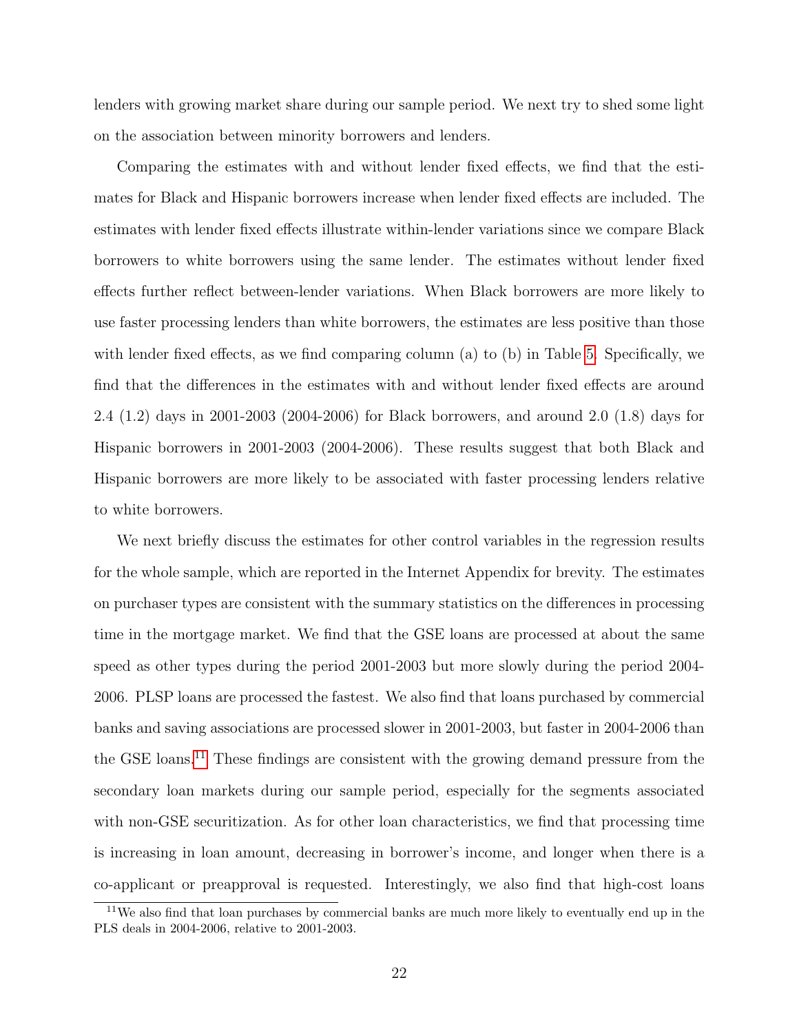lenders with growing market share during our sample period. We next try to shed some light on the association between minority borrowers and lenders.

Comparing the estimates with and without lender fixed effects, we find that the estimates for Black and Hispanic borrowers increase when lender fixed effects are included. The estimates with lender fixed effects illustrate within-lender variations since we compare Black borrowers to white borrowers using the same lender. The estimates without lender fixed effects further reflect between-lender variations. When Black borrowers are more likely to use faster processing lenders than white borrowers, the estimates are less positive than those with lender fixed effects, as we find comparing column (a) to (b) in Table 5. Specifically, we find that the differences in the estimates with and without lender fixed effects are around 2.4 (1.2) days in 2001-2003 (2004-2006) for Black borrowers, and around 2.0 (1.8) days for Hispanic borrowers in 2001-2003 (2004-2006). These results suggest that both Black and Hispanic borrowers are more likely to be associated with faster processing lenders relative to white borrowers.

We next briefly discuss the estimates for other control variables in the regression results for the whole sample, which are reported in the Internet Appendix for brevity. The estimates on purchaser types are consistent with the summary statistics on the differences in processing time in the mortgage market. We find that the GSE loans are processed at about the same speed as other types during the period 2001-2003 but more slowly during the period 2004-2006. PLSP loans are processed the fastest. We also find that loans purchased by commercial banks and saving associations are processed slower in 2001-2003, but faster in 2004-2006 than the GSE loans.[11] These findings are consistent with the growing demand pressure from the secondary loan markets during our sample period, especially for the segments associated with non-GSE securitization. As for other loan characteristics, we find that processing time is increasing in loan amount, decreasing in borrower's income, and longer when there is a co-applicant or preapproval is requested. Interestingly, we also find that high-cost loans

[11] We also find that loan purchases by commercial banks are much more likely to eventually end up in the PLS deals in 2004-2006, relative to 2001-2003.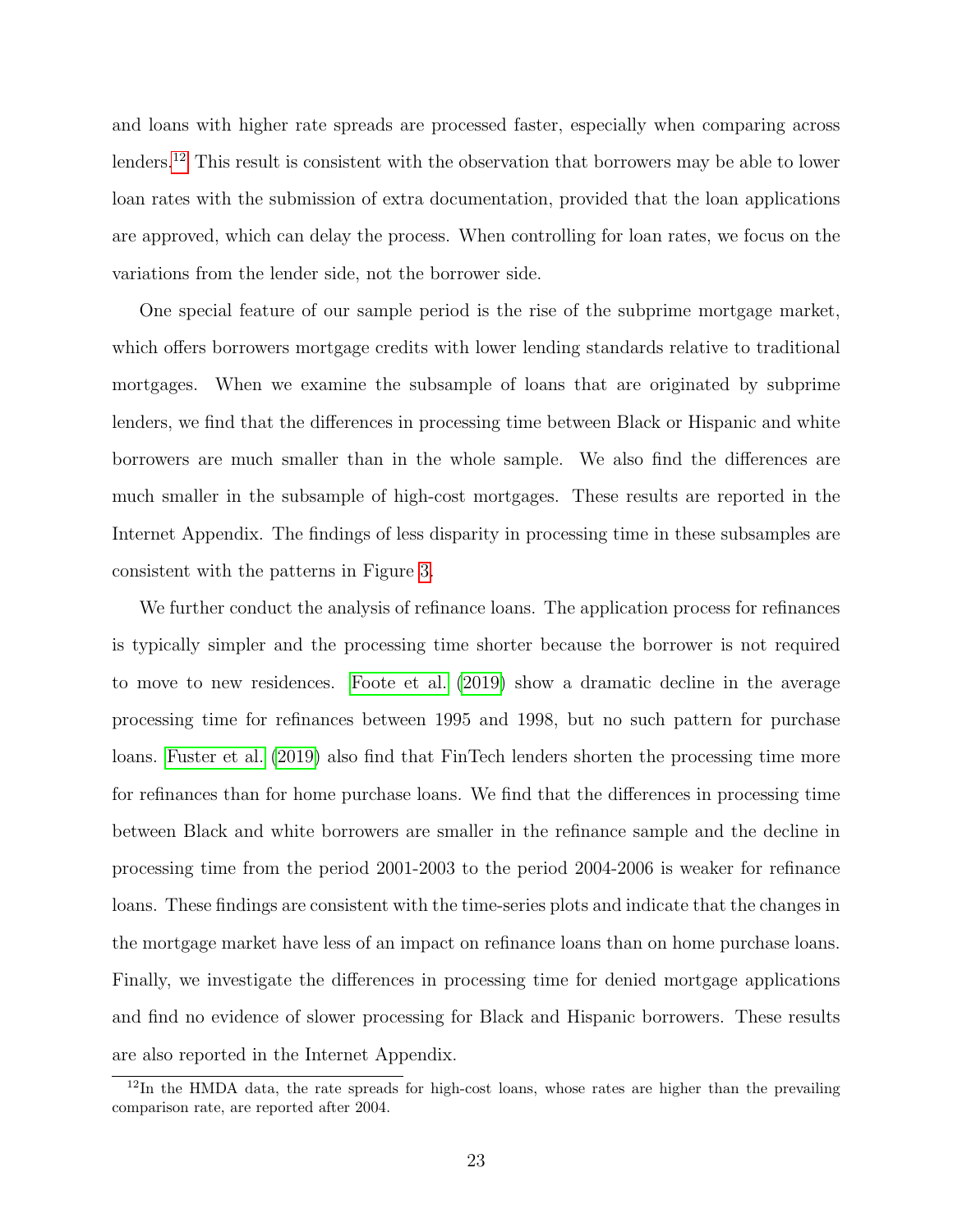and loans with higher rate spreads are processed faster, especially when comparing across lenders.[12] This result is consistent with the observation that borrowers may be able to lower loan rates with the submission of extra documentation, provided that the loan applications are approved, which can delay the process. When controlling for loan rates, we focus on the variations from the lender side, not the borrower side.

One special feature of our sample period is the rise of the subprime mortgage market, which offers borrowers mortgage credits with lower lending standards relative to traditional mortgages. When we examine the subsample of loans that are originated by subprime lenders, we find that the differences in processing time between Black or Hispanic and white borrowers are much smaller than in the whole sample. We also find the differences are much smaller in the subsample of high-cost mortgages. These results are reported in the Internet Appendix. The findings of less disparity in processing time in these subsamples are consistent with the patterns in Figure 3.

We further conduct the analysis of refinance loans. The application process for refinances is typically simpler and the processing time shorter because the borrower is not required to move to new residences. Foote et al. (2019) show a dramatic decline in the average processing time for refinances between 1995 and 1998, but no such pattern for purchase loans. Fuster et al. (2019) also find that FinTech lenders shorten the processing time more for refinances than for home purchase loans. We find that the differences in processing time between Black and white borrowers are smaller in the refinance sample and the decline in processing time from the period 2001-2003 to the period 2004-2006 is weaker for refinance loans. These findings are consistent with the time-series plots and indicate that the changes in the mortgage market have less of an impact on refinance loans than on home purchase loans. Finally, we investigate the differences in processing time for denied mortgage applications and find no evidence of slower processing for Black and Hispanic borrowers. These results are also reported in the Internet Appendix.

[12] In the HMDA data, the rate spreads for high-cost loans, whose rates are higher than the prevailing comparison rate, are reported after 2004.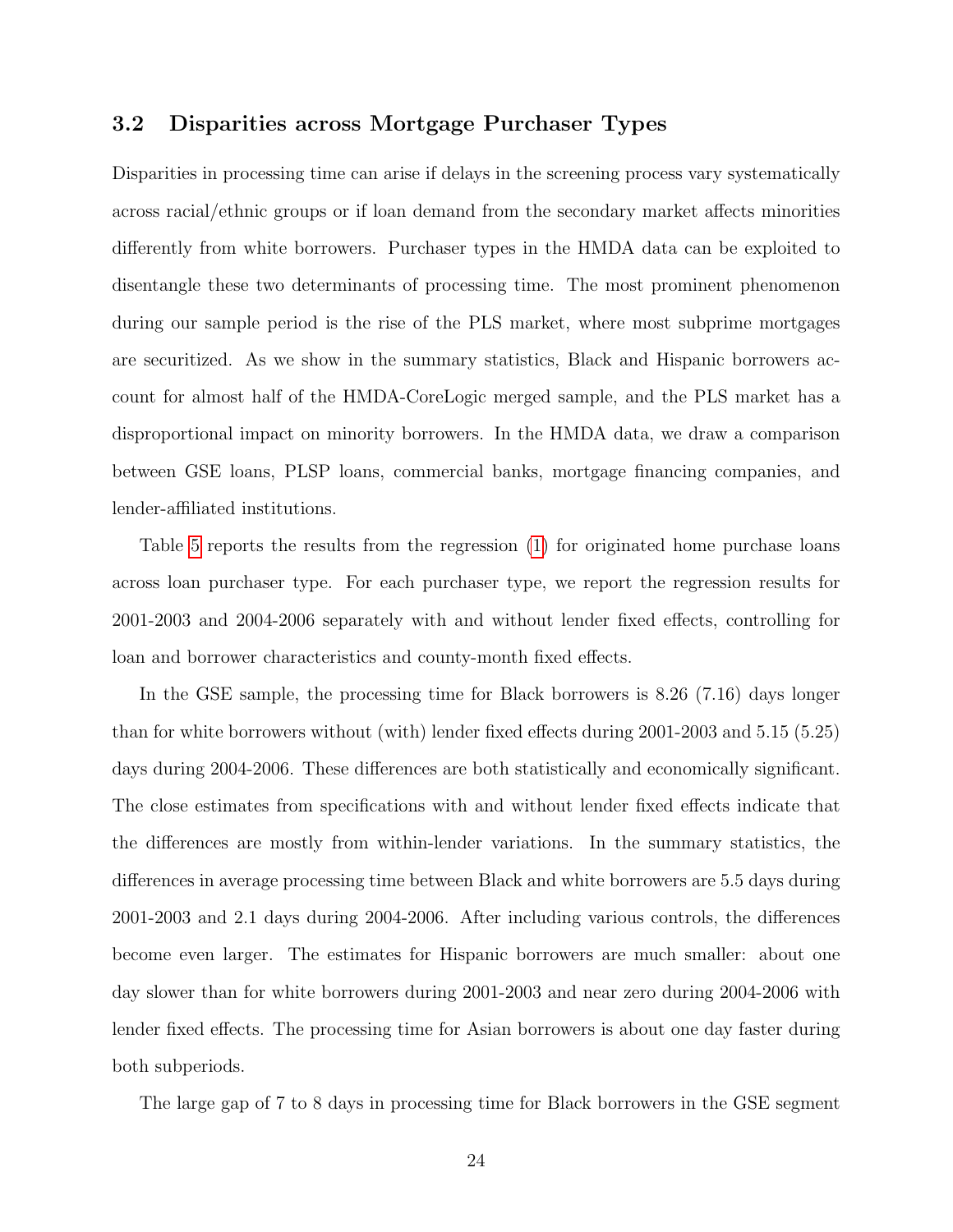### 3.2 Disparities across Mortgage Purchaser Types

Disparities in processing time can arise if delays in the screening process vary systematically across racial/ethnic groups or if loan demand from the secondary market affects minorities differently from white borrowers. Purchaser types in the HMDA data can be exploited to disentangle these two determinants of processing time. The most prominent phenomenon during our sample period is the rise of the PLS market, where most subprime mortgages are securitized. As we show in the summary statistics, Black and Hispanic borrowers account for almost half of the HMDA-CoreLogic merged sample, and the PLS market has a disproportional impact on minority borrowers. In the HMDA data, we draw a comparison between GSE loans, PLSP loans, commercial banks, mortgage financing companies, and lender-affiliated institutions.

Table 5 reports the results from the regression (1) for originated home purchase loans across loan purchaser type. For each purchaser type, we report the regression results for 2001-2003 and 2004-2006 separately with and without lender fixed effects, controlling for loan and borrower characteristics and county-month fixed effects.

In the GSE sample, the processing time for Black borrowers is 8.26 (7.16) days longer than for white borrowers without (with) lender fixed effects during 2001-2003 and 5.15 (5.25) days during 2004-2006. These differences are both statistically and economically significant. The close estimates from specifications with and without lender fixed effects indicate that the differences are mostly from within-lender variations. In the summary statistics, the differences in average processing time between Black and white borrowers are 5.5 days during 2001-2003 and 2.1 days during 2004-2006. After including various controls, the differences become even larger. The estimates for Hispanic borrowers are much smaller: about one day slower than for white borrowers during 2001-2003 and near zero during 2004-2006 with lender fixed effects. The processing time for Asian borrowers is about one day faster during both subperiods.

The large gap of 7 to 8 days in processing time for Black borrowers in the GSE segment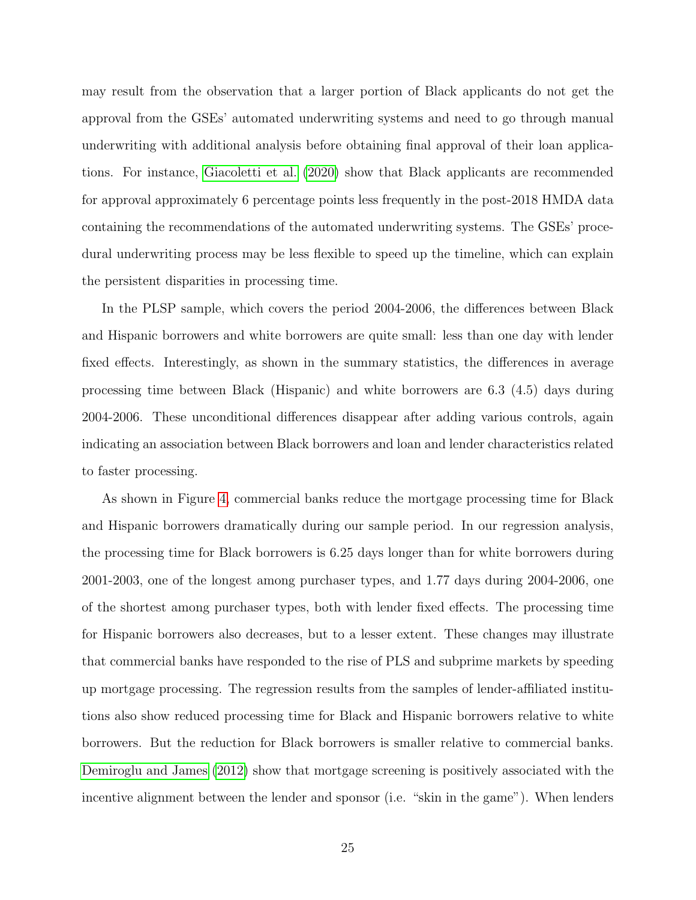may result from the observation that a larger portion of Black applicants do not get the approval from the GSEs' automated underwriting systems and need to go through manual underwriting with additional analysis before obtaining final approval of their loan applications. For instance, Giacoletti et al. (2020) show that Black applicants are recommended for approval approximately 6 percentage points less frequently in the post-2018 HMDA data containing the recommendations of the automated underwriting systems. The GSEs' procedural underwriting process may be less flexible to speed up the timeline, which can explain the persistent disparities in processing time.

In the PLSP sample, which covers the period 2004-2006, the differences between Black and Hispanic borrowers and white borrowers are quite small: less than one day with lender fixed effects. Interestingly, as shown in the summary statistics, the differences in average processing time between Black (Hispanic) and white borrowers are 6.3 (4.5) days during 2004-2006. These unconditional differences disappear after adding various controls, again indicating an association between Black borrowers and loan and lender characteristics related to faster processing.

As shown in Figure 4, commercial banks reduce the mortgage processing time for Black and Hispanic borrowers dramatically during our sample period. In our regression analysis, the processing time for Black borrowers is 6.25 days longer than for white borrowers during 2001-2003, one of the longest among purchaser types, and 1.77 days during 2004-2006, one of the shortest among purchaser types, both with lender fixed effects. The processing time for Hispanic borrowers also decreases, but to a lesser extent. These changes may illustrate that commercial banks have responded to the rise of PLS and subprime markets by speeding up mortgage processing. The regression results from the samples of lender-affiliated institutions also show reduced processing time for Black and Hispanic borrowers relative to white borrowers. But the reduction for Black borrowers is smaller relative to commercial banks. Demiroglu and James (2012) show that mortgage screening is positively associated with the incentive alignment between the lender and sponsor (i.e. "skin in the game"). When lenders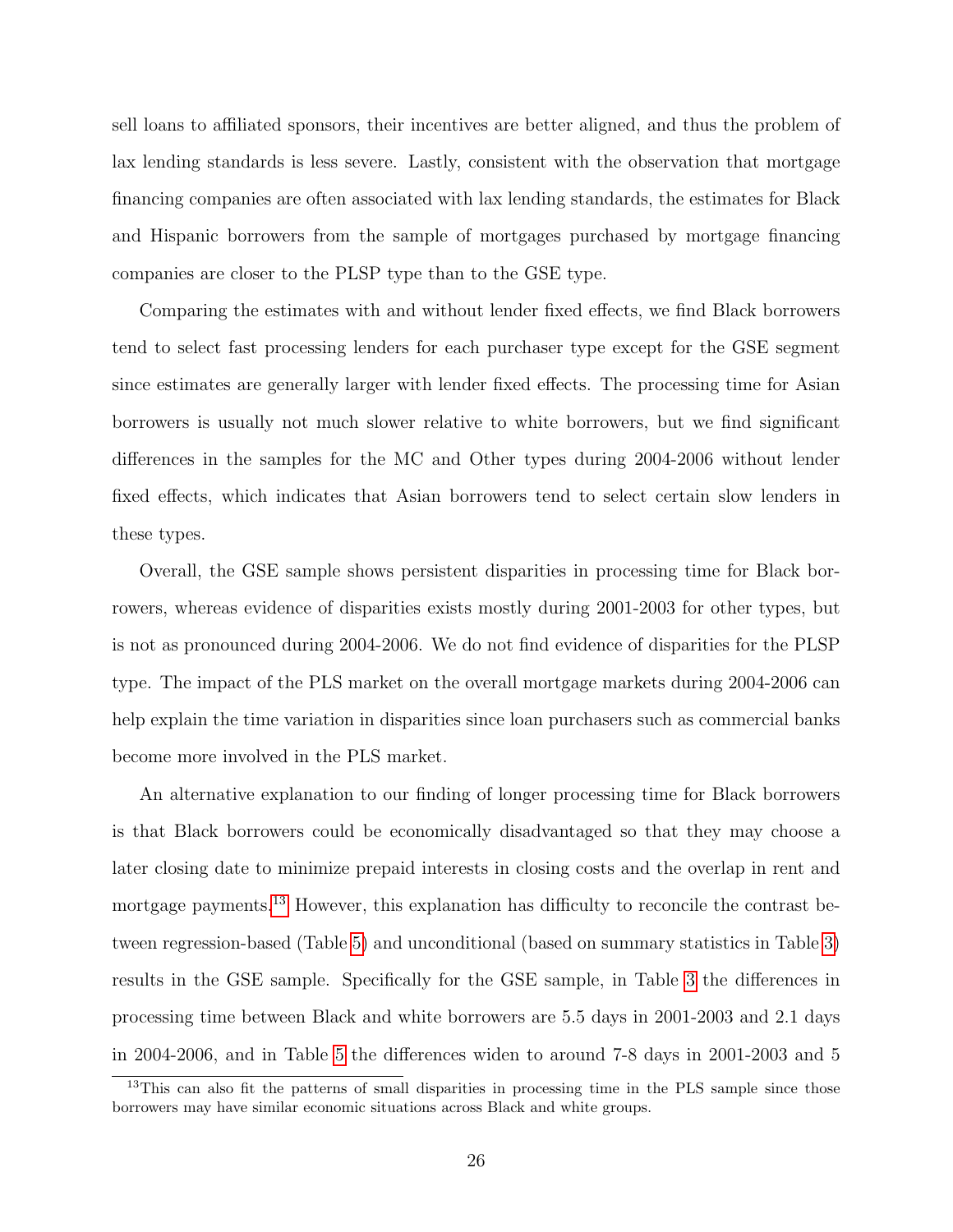sell loans to affiliated sponsors, their incentives are better aligned, and thus the problem of lax lending standards is less severe. Lastly, consistent with the observation that mortgage financing companies are often associated with lax lending standards, the estimates for Black and Hispanic borrowers from the sample of mortgages purchased by mortgage financing companies are closer to the PLSP type than to the GSE type.

Comparing the estimates with and without lender fixed effects, we find Black borrowers tend to select fast processing lenders for each purchaser type except for the GSE segment since estimates are generally larger with lender fixed effects. The processing time for Asian borrowers is usually not much slower relative to white borrowers, but we find significant differences in the samples for the MC and Other types during 2004-2006 without lender fixed effects, which indicates that Asian borrowers tend to select certain slow lenders in these types.

Overall, the GSE sample shows persistent disparities in processing time for Black borrowers, whereas evidence of disparities exists mostly during 2001-2003 for other types, but is not as pronounced during 2004-2006. We do not find evidence of disparities for the PLSP type. The impact of the PLS market on the overall mortgage markets during 2004-2006 can help explain the time variation in disparities since loan purchasers such as commercial banks become more involved in the PLS market.

An alternative explanation to our finding of longer processing time for Black borrowers is that Black borrowers could be economically disadvantaged so that they may choose a later closing date to minimize prepaid interests in closing costs and the overlap in rent and mortgage payments.[13] However, this explanation has difficulty to reconcile the contrast between regression-based (Table 5) and unconditional (based on summary statistics in Table 3) results in the GSE sample. Specifically for the GSE sample, in Table 3 the differences in processing time between Black and white borrowers are 5.5 days in 2001-2003 and 2.1 days in 2004-2006, and in Table 5 the differences widen to around 7-8 days in 2001-2003 and 5

[13] This can also fit the patterns of small disparities in processing time in the PLS sample since those borrowers may have similar economic situations across Black and white groups.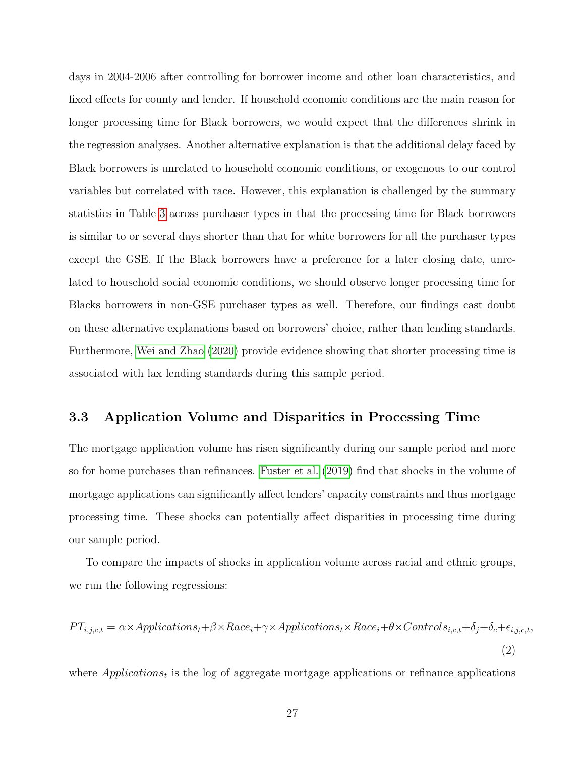days in 2004-2006 after controlling for borrower income and other loan characteristics, and fixed effects for county and lender. If household economic conditions are the main reason for longer processing time for Black borrowers, we would expect that the differences shrink in the regression analyses. Another alternative explanation is that the additional delay faced by Black borrowers is unrelated to household economic conditions, or exogenous to our control variables but correlated with race. However, this explanation is challenged by the summary statistics in Table 3 across purchaser types in that the processing time for Black borrowers is similar to or several days shorter than that for white borrowers for all the purchaser types except the GSE. If the Black borrowers have a preference for a later closing date, unrelated to household social economic conditions, we should observe longer processing time for Blacks borrowers in non-GSE purchaser types as well. Therefore, our findings cast doubt on these alternative explanations based on borrowers' choice, rather than lending standards. Furthermore, Wei and Zhao (2020) provide evidence showing that shorter processing time is associated with lax lending standards during this sample period.

### 3.3 Application Volume and Disparities in Processing Time

The mortgage application volume has risen significantly during our sample period and more so for home purchases than refinances. Fuster et al. (2019) find that shocks in the volume of mortgage applications can significantly affect lenders' capacity constraints and thus mortgage processing time. These shocks can potentially affect disparities in processing time during our sample period.

To compare the impacts of shocks in application volume across racial and ethnic groups, we run the following regressions:

$$PT_{i,j,c,t} = \alpha \times Applications_t + \beta \times Race_i + \gamma \times Applications_t \times Race_i + \theta \times Controls_{i,c,t} + \delta_j + \delta_c + \epsilon_{i,j,c,t}, \quad (2)$$

where $Applications_t$ is the log of aggregate mortgage applications or refinance applications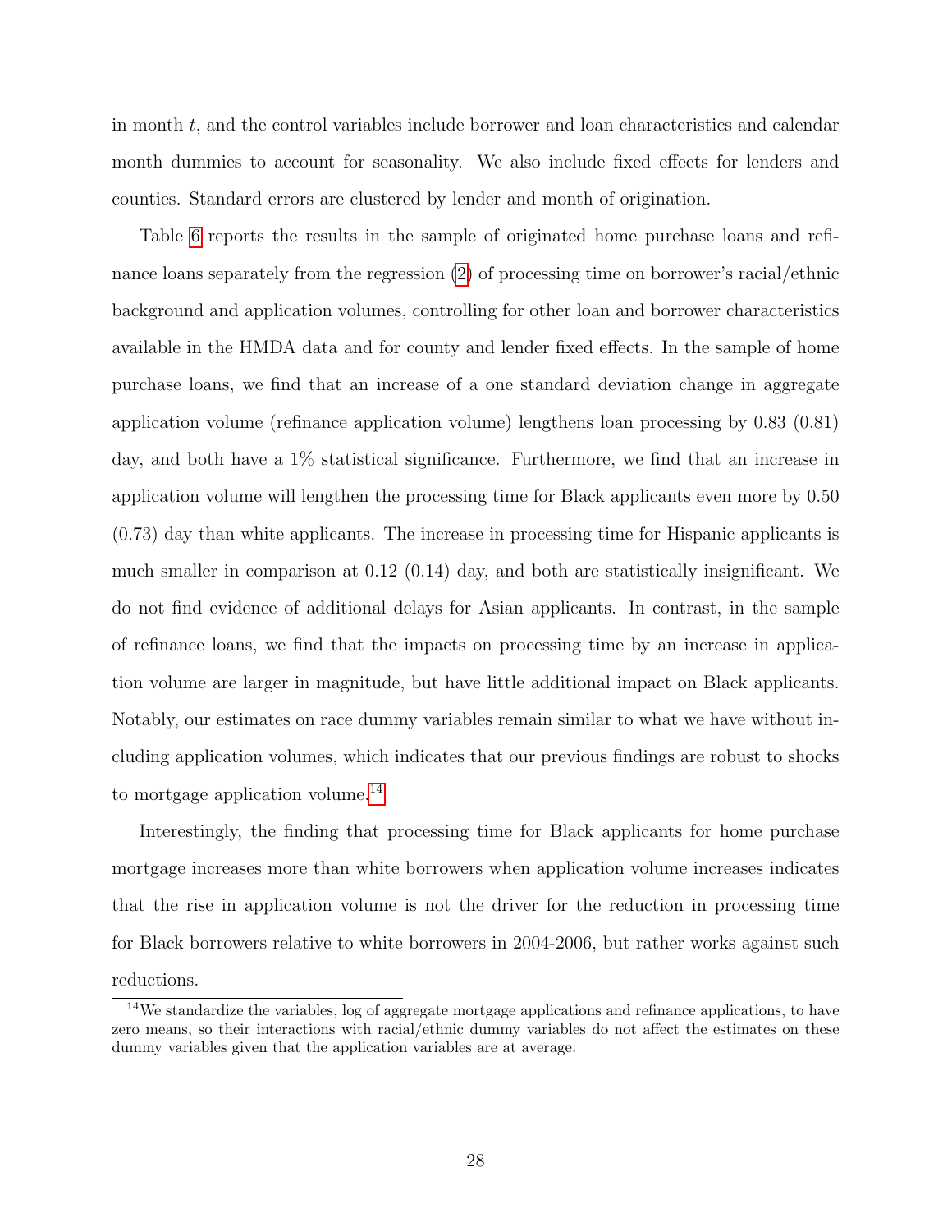in month $t$, and the control variables include borrower and loan characteristics and calendar month dummies to account for seasonality. We also include fixed effects for lenders and counties. Standard errors are clustered by lender and month of origination.

Table 6 reports the results in the sample of originated home purchase loans and refinance loans separately from the regression (2) of processing time on borrower's racial/ethnic background and application volumes, controlling for other loan and borrower characteristics available in the HMDA data and for county and lender fixed effects. In the sample of home purchase loans, we find that an increase of a one standard deviation change in aggregate application volume (refinance application volume) lengthens loan processing by 0.83 (0.81) day, and both have a 1% statistical significance. Furthermore, we find that an increase in application volume will lengthen the processing time for Black applicants even more by 0.50 (0.73) day than white applicants. The increase in processing time for Hispanic applicants is much smaller in comparison at 0.12 (0.14) day, and both are statistically insignificant. We do not find evidence of additional delays for Asian applicants. In contrast, in the sample of refinance loans, we find that the impacts on processing time by an increase in application volume are larger in magnitude, but have little additional impact on Black applicants. Notably, our estimates on race dummy variables remain similar to what we have without including application volumes, which indicates that our previous findings are robust to shocks to mortgage application volume.[14]

Interestingly, the finding that processing time for Black applicants for home purchase mortgage increases more than white borrowers when application volume increases indicates that the rise in application volume is not the driver for the reduction in processing time for Black borrowers relative to white borrowers in 2004-2006, but rather works against such reductions.

[14] We standardize the variables, log of aggregate mortgage applications and refinance applications, to have zero means, so their interactions with racial/ethnic dummy variables do not affect the estimates on these dummy variables given that the application variables are at average.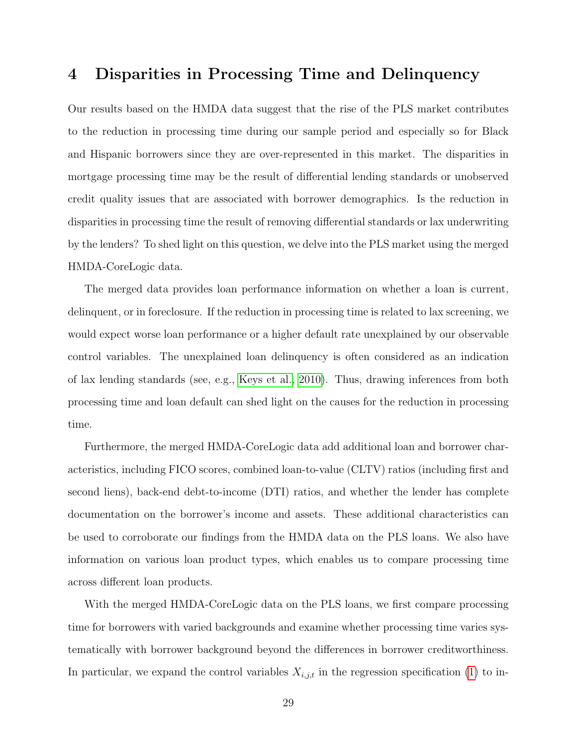# 4 Disparities in Processing Time and Delinquency

Our results based on the HMDA data suggest that the rise of the PLS market contributes to the reduction in processing time during our sample period and especially so for Black and Hispanic borrowers since they are over-represented in this market. The disparities in mortgage processing time may be the result of differential lending standards or unobserved credit quality issues that are associated with borrower demographics. Is the reduction in disparities in processing time the result of removing differential standards or lax underwriting by the lenders? To shed light on this question, we delve into the PLS market using the merged HMDA-CoreLogic data.

The merged data provides loan performance information on whether a loan is current, delinquent, or in foreclosure. If the reduction in processing time is related to lax screening, we would expect worse loan performance or a higher default rate unexplained by our observable control variables. The unexplained loan delinquency is often considered as an indication of lax lending standards (see, e.g., Keys et al., 2010). Thus, drawing inferences from both processing time and loan default can shed light on the causes for the reduction in processing time.

Furthermore, the merged HMDA-CoreLogic data add additional loan and borrower characteristics, including FICO scores, combined loan-to-value (CLTV) ratios (including first and second liens), back-end debt-to-income (DTI) ratios, and whether the lender has complete documentation on the borrower's income and assets. These additional characteristics can be used to corroborate our findings from the HMDA data on the PLS loans. We also have information on various loan product types, which enables us to compare processing time across different loan products.

With the merged HMDA-CoreLogic data on the PLS loans, we first compare processing time for borrowers with varied backgrounds and examine whether processing time varies systematically with borrower background beyond the differences in borrower creditworthiness. In particular, we expand the control variables $X_{i,j,t}$ in the regression specification (1) to in-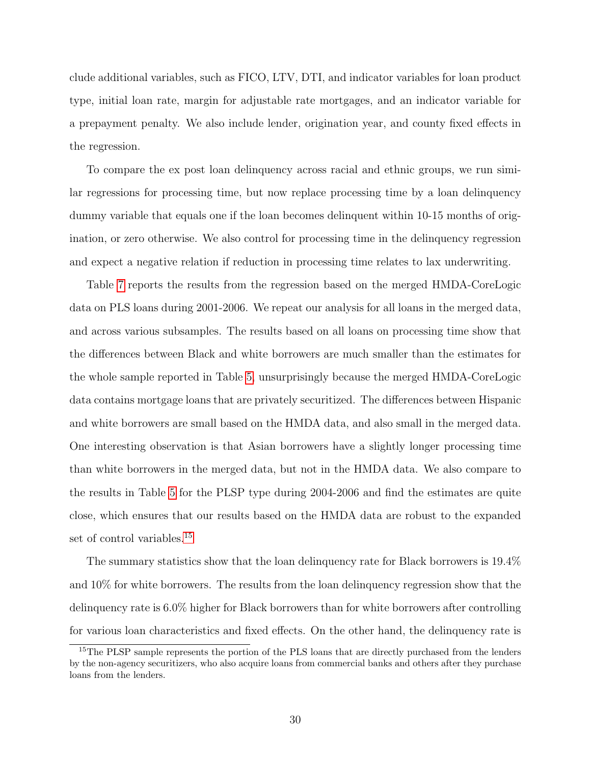clude additional variables, such as FICO, LTV, DTI, and indicator variables for loan product type, initial loan rate, margin for adjustable rate mortgages, and an indicator variable for a prepayment penalty. We also include lender, origination year, and county fixed effects in the regression.

To compare the ex post loan delinquency across racial and ethnic groups, we run similar regressions for processing time, but now replace processing time by a loan delinquency dummy variable that equals one if the loan becomes delinquent within 10-15 months of origination, or zero otherwise. We also control for processing time in the delinquency regression and expect a negative relation if reduction in processing time relates to lax underwriting.

Table 7 reports the results from the regression based on the merged HMDA-CoreLogic data on PLS loans during 2001-2006. We repeat our analysis for all loans in the merged data, and across various subsamples. The results based on all loans on processing time show that the differences between Black and white borrowers are much smaller than the estimates for the whole sample reported in Table 5, unsurprisingly because the merged HMDA-CoreLogic data contains mortgage loans that are privately securitized. The differences between Hispanic and white borrowers are small based on the HMDA data, and also small in the merged data. One interesting observation is that Asian borrowers have a slightly longer processing time than white borrowers in the merged data, but not in the HMDA data. We also compare to the results in Table 5 for the PLSP type during 2004-2006 and find the estimates are quite close, which ensures that our results based on the HMDA data are robust to the expanded set of control variables.[15]

The summary statistics show that the loan delinquency rate for Black borrowers is 19.4% and 10% for white borrowers. The results from the loan delinquency regression show that the delinquency rate is 6.0% higher for Black borrowers than for white borrowers after controlling for various loan characteristics and fixed effects. On the other hand, the delinquency rate is

[15] The PLSP sample represents the portion of the PLS loans that are directly purchased from the lenders by the non-agency securitizers, who also acquire loans from commercial banks and others after they purchase loans from the lenders.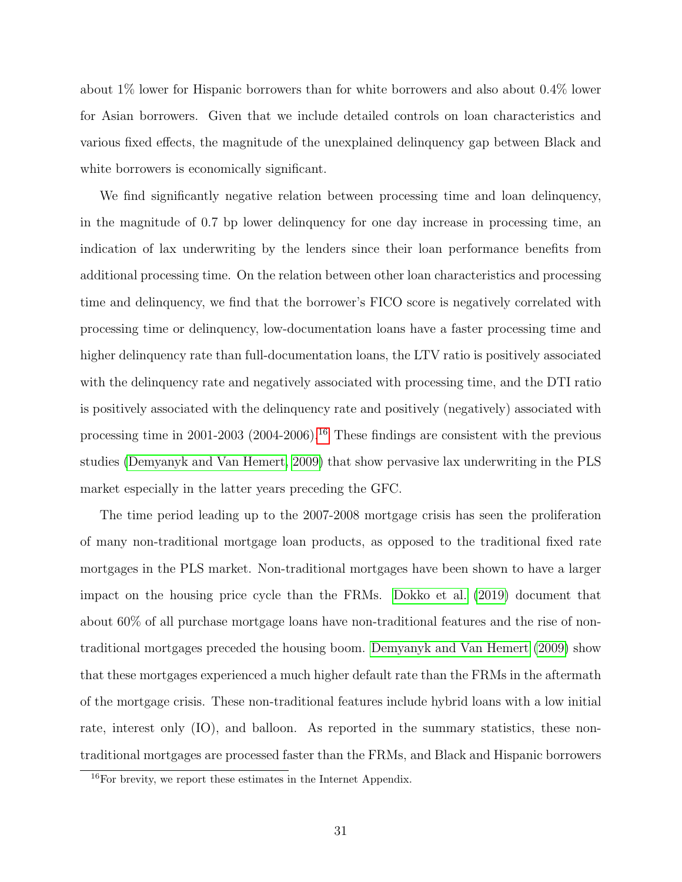about 1% lower for Hispanic borrowers than for white borrowers and also about 0.4% lower for Asian borrowers. Given that we include detailed controls on loan characteristics and various fixed effects, the magnitude of the unexplained delinquency gap between Black and white borrowers is economically significant.

We find significantly negative relation between processing time and loan delinquency, in the magnitude of 0.7 bp lower delinquency for one day increase in processing time, an indication of lax underwriting by the lenders since their loan performance benefits from additional processing time. On the relation between other loan characteristics and processing time and delinquency, we find that the borrower's FICO score is negatively correlated with processing time or delinquency, low-documentation loans have a faster processing time and higher delinquency rate than full-documentation loans, the LTV ratio is positively associated with the delinquency rate and negatively associated with processing time, and the DTI ratio is positively associated with the delinquency rate and positively (negatively) associated with processing time in 2001-2003 (2004-2006).[16] These findings are consistent with the previous studies (Demyanyk and Van Hemert, 2009) that show pervasive lax underwriting in the PLS market especially in the latter years preceding the GFC.

The time period leading up to the 2007-2008 mortgage crisis has seen the proliferation of many non-traditional mortgage loan products, as opposed to the traditional fixed rate mortgages in the PLS market. Non-traditional mortgages have been shown to have a larger impact on the housing price cycle than the FRMs. Dokko et al. (2019) document that about 60% of all purchase mortgage loans have non-traditional features and the rise of non-traditional mortgages preceded the housing boom. Demyanyk and Van Hemert (2009) show that these mortgages experienced a much higher default rate than the FRMs in the aftermath of the mortgage crisis. These non-traditional features include hybrid loans with a low initial rate, interest only (IO), and balloon. As reported in the summary statistics, these non-traditional mortgages are processed faster than the FRMs, and Black and Hispanic borrowers

[16] For brevity, we report these estimates in the Internet Appendix.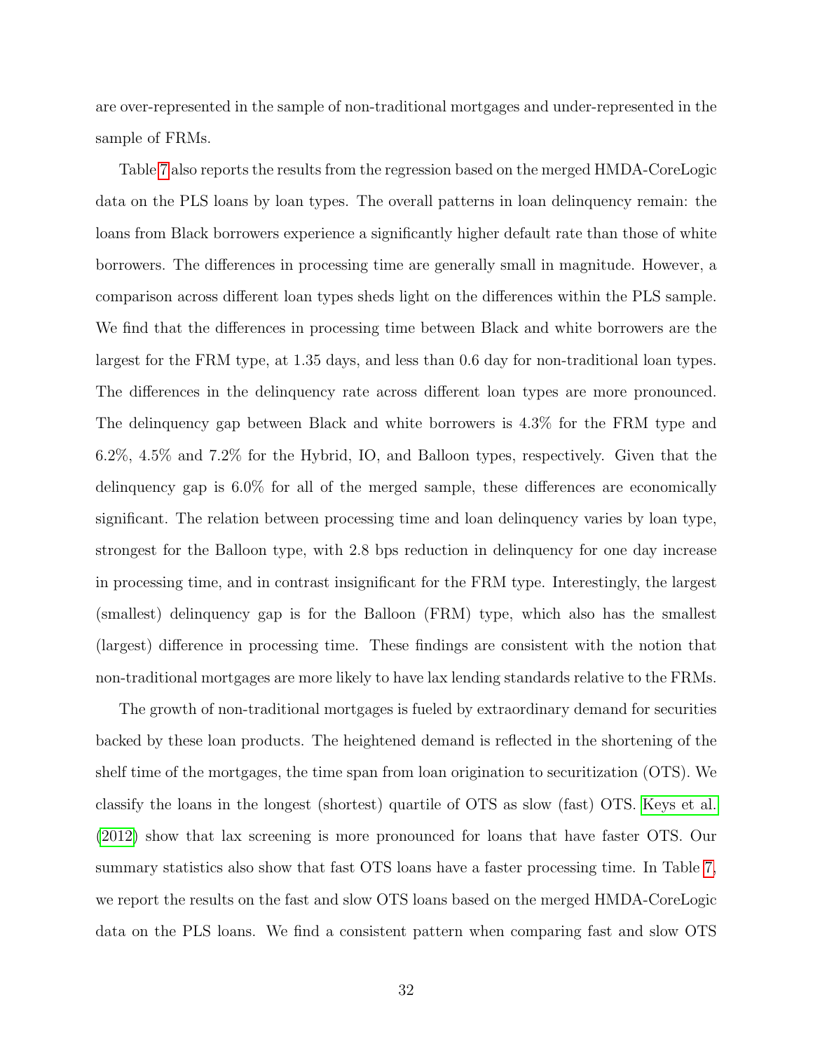are over-represented in the sample of non-traditional mortgages and under-represented in the sample of FRMs.

Table 7 also reports the results from the regression based on the merged HMDA-CoreLogic data on the PLS loans by loan types. The overall patterns in loan delinquency remain: the loans from Black borrowers experience a significantly higher default rate than those of white borrowers. The differences in processing time are generally small in magnitude. However, a comparison across different loan types sheds light on the differences within the PLS sample. We find that the differences in processing time between Black and white borrowers are the largest for the FRM type, at 1.35 days, and less than 0.6 day for non-traditional loan types. The differences in the delinquency rate across different loan types are more pronounced. The delinquency gap between Black and white borrowers is 4.3% for the FRM type and 6.2%, 4.5% and 7.2% for the Hybrid, IO, and Balloon types, respectively. Given that the delinquency gap is 6.0% for all of the merged sample, these differences are economically significant. The relation between processing time and loan delinquency varies by loan type, strongest for the Balloon type, with 2.8 bps reduction in delinquency for one day increase in processing time, and in contrast insignificant for the FRM type. Interestingly, the largest (smallest) delinquency gap is for the Balloon (FRM) type, which also has the smallest (largest) difference in processing time. These findings are consistent with the notion that non-traditional mortgages are more likely to have lax lending standards relative to the FRMs.

The growth of non-traditional mortgages is fueled by extraordinary demand for securities backed by these loan products. The heightened demand is reflected in the shortening of the shelf time of the mortgages, the time span from loan origination to securitization (OTS). We classify the loans in the longest (shortest) quartile of OTS as slow (fast) OTS. Keys et al. (2012) show that lax screening is more pronounced for loans that have faster OTS. Our summary statistics also show that fast OTS loans have a faster processing time. In Table 7, we report the results on the fast and slow OTS loans based on the merged HMDA-CoreLogic data on the PLS loans. We find a consistent pattern when comparing fast and slow OTS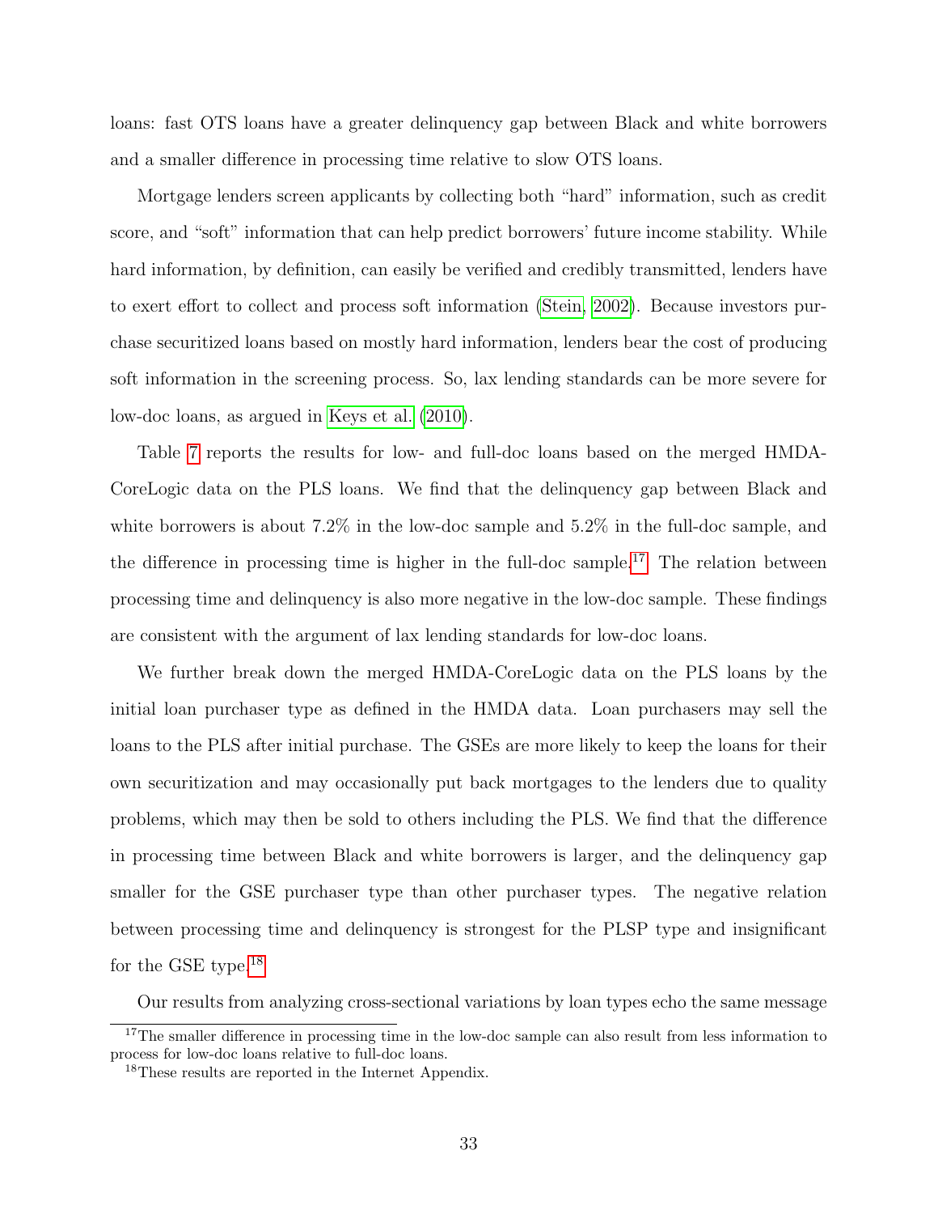loans: fast OTS loans have a greater delinquency gap between Black and white borrowers and a smaller difference in processing time relative to slow OTS loans.

Mortgage lenders screen applicants by collecting both "hard" information, such as credit score, and "soft" information that can help predict borrowers' future income stability. While hard information, by definition, can easily be verified and credibly transmitted, lenders have to exert effort to collect and process soft information (Stein, 2002). Because investors purchase securitized loans based on mostly hard information, lenders bear the cost of producing soft information in the screening process. So, lax lending standards can be more severe for low-doc loans, as argued in Keys et al. (2010).

Table 7 reports the results for low- and full-doc loans based on the merged HMDA-CoreLogic data on the PLS loans. We find that the delinquency gap between Black and white borrowers is about 7.2% in the low-doc sample and 5.2% in the full-doc sample, and the difference in processing time is higher in the full-doc sample.[17] The relation between processing time and delinquency is also more negative in the low-doc sample. These findings are consistent with the argument of lax lending standards for low-doc loans.

We further break down the merged HMDA-CoreLogic data on the PLS loans by the initial loan purchaser type as defined in the HMDA data. Loan purchasers may sell the loans to the PLS after initial purchase. The GSEs are more likely to keep the loans for their own securitization and may occasionally put back mortgages to the lenders due to quality problems, which may then be sold to others including the PLS. We find that the difference in processing time between Black and white borrowers is larger, and the delinquency gap smaller for the GSE purchaser type than other purchaser types. The negative relation between processing time and delinquency is strongest for the PLSP type and insignificant for the GSE type.[18]

Our results from analyzing cross-sectional variations by loan types echo the same message

[17] The smaller difference in processing time in the low-doc sample can also result from less information to process for low-doc loans relative to full-doc loans.

[18] These results are reported in the Internet Appendix.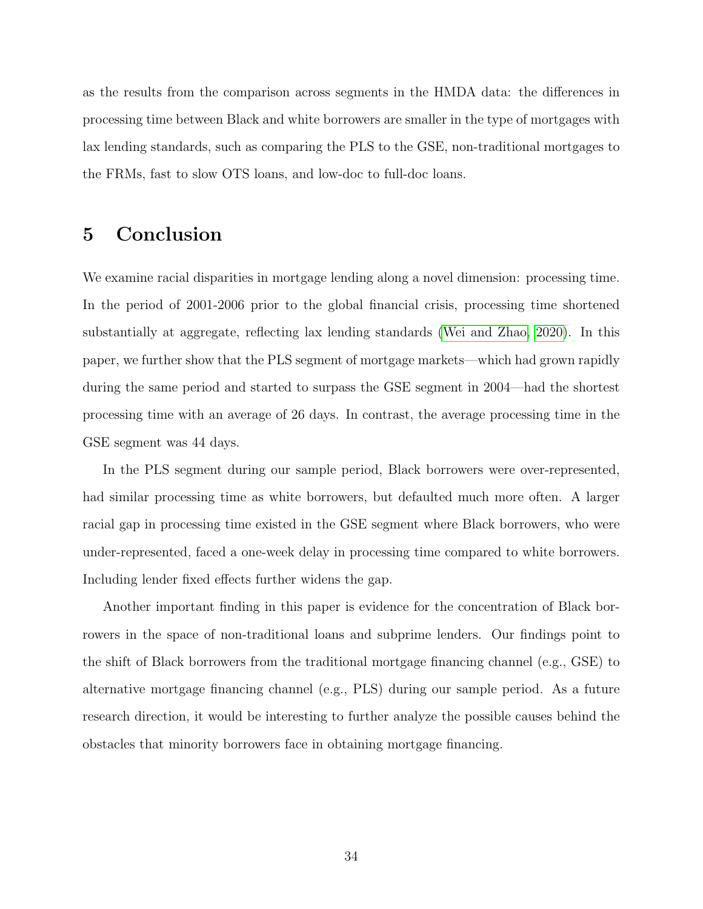as the results from the comparison across segments in the HMDA data: the differences in processing time between Black and white borrowers are smaller in the type of mortgages with lax lending standards, such as comparing the PLS to the GSE, non-traditional mortgages to the FRMs, fast to slow OTS loans, and low-doc to full-doc loans.

# 5 Conclusion

We examine racial disparities in mortgage lending along a novel dimension: processing time. In the period of 2001-2006 prior to the global financial crisis, processing time shortened substantially at aggregate, reflecting lax lending standards (Wei and Zhao, 2020). In this paper, we further show that the PLS segment of mortgage markets—which had grown rapidly during the same period and started to surpass the GSE segment in 2004—had the shortest processing time with an average of 26 days. In contrast, the average processing time in the GSE segment was 44 days.

In the PLS segment during our sample period, Black borrowers were over-represented, had similar processing time as white borrowers, but defaulted much more often. A larger racial gap in processing time existed in the GSE segment where Black borrowers, who were under-represented, faced a one-week delay in processing time compared to white borrowers. Including lender fixed effects further widens the gap.

Another important finding in this paper is evidence for the concentration of Black borrowers in the space of non-traditional loans and subprime lenders. Our findings point to the shift of Black borrowers from the traditional mortgage financing channel (e.g., GSE) to alternative mortgage financing channel (e.g., PLS) during our sample period. As a future research direction, it would be interesting to further analyze the possible causes behind the obstacles that minority borrowers face in obtaining mortgage financing.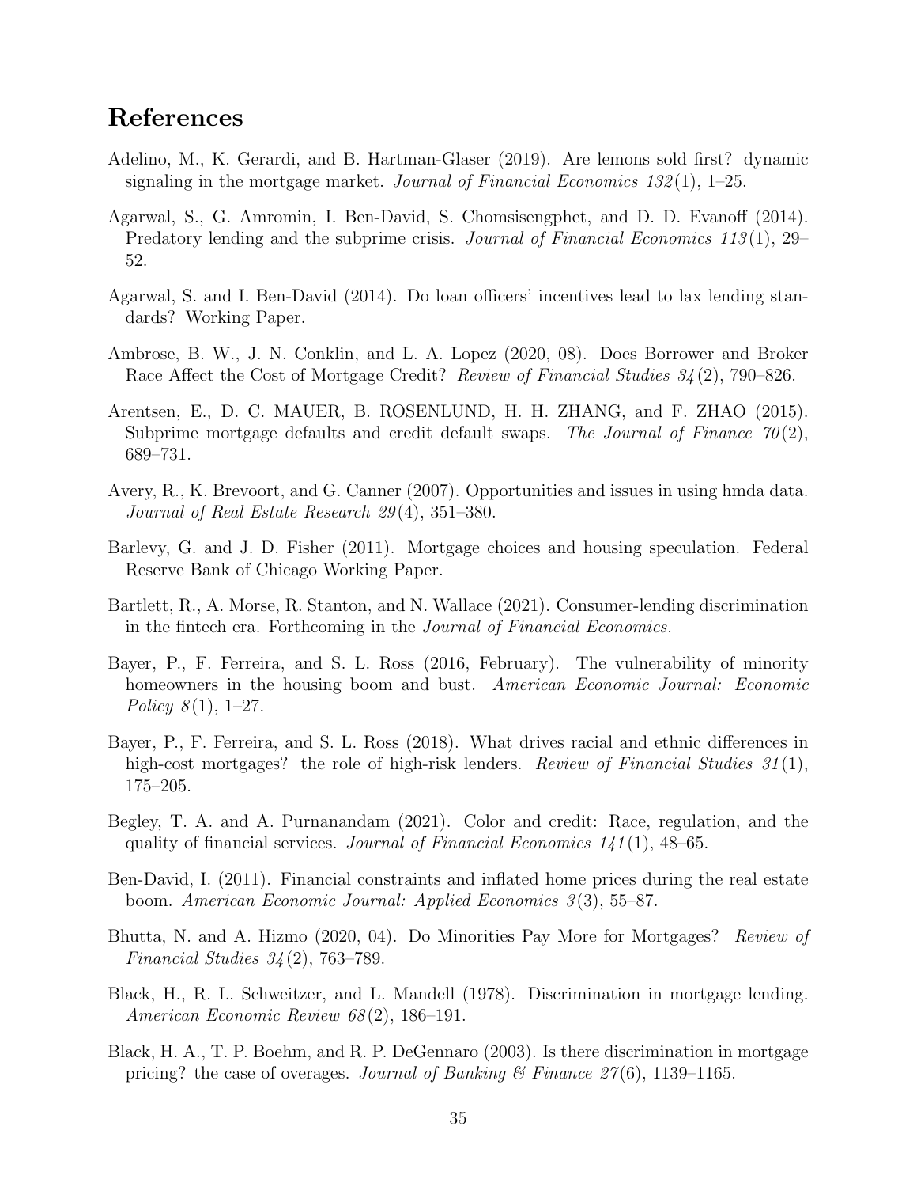# References

Adelino, M., K. Gerardi, and B. Hartman-Glaser (2019). Are lemons sold first? dynamic signaling in the mortgage market. *Journal of Financial Economics 132*(1), 1–25.

Agarwal, S., G. Amromin, I. Ben-David, S. Chomsisengphet, and D. D. Evanoff (2014). Predatory lending and the subprime crisis. *Journal of Financial Economics 113*(1), 29–52.

Agarwal, S. and I. Ben-David (2014). Do loan officers' incentives lead to lax lending standards? Working Paper.

Ambrose, B. W., J. N. Conklin, and L. A. Lopez (2020, 08). Does Borrower and Broker Race Affect the Cost of Mortgage Credit? *Review of Financial Studies 34*(2), 790–826.

Arentsen, E., D. C. MAUER, B. ROSENLUND, H. H. ZHANG, and F. ZHAO (2015). Subprime mortgage defaults and credit default swaps. *The Journal of Finance 70*(2), 689–731.

Avery, R., K. Brevoort, and G. Canner (2007). Opportunities and issues in using hmda data. *Journal of Real Estate Research 29*(4), 351–380.

Barlevy, G. and J. D. Fisher (2011). Mortgage choices and housing speculation. Federal Reserve Bank of Chicago Working Paper.

Bartlett, R., A. Morse, R. Stanton, and N. Wallace (2021). Consumer-lending discrimination in the fintech era. Forthcoming in the *Journal of Financial Economics.*

Bayer, P., F. Ferreira, and S. L. Ross (2016, February). The vulnerability of minority homeowners in the housing boom and bust. *American Economic Journal: Economic Policy 8*(1), 1–27.

Bayer, P., F. Ferreira, and S. L. Ross (2018). What drives racial and ethnic differences in high-cost mortgages? the role of high-risk lenders. *Review of Financial Studies 31*(1), 175–205.

Begley, T. A. and A. Purnanandam (2021). Color and credit: Race, regulation, and the quality of financial services. *Journal of Financial Economics 141*(1), 48–65.

Ben-David, I. (2011). Financial constraints and inflated home prices during the real estate boom. *American Economic Journal: Applied Economics 3*(3), 55–87.

Bhutta, N. and A. Hizmo (2020, 04). Do Minorities Pay More for Mortgages? *Review of Financial Studies 34*(2), 763–789.

Black, H., R. L. Schweitzer, and L. Mandell (1978). Discrimination in mortgage lending. *American Economic Review 68*(2), 186–191.

Black, H. A., T. P. Boehm, and R. P. DeGennaro (2003). Is there discrimination in mortgage pricing? the case of overages. *Journal of Banking & Finance 27*(6), 1139–1165.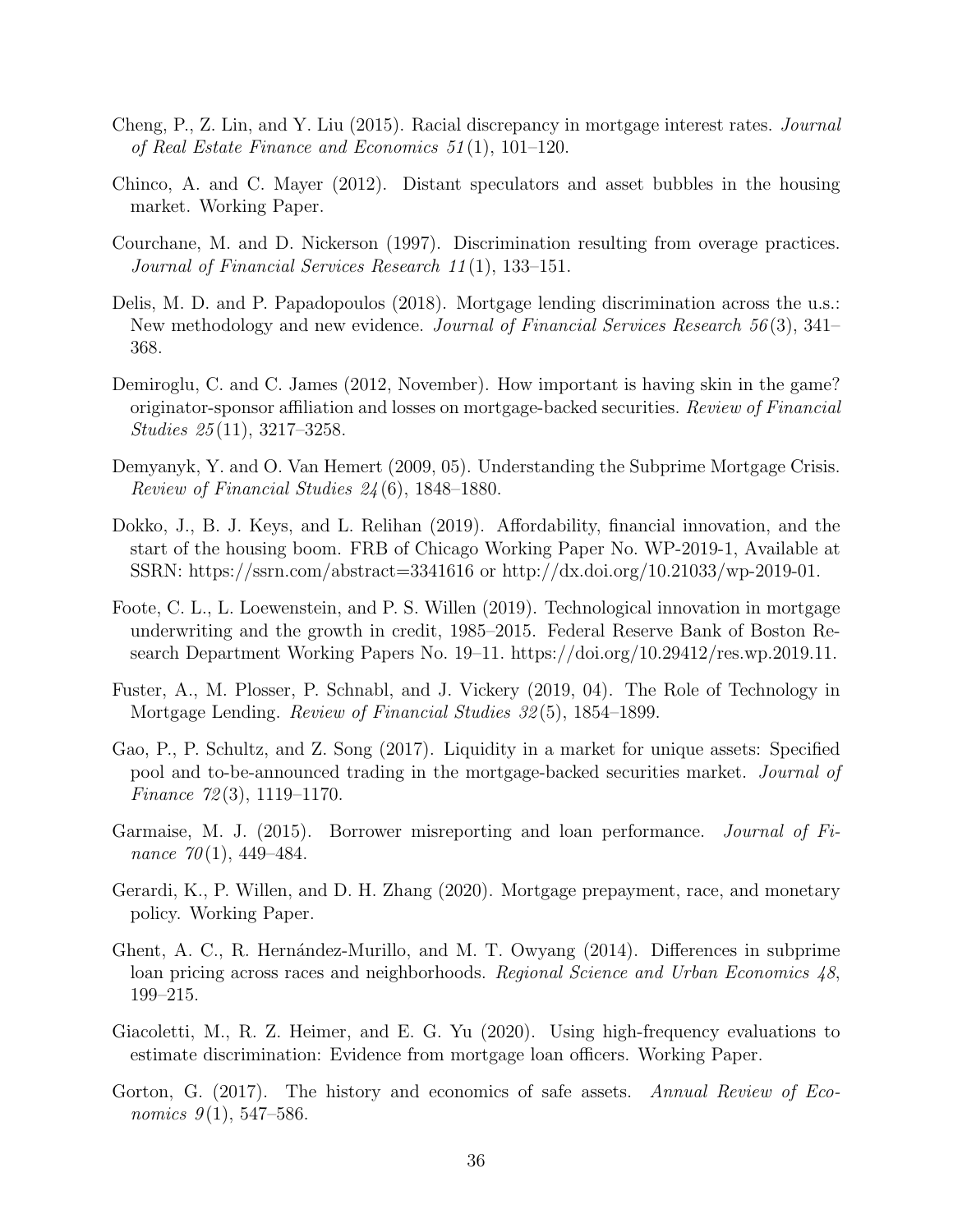Cheng, P., Z. Lin, and Y. Liu (2015). Racial discrepancy in mortgage interest rates. *Journal of Real Estate Finance and Economics 51*(1), 101–120.

Chinco, A. and C. Mayer (2012). Distant speculators and asset bubbles in the housing market. Working Paper.

Courchane, M. and D. Nickerson (1997). Discrimination resulting from overage practices. *Journal of Financial Services Research 11*(1), 133–151.

Delis, M. D. and P. Papadopoulos (2018). Mortgage lending discrimination across the u.s.: New methodology and new evidence. *Journal of Financial Services Research 56*(3), 341–368.

Demiroglu, C. and C. James (2012, November). How important is having skin in the game? originator-sponsor affiliation and losses on mortgage-backed securities. *Review of Financial Studies 25*(11), 3217–3258.

Demyanyk, Y. and O. Van Hemert (2009, 05). Understanding the Subprime Mortgage Crisis. *Review of Financial Studies 24*(6), 1848–1880.

Dokko, J., B. J. Keys, and L. Relihan (2019). Affordability, financial innovation, and the start of the housing boom. FRB of Chicago Working Paper No. WP-2019-1, Available at SSRN: https://ssrn.com/abstract=3341616 or http://dx.doi.org/10.21033/wp-2019-01.

Foote, C. L., L. Loewenstein, and P. S. Willen (2019). Technological innovation in mortgage underwriting and the growth in credit, 1985–2015. Federal Reserve Bank of Boston Research Department Working Papers No. 19–11. https://doi.org/10.29412/res.wp.2019.11.

Fuster, A., M. Plosser, P. Schnabl, and J. Vickery (2019, 04). The Role of Technology in Mortgage Lending. *Review of Financial Studies 32*(5), 1854–1899.

Gao, P., P. Schultz, and Z. Song (2017). Liquidity in a market for unique assets: Specified pool and to-be-announced trading in the mortgage-backed securities market. *Journal of Finance 72*(3), 1119–1170.

Garmaise, M. J. (2015). Borrower misreporting and loan performance. *Journal of Finance 70*(1), 449–484.

Gerardi, K., P. Willen, and D. H. Zhang (2020). Mortgage prepayment, race, and monetary policy. Working Paper.

Ghent, A. C., R. Hernández-Murillo, and M. T. Owyang (2014). Differences in subprime loan pricing across races and neighborhoods. *Regional Science and Urban Economics 48*, 199–215.

Giacoletti, M., R. Z. Heimer, and E. G. Yu (2020). Using high-frequency evaluations to estimate discrimination: Evidence from mortgage loan officers. Working Paper.

Gorton, G. (2017). The history and economics of safe assets. *Annual Review of Economics 9*(1), 547–586.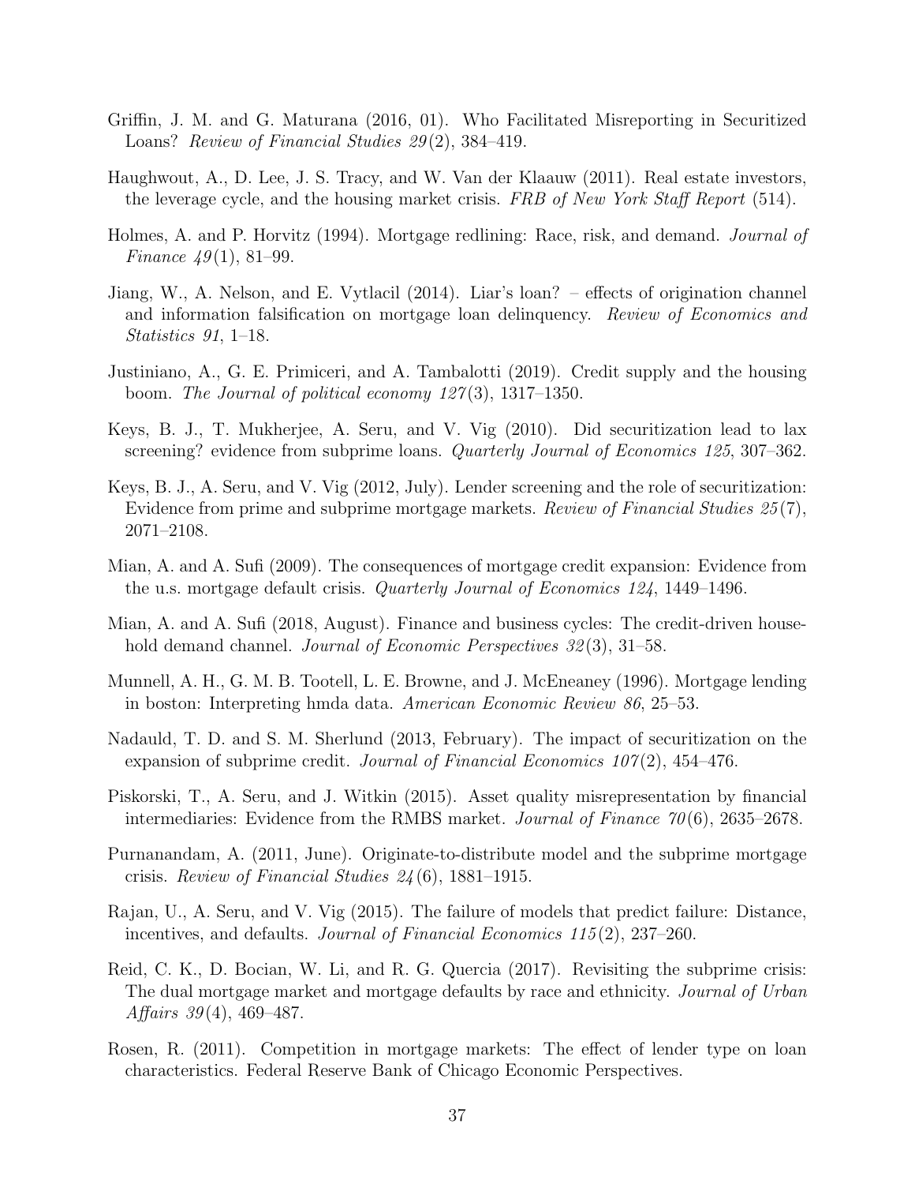Griffin, J. M. and G. Maturana (2016, 01). Who Facilitated Misreporting in Securitized Loans? *Review of Financial Studies 29*(2), 384–419.

Haughwout, A., D. Lee, J. S. Tracy, and W. Van der Klaauw (2011). Real estate investors, the leverage cycle, and the housing market crisis. *FRB of New York Staff Report* (514).

Holmes, A. and P. Horvitz (1994). Mortgage redlining: Race, risk, and demand. *Journal of Finance 49*(1), 81–99.

Jiang, W., A. Nelson, and E. Vytlacil (2014). Liar's loan? – effects of origination channel and information falsification on mortgage loan delinquency. *Review of Economics and Statistics 91*, 1–18.

Justiniano, A., G. E. Primiceri, and A. Tambalotti (2019). Credit supply and the housing boom. *The Journal of political economy 127*(3), 1317–1350.

Keys, B. J., T. Mukherjee, A. Seru, and V. Vig (2010). Did securitization lead to lax screening? evidence from subprime loans. *Quarterly Journal of Economics 125*, 307–362.

Keys, B. J., A. Seru, and V. Vig (2012, July). Lender screening and the role of securitization: Evidence from prime and subprime mortgage markets. *Review of Financial Studies 25*(7), 2071–2108.

Mian, A. and A. Sufi (2009). The consequences of mortgage credit expansion: Evidence from the u.s. mortgage default crisis. *Quarterly Journal of Economics 124*, 1449–1496.

Mian, A. and A. Sufi (2018, August). Finance and business cycles: The credit-driven household demand channel. *Journal of Economic Perspectives 32*(3), 31–58.

Munnell, A. H., G. M. B. Tootell, L. E. Browne, and J. McEneaney (1996). Mortgage lending in boston: Interpreting hmda data. *American Economic Review 86*, 25–53.

Nadauld, T. D. and S. M. Sherlund (2013, February). The impact of securitization on the expansion of subprime credit. *Journal of Financial Economics 107*(2), 454–476.

Piskorski, T., A. Seru, and J. Witkin (2015). Asset quality misrepresentation by financial intermediaries: Evidence from the RMBS market. *Journal of Finance 70*(6), 2635–2678.

Purnanandam, A. (2011, June). Originate-to-distribute model and the subprime mortgage crisis. *Review of Financial Studies 24*(6), 1881–1915.

Rajan, U., A. Seru, and V. Vig (2015). The failure of models that predict failure: Distance, incentives, and defaults. *Journal of Financial Economics 115*(2), 237–260.

Reid, C. K., D. Bocian, W. Li, and R. G. Quercia (2017). Revisiting the subprime crisis: The dual mortgage market and mortgage defaults by race and ethnicity. *Journal of Urban Affairs 39*(4), 469–487.

Rosen, R. (2011). Competition in mortgage markets: The effect of lender type on loan characteristics. Federal Reserve Bank of Chicago Economic Perspectives.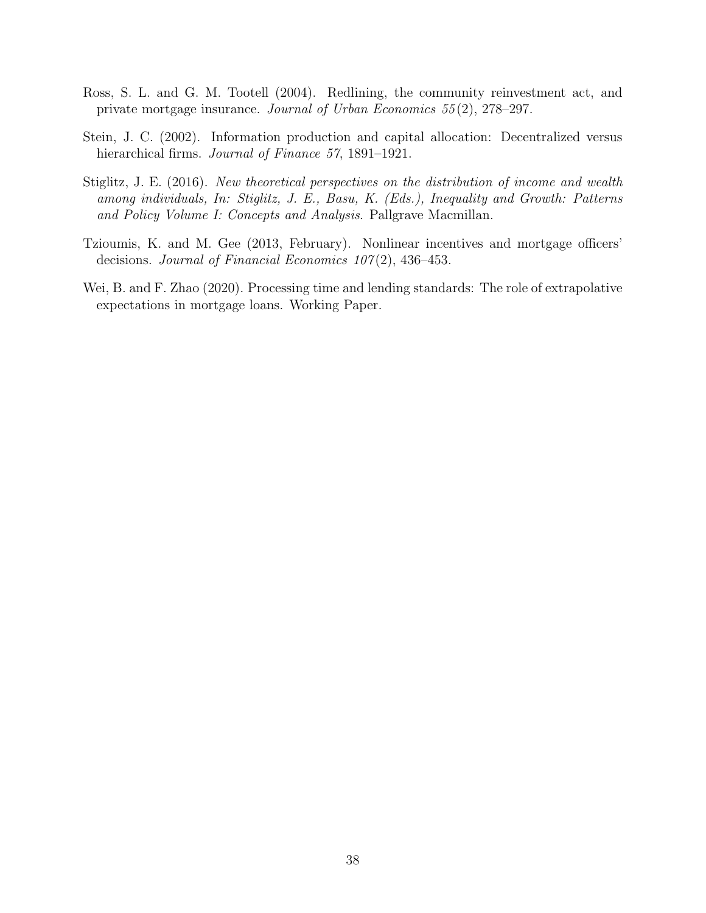Ross, S. L. and G. M. Tootell (2004). Redlining, the community reinvestment act, and private mortgage insurance. *Journal of Urban Economics 55*(2), 278–297.

Stein, J. C. (2002). Information production and capital allocation: Decentralized versus hierarchical firms. *Journal of Finance 57*, 1891–1921.

Stiglitz, J. E. (2016). *New theoretical perspectives on the distribution of income and wealth among individuals, In: Stiglitz, J. E., Basu, K. (Eds.), Inequality and Growth: Patterns and Policy Volume I: Concepts and Analysis*. Pallgrave Macmillan.

Tzioumis, K. and M. Gee (2013, February). Nonlinear incentives and mortgage officers' decisions. *Journal of Financial Economics 107*(2), 436–453.

Wei, B. and F. Zhao (2020). Processing time and lending standards: The role of extrapolative expectations in mortgage loans. Working Paper.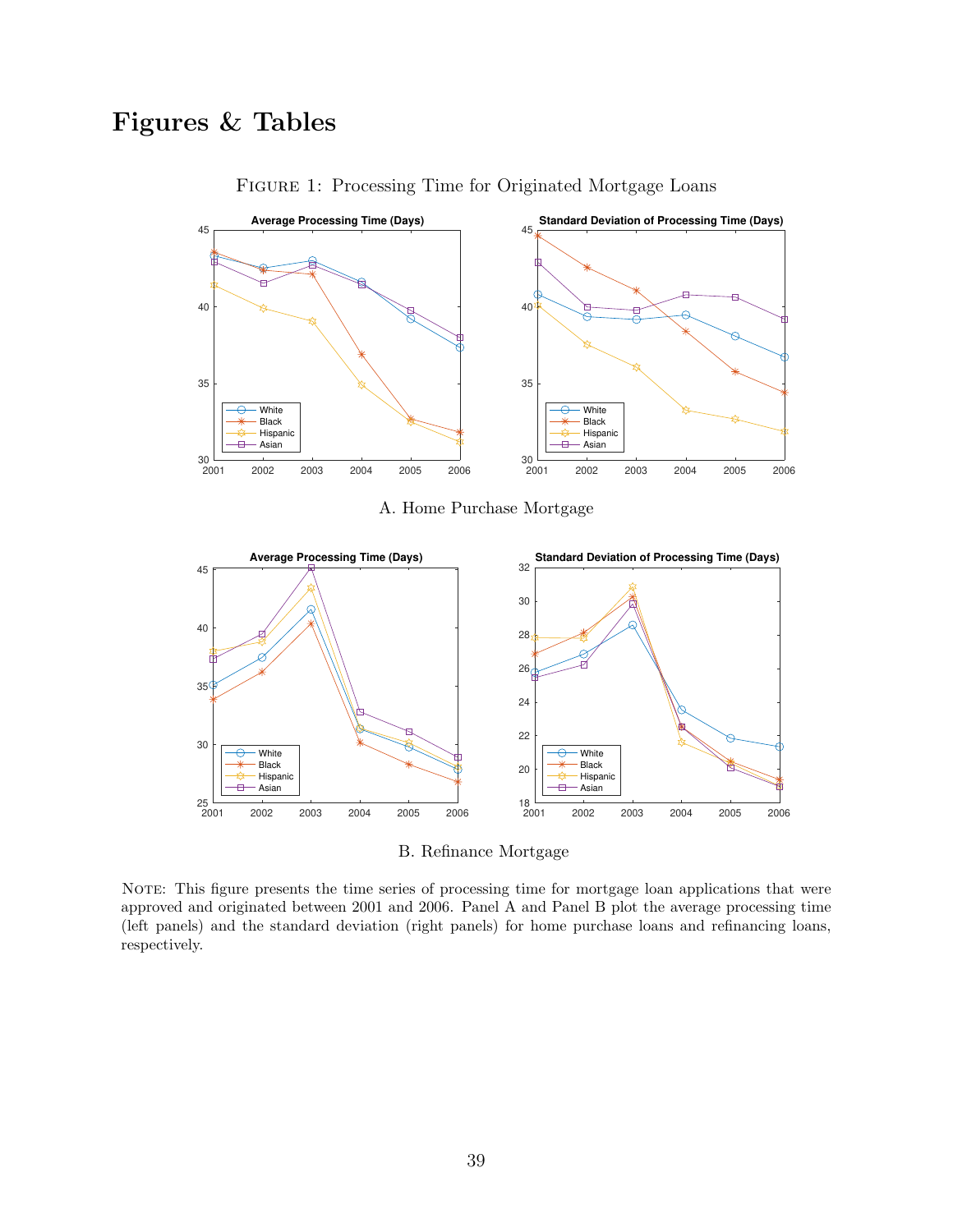# Figures & Tables

Figure 1: Processing Time for Originated Mortgage Loans

A. Home Purchase Mortgage

B. Refinance Mortgage

Note: This figure presents the time series of processing time for mortgage loan applications that were approved and originated between 2001 and 2006. Panel A and Panel B plot the average processing time (left panels) and the standard deviation (right panels) for home purchase loans and refinancing loans, respectively.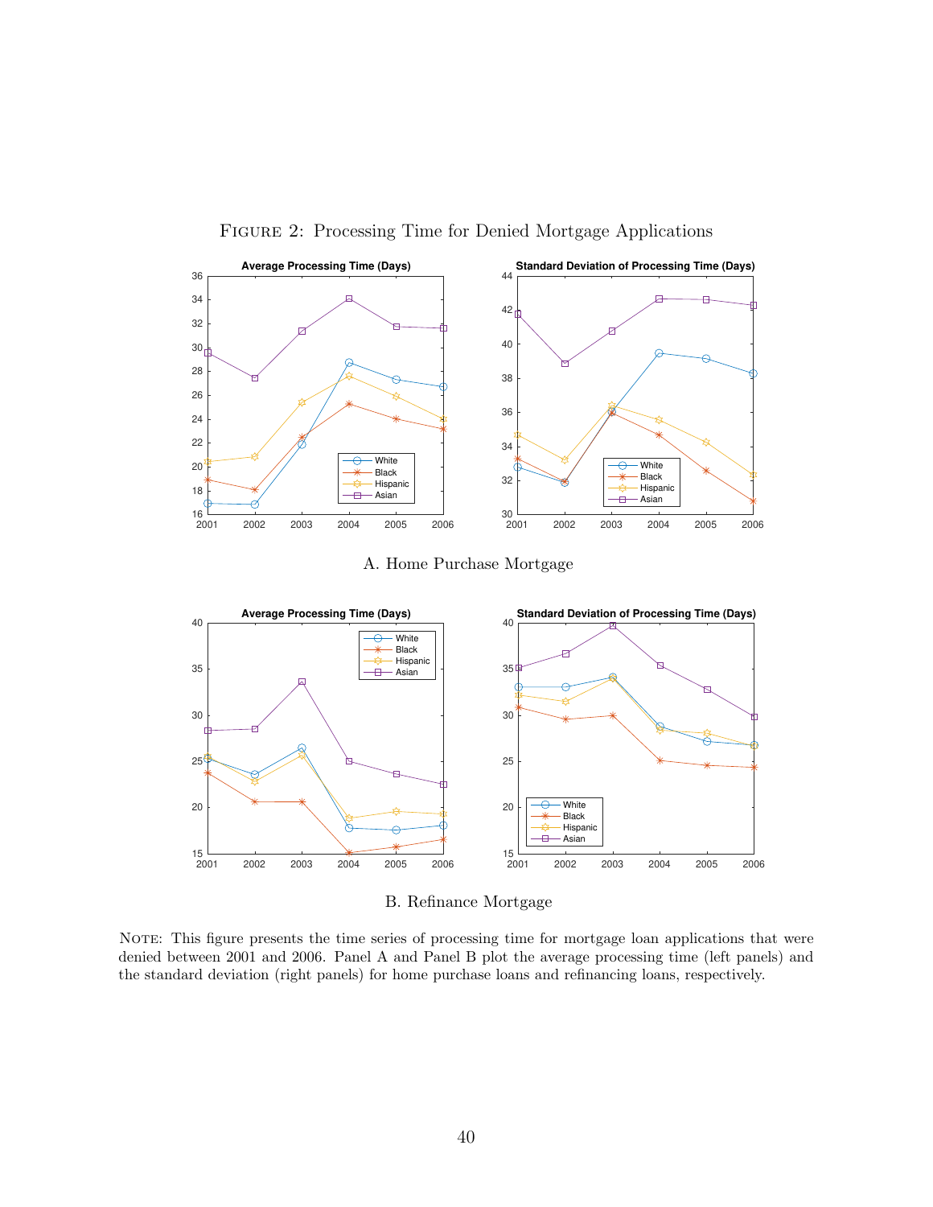Figure 2: Processing Time for Denied Mortgage Applications

A. Home Purchase Mortgage

B. Refinance Mortgage

Note: This figure presents the time series of processing time for mortgage loan applications that were denied between 2001 and 2006. Panel A and Panel B plot the average processing time (left panels) and the standard deviation (right panels) for home purchase loans and refinancing loans, respectively.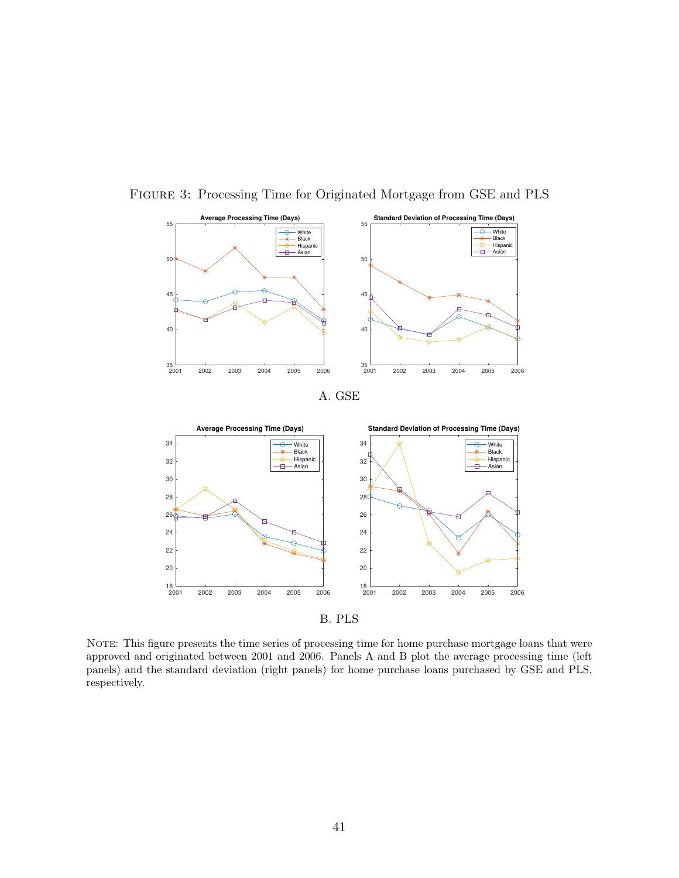Figure 3: Processing Time for Originated Mortgage from GSE and PLS

A. GSE

B. PLS

Note: This figure presents the time series of processing time for home purchase mortgage loans that were approved and originated between 2001 and 2006. Panels A and B plot the average processing time (left panels) and the standard deviation (right panels) for home purchase loans purchased by GSE and PLS, respectively.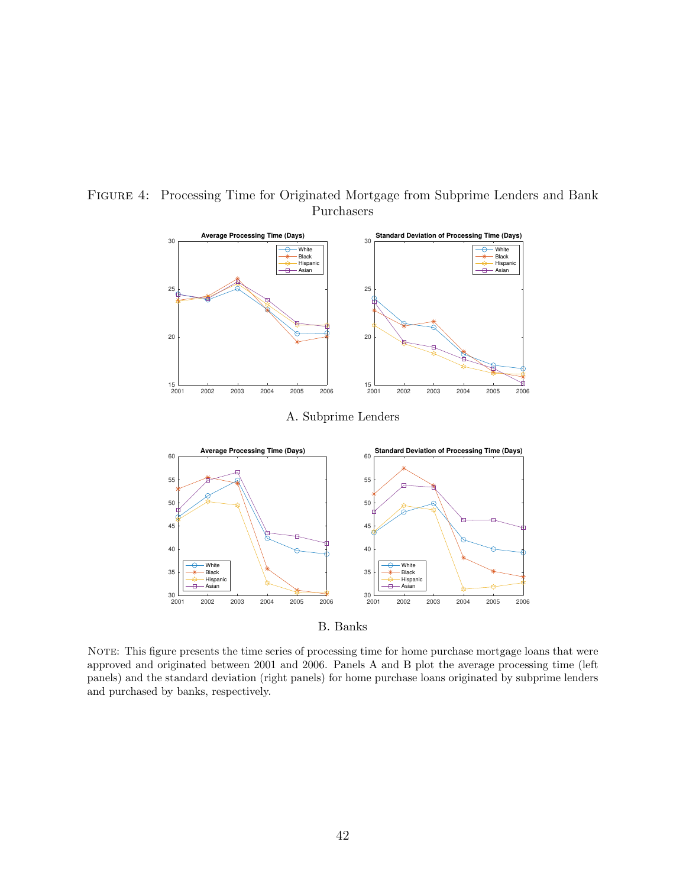FIGURE 4: Processing Time for Originated Mortgage from Subprime Lenders and Bank Purchasers

A. Subprime Lenders

B. Banks

NOTE: This figure presents the time series of processing time for home purchase mortgage loans that were approved and originated between 2001 and 2006. Panels A and B plot the average processing time (left panels) and the standard deviation (right panels) for home purchase loans originated by subprime lenders and purchased by banks, respectively.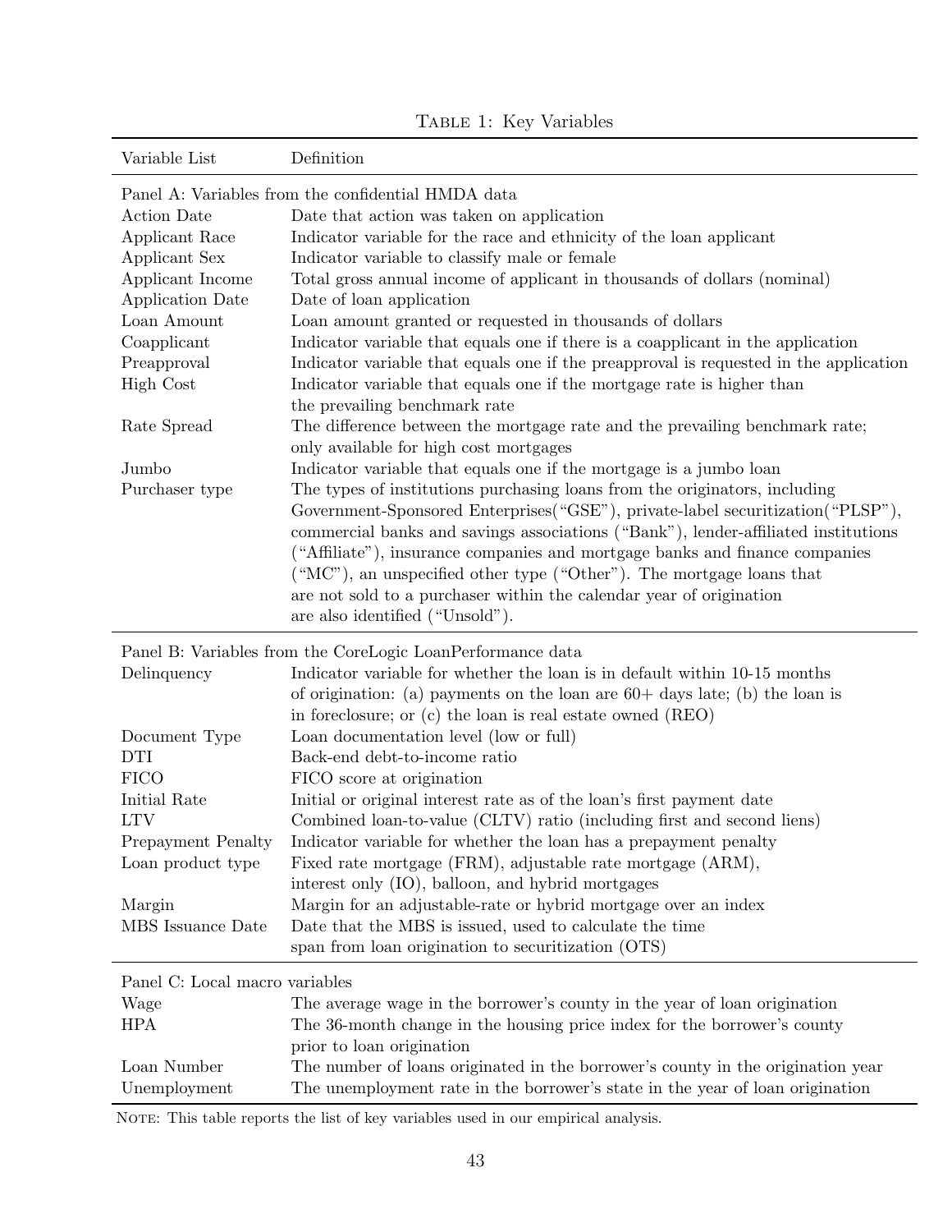Table 1: Key Variables

| Variable List | Definition |
|---|---|
| **Panel A: Variables from the confidential HMDA data** | |
| Action Date | Date that action was taken on application |
| Applicant Race | Indicator variable for the race and ethnicity of the loan applicant |
| Applicant Sex | Indicator variable to classify male or female |
| Applicant Income | Total gross annual income of applicant in thousands of dollars (nominal) |
| Application Date | Date of loan application |
| Loan Amount | Loan amount granted or requested in thousands of dollars |
| Coapplicant | Indicator variable that equals one if there is a coapplicant in the application |
| Preapproval | Indicator variable that equals one if the preapproval is requested in the application |
| High Cost | Indicator variable that equals one if the mortgage rate is higher than the prevailing benchmark rate |
| Rate Spread | The difference between the mortgage rate and the prevailing benchmark rate; only available for high cost mortgages |
| Jumbo | Indicator variable that equals one if the mortgage is a jumbo loan |
| Purchaser type | The types of institutions purchasing loans from the originators, including Government-Sponsored Enterprises("GSE"), private-label securitization("PLSP"), commercial banks and savings associations ("Bank"), lender-affiliated institutions ("Affiliate"), insurance companies and mortgage banks and finance companies ("MC"), an unspecified other type ("Other"). The mortgage loans that are not sold to a purchaser within the calendar year of origination are also identified ("Unsold"). |
| **Panel B: Variables from the CoreLogic LoanPerformance data** | |
| Delinquency | Indicator variable for whether the loan is in default within 10-15 months of origination: (a) payments on the loan are 60+ days late; (b) the loan is in foreclosure; or (c) the loan is real estate owned (REO) |
| Document Type | Loan documentation level (low or full) |
| DTI | Back-end debt-to-income ratio |
| FICO | FICO score at origination |
| Initial Rate | Initial or original interest rate as of the loan's first payment date |
| LTV | Combined loan-to-value (CLTV) ratio (including first and second liens) |
| Prepayment Penalty | Indicator variable for whether the loan has a prepayment penalty |
| Loan product type | Fixed rate mortgage (FRM), adjustable rate mortgage (ARM), interest only (IO), balloon, and hybrid mortgages |
| Margin | Margin for an adjustable-rate or hybrid mortgage over an index |
| MBS Issuance Date | Date that the MBS is issued, used to calculate the time span from loan origination to securitization (OTS) |
| **Panel C: Local macro variables** | |
| Wage | The average wage in the borrower's county in the year of loan origination |
| HPA | The 36-month change in the housing price index for the borrower's county prior to loan origination |
| Loan Number | The number of loans originated in the borrower's county in the origination year |
| Unemployment | The unemployment rate in the borrower's state in the year of loan origination |

Note: This table reports the list of key variables used in our empirical analysis.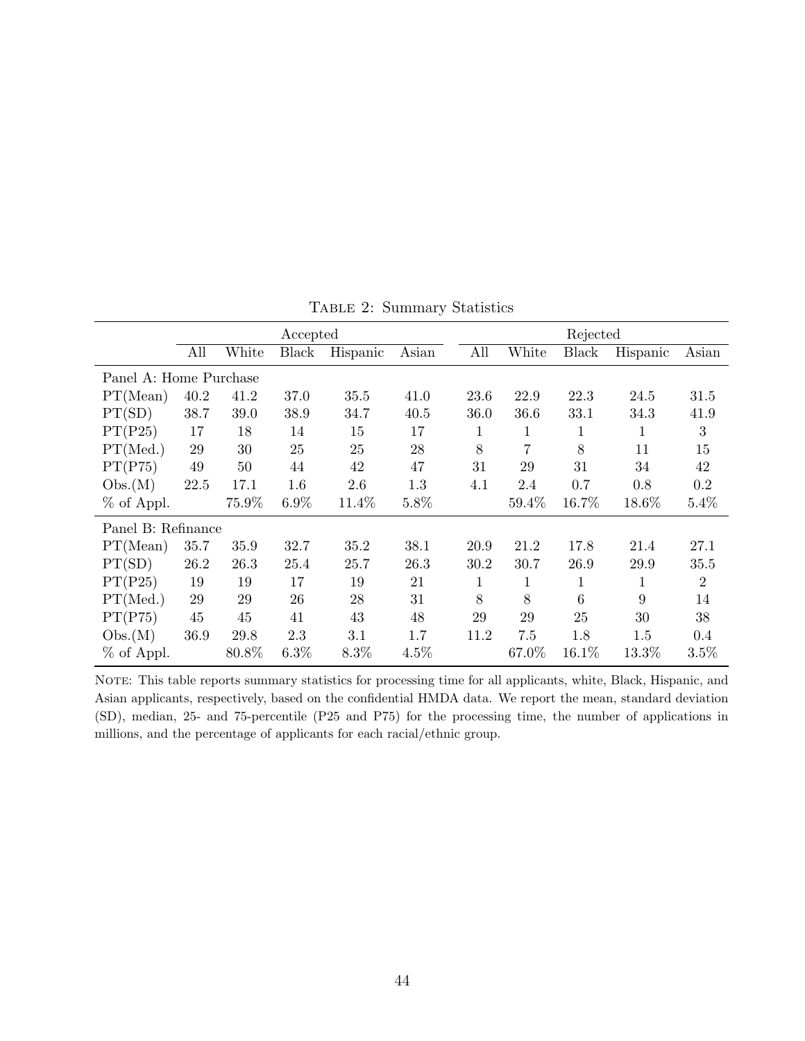Table 2: Summary Statistics

| | Accepted | | | | | Rejected | | | | |
|---|---|---|---|---|---|---|---|---|---|---|
| | All | White | Black | Hispanic | Asian | All | White | Black | Hispanic | Asian |
| Panel A: Home Purchase | | | | | | | | | | |
| PT(Mean) | 40.2 | 41.2 | 37.0 | 35.5 | 41.0 | 23.6 | 22.9 | 22.3 | 24.5 | 31.5 |
| PT(SD) | 38.7 | 39.0 | 38.9 | 34.7 | 40.5 | 36.0 | 36.6 | 33.1 | 34.3 | 41.9 |
| PT(P25) | 17 | 18 | 14 | 15 | 17 | 1 | 1 | 1 | 1 | 3 |
| PT(Med.) | 29 | 30 | 25 | 25 | 28 | 8 | 7 | 8 | 11 | 15 |
| PT(P75) | 49 | 50 | 44 | 42 | 47 | 31 | 29 | 31 | 34 | 42 |
| Obs.(M) | 22.5 | 17.1 | 1.6 | 2.6 | 1.3 | 4.1 | 2.4 | 0.7 | 0.8 | 0.2 |
| % of Appl. | | 75.9% | 6.9% | 11.4% | 5.8% | | 59.4% | 16.7% | 18.6% | 5.4% |
| Panel B: Refinance | | | | | | | | | | |
| PT(Mean) | 35.7 | 35.9 | 32.7 | 35.2 | 38.1 | 20.9 | 21.2 | 17.8 | 21.4 | 27.1 |
| PT(SD) | 26.2 | 26.3 | 25.4 | 25.7 | 26.3 | 30.2 | 30.7 | 26.9 | 29.9 | 35.5 |
| PT(P25) | 19 | 19 | 17 | 19 | 21 | 1 | 1 | 1 | 1 | 2 |
| PT(Med.) | 29 | 29 | 26 | 28 | 31 | 8 | 8 | 6 | 9 | 14 |
| PT(P75) | 45 | 45 | 41 | 43 | 48 | 29 | 29 | 25 | 30 | 38 |
| Obs.(M) | 36.9 | 29.8 | 2.3 | 3.1 | 1.7 | 11.2 | 7.5 | 1.8 | 1.5 | 0.4 |
| % of Appl. | | 80.8% | 6.3% | 8.3% | 4.5% | | 67.0% | 16.1% | 13.3% | 3.5% |

Note: This table reports summary statistics for processing time for all applicants, white, Black, Hispanic, and Asian applicants, respectively, based on the confidential HMDA data. We report the mean, standard deviation (SD), median, 25- and 75-percentile (P25 and P75) for the processing time, the number of applications in millions, and the percentage of applicants for each racial/ethnic group.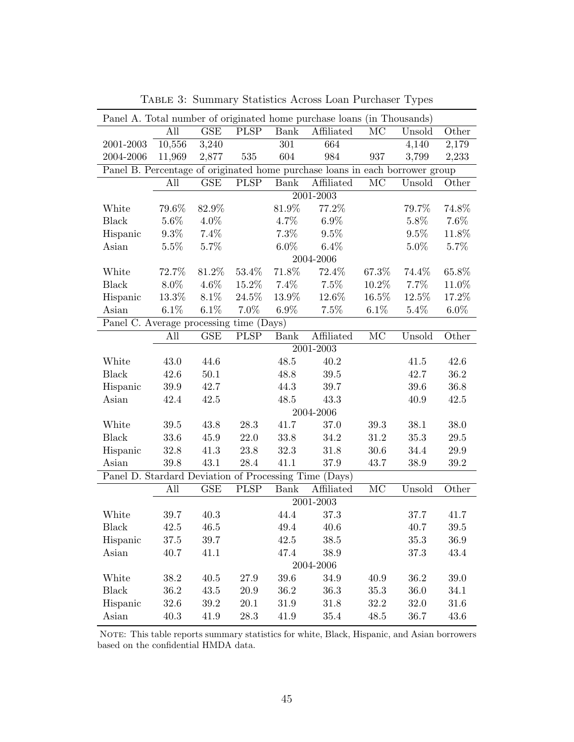Table 3: Summary Statistics Across Loan Purchaser Types

| Panel A. Total number of originated home purchase loans (in Thousands) | | | | | | | | |
|---|---|---|---|---|---|---|---|---|
| | All | GSE | PLSP | Bank | Affiliated | MC | Unsold | Other |
| 2001-2003 | 10,556 | 3,240 | | 301 | 664 | | 4,140 | 2,179 |
| 2004-2006 | 11,969 | 2,877 | 535 | 604 | 984 | 937 | 3,799 | 2,233 |
| **Panel B. Percentage of originated home purchase loans in each borrower group** | | | | | | | | |
| | All | GSE | PLSP | Bank | Affiliated | MC | Unsold | Other |
| | | | | | 2001-2003 | | | |
| White | 79.6% | 82.9% | | 81.9% | 77.2% | | 79.7% | 74.8% |
| Black | 5.6% | 4.0% | | 4.7% | 6.9% | | 5.8% | 7.6% |
| Hispanic | 9.3% | 7.4% | | 7.3% | 9.5% | | 9.5% | 11.8% |
| Asian | 5.5% | 5.7% | | 6.0% | 6.4% | | 5.0% | 5.7% |
| | | | | | 2004-2006 | | | |
| White | 72.7% | 81.2% | 53.4% | 71.8% | 72.4% | 67.3% | 74.4% | 65.8% |
| Black | 8.0% | 4.6% | 15.2% | 7.4% | 7.5% | 10.2% | 7.7% | 11.0% |
| Hispanic | 13.3% | 8.1% | 24.5% | 13.9% | 12.6% | 16.5% | 12.5% | 17.2% |
| Asian | 6.1% | 6.1% | 7.0% | 6.9% | 7.5% | 6.1% | 5.4% | 6.0% |
| **Panel C. Average processing time (Days)** | | | | | | | | |
| | All | GSE | PLSP | Bank | Affiliated | MC | Unsold | Other |
| | | | | | 2001-2003 | | | |
| White | 43.0 | 44.6 | | 48.5 | 40.2 | | 41.5 | 42.6 |
| Black | 42.6 | 50.1 | | 48.8 | 39.5 | | 42.7 | 36.2 |
| Hispanic | 39.9 | 42.7 | | 44.3 | 39.7 | | 39.6 | 36.8 |
| Asian | 42.4 | 42.5 | | 48.5 | 43.3 | | 40.9 | 42.5 |
| | | | | | 2004-2006 | | | |
| White | 39.5 | 43.8 | 28.3 | 41.7 | 37.0 | 39.3 | 38.1 | 38.0 |
| Black | 33.6 | 45.9 | 22.0 | 33.8 | 34.2 | 31.2 | 35.3 | 29.5 |
| Hispanic | 32.8 | 41.3 | 23.8 | 32.3 | 31.8 | 30.6 | 34.4 | 29.9 |
| Asian | 39.8 | 43.1 | 28.4 | 41.1 | 37.9 | 43.7 | 38.9 | 39.2 |
| **Panel D. Stardard Deviation of Processing Time (Days)** | | | | | | | | |
| | All | GSE | PLSP | Bank | Affiliated | MC | Unsold | Other |
| | | | | | 2001-2003 | | | |
| White | 39.7 | 40.3 | | 44.4 | 37.3 | | 37.7 | 41.7 |
| Black | 42.5 | 46.5 | | 49.4 | 40.6 | | 40.7 | 39.5 |
| Hispanic | 37.5 | 39.7 | | 42.5 | 38.5 | | 35.3 | 36.9 |
| Asian | 40.7 | 41.1 | | 47.4 | 38.9 | | 37.3 | 43.4 |
| | | | | | 2004-2006 | | | |
| White | 38.2 | 40.5 | 27.9 | 39.6 | 34.9 | 40.9 | 36.2 | 39.0 |
| Black | 36.2 | 43.5 | 20.9 | 36.2 | 36.3 | 35.3 | 36.0 | 34.1 |
| Hispanic | 32.6 | 39.2 | 20.1 | 31.9 | 31.8 | 32.2 | 32.0 | 31.6 |
| Asian | 40.3 | 41.9 | 28.3 | 41.9 | 35.4 | 48.5 | 36.7 | 43.6 |

Note: This table reports summary statistics for white, Black, Hispanic, and Asian borrowers based on the confidential HMDA data.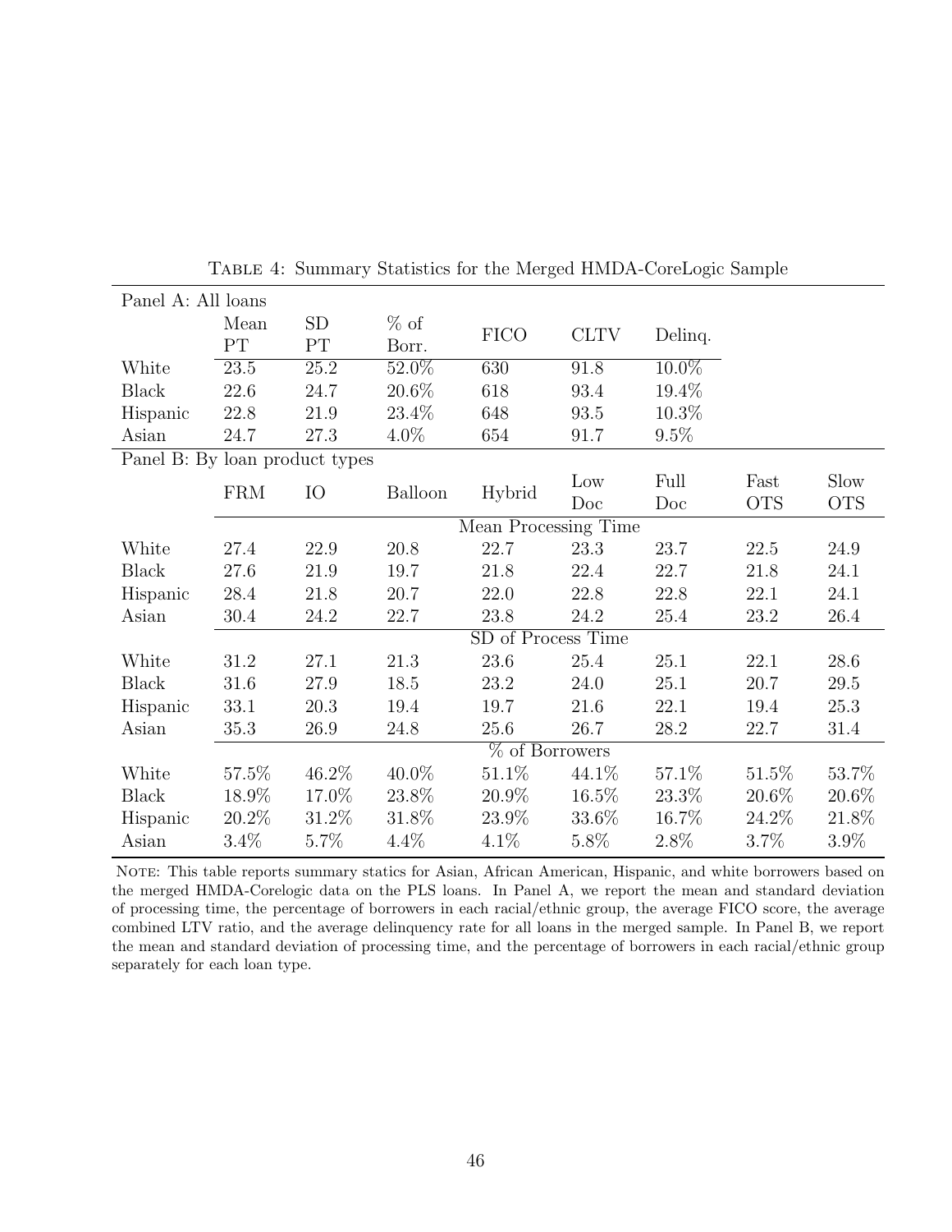Table 4: Summary Statistics for the Merged HMDA-CoreLogic Sample

Panel A: All loans

| | Mean PT | SD PT | % of Borr. | FICO | CLTV | Delinq. |
|---|---|---|---|---|---|---|
| White | 23.5 | 25.2 | 52.0% | 630 | 91.8 | 10.0% |
| Black | 22.6 | 24.7 | 20.6% | 618 | 93.4 | 19.4% |
| Hispanic | 22.8 | 21.9 | 23.4% | 648 | 93.5 | 10.3% |
| Asian | 24.7 | 27.3 | 4.0% | 654 | 91.7 | 9.5% |

Panel B: By loan product types

| | FRM | IO | Balloon | Hybrid | Low Doc | Full Doc | Fast OTS | Slow OTS |
|---|---|---|---|---|---|---|---|---|
| | Mean Processing Time | | | | | | | |
| White | 27.4 | 22.9 | 20.8 | 22.7 | 23.3 | 23.7 | 22.5 | 24.9 |
| Black | 27.6 | 21.9 | 19.7 | 21.8 | 22.4 | 22.7 | 21.8 | 24.1 |
| Hispanic | 28.4 | 21.8 | 20.7 | 22.0 | 22.8 | 22.8 | 22.1 | 24.1 |
| Asian | 30.4 | 24.2 | 22.7 | 23.8 | 24.2 | 25.4 | 23.2 | 26.4 |
| | SD of Process Time | | | | | | | |
| White | 31.2 | 27.1 | 21.3 | 23.6 | 25.4 | 25.1 | 22.1 | 28.6 |
| Black | 31.6 | 27.9 | 18.5 | 23.2 | 24.0 | 25.1 | 20.7 | 29.5 |
| Hispanic | 33.1 | 20.3 | 19.4 | 19.7 | 21.6 | 22.1 | 19.4 | 25.3 |
| Asian | 35.3 | 26.9 | 24.8 | 25.6 | 26.7 | 28.2 | 22.7 | 31.4 |
| | % of Borrowers | | | | | | | |
| White | 57.5% | 46.2% | 40.0% | 51.1% | 44.1% | 57.1% | 51.5% | 53.7% |
| Black | 18.9% | 17.0% | 23.8% | 20.9% | 16.5% | 23.3% | 20.6% | 20.6% |
| Hispanic | 20.2% | 31.2% | 31.8% | 23.9% | 33.6% | 16.7% | 24.2% | 21.8% |
| Asian | 3.4% | 5.7% | 4.4% | 4.1% | 5.8% | 2.8% | 3.7% | 3.9% |

Note: This table reports summary statics for Asian, African American, Hispanic, and white borrowers based on the merged HMDA-Corelogic data on the PLS loans. In Panel A, we report the mean and standard deviation of processing time, the percentage of borrowers in each racial/ethnic group, the average FICO score, the average combined LTV ratio, and the average delinquency rate for all loans in the merged sample. In Panel B, we report the mean and standard deviation of processing time, and the percentage of borrowers in each racial/ethnic group separately for each loan type.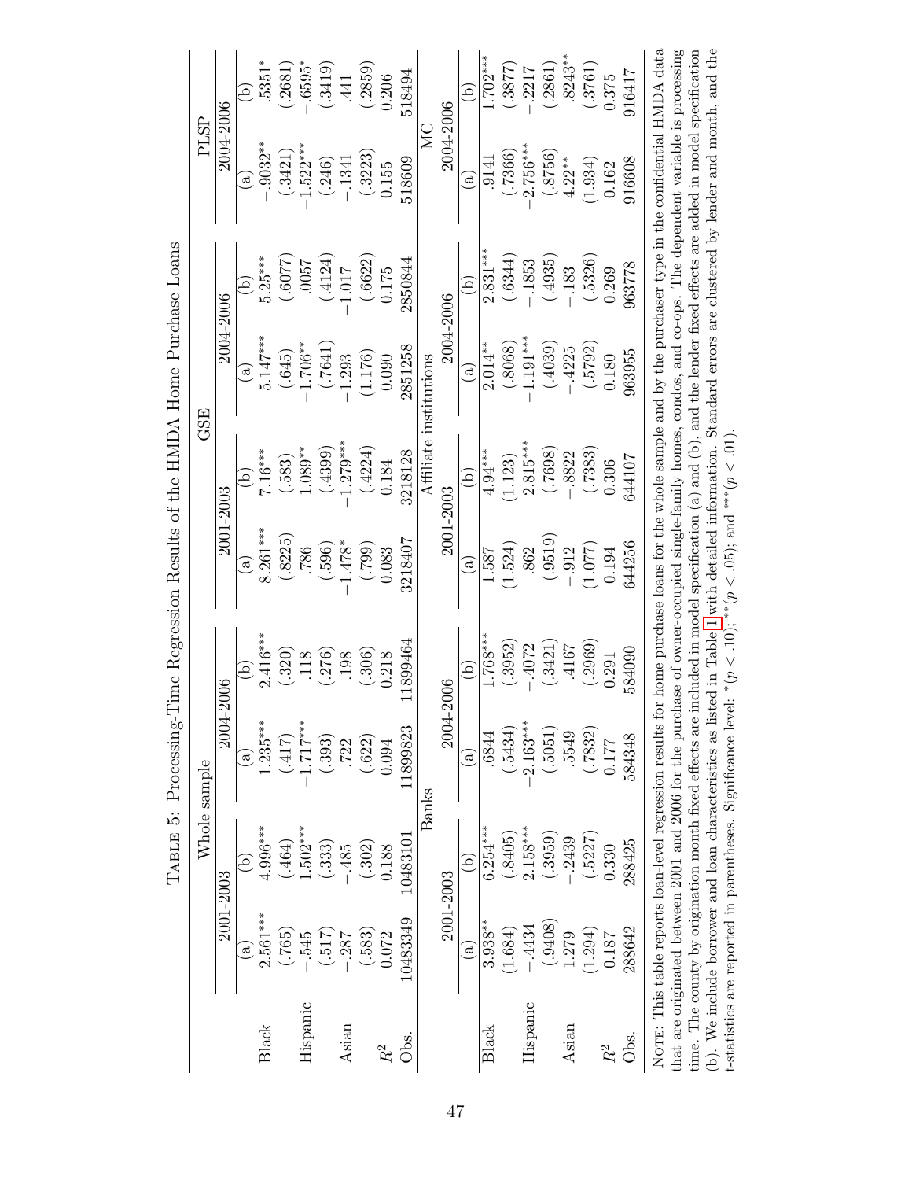TABLE 5: Processing-Time Regression Results of the HMDA Home Purchase Loans

| | Whole sample | | | | GSE | | | | PLSP | |
|---|---|---|---|---|---|---|---|---|---|---|
| | 2001-2003 | | 2004-2006 | | 2001-2003 | | 2004-2006 | | 2004-2006 | |
| | (a) | (b) | (a) | (b) | (a) | (b) | (a) | (b) | (a) | (b) |
| Black | 2.561*** | 4.996*** | 1.235*** | 2.416*** | 8.261*** | 7.16*** | 5.147*** | 5.25*** | −.9032** | .5351* |
| | (.765) | (.464) | (.417) | (.320) | (.8225) | (.583) | (.645) | (.6077) | (.3421) | (.2681) |
| Hispanic | −.545 | 1.502*** | −1.717*** | .118 | .786 | 1.089** | −1.706** | .0057 | −1.522*** | −.6595* |
| | (.517) | (.333) | (.393) | (.276) | (.596) | (.4399) | (.7641) | (.4124) | (.246) | (.3419) |
| Asian | −.287 | −.485 | .722 | .198 | −1.478* | −1.279*** | −1.293 | −1.017 | −.1341 | .441 |
| | (.583) | (.302) | (.622) | (.306) | (.799) | (.4224) | (1.176) | (.6622) | (.3223) | (.2859) |
| $R^2$ | 0.072 | 0.188 | 0.094 | 0.218 | 0.083 | 0.184 | 0.090 | 0.175 | 0.155 | 0.206 |
| Obs. | 10483349 | 10483101 | 11899823 | 11899464 | 3218407 | 3218128 | 2851258 | 2850844 | 518609 | 518494 |
| | Banks | | | | Affiliate institutions | | | | MC | |
| | 2001-2003 | | 2004-2006 | | 2001-2003 | | 2004-2006 | | 2004-2006 | |
| | (a) | (b) | (a) | (b) | (a) | (b) | (a) | (b) | (a) | (b) |
| Black | 3.938** | 6.254*** | .6844 | 1.768*** | 1.587 | 4.94*** | 2.014** | 2.831*** | .9141 | 1.702*** |
| | (1.684) | (.8405) | (.5434) | (.3952) | (1.524) | (1.123) | (.8068) | (.6344) | (.7366) | (.3877) |
| Hispanic | −.4434 | 2.158*** | −2.163*** | −.4072 | .862 | 2.815*** | −1.191*** | −.1853 | −2.756*** | −.2217 |
| | (.9408) | (.3959) | (.5051) | (.3421) | (.9519) | (.7698) | (.4039) | (.4935) | (.8756) | (.2861) |
| Asian | 1.279 | −.2439 | .5549 | .4167 | −.912 | −.8822 | −.4225 | −.183 | 4.22** | .8243** |
| | (1.294) | (.5227) | (.7832) | (.2969) | (1.077) | (.7383) | (.5792) | (.5326) | (1.934) | (.3761) |
| $R^2$ | 0.187 | 0.330 | 0.177 | 0.291 | 0.194 | 0.306 | 0.180 | 0.269 | 0.162 | 0.375 |
| Obs. | 288642 | 288425 | 584348 | 584090 | 644256 | 644107 | 963955 | 963778 | 916608 | 916417 |

NOTE: This table reports loan-level regression results for home purchase loans for the whole sample and by the purchaser type in the confidential HMDA data that are originated between 2001 and 2006 for the purchase of owner-occupied single-family homes, condos, and co-ops. The dependent variable is processing time. The county by origination month fixed effects are included in model specification (a) and (b), and the lender fixed effects are added in model specification (b). We include borrower and loan characteristics as listed in Table 1 with detailed information. Standard errors are clustered by lender and month, and the t-statistics are reported in parentheses. Significance level: * ($p < .10$); ** ($p < .05$); and *** ($p < .01$).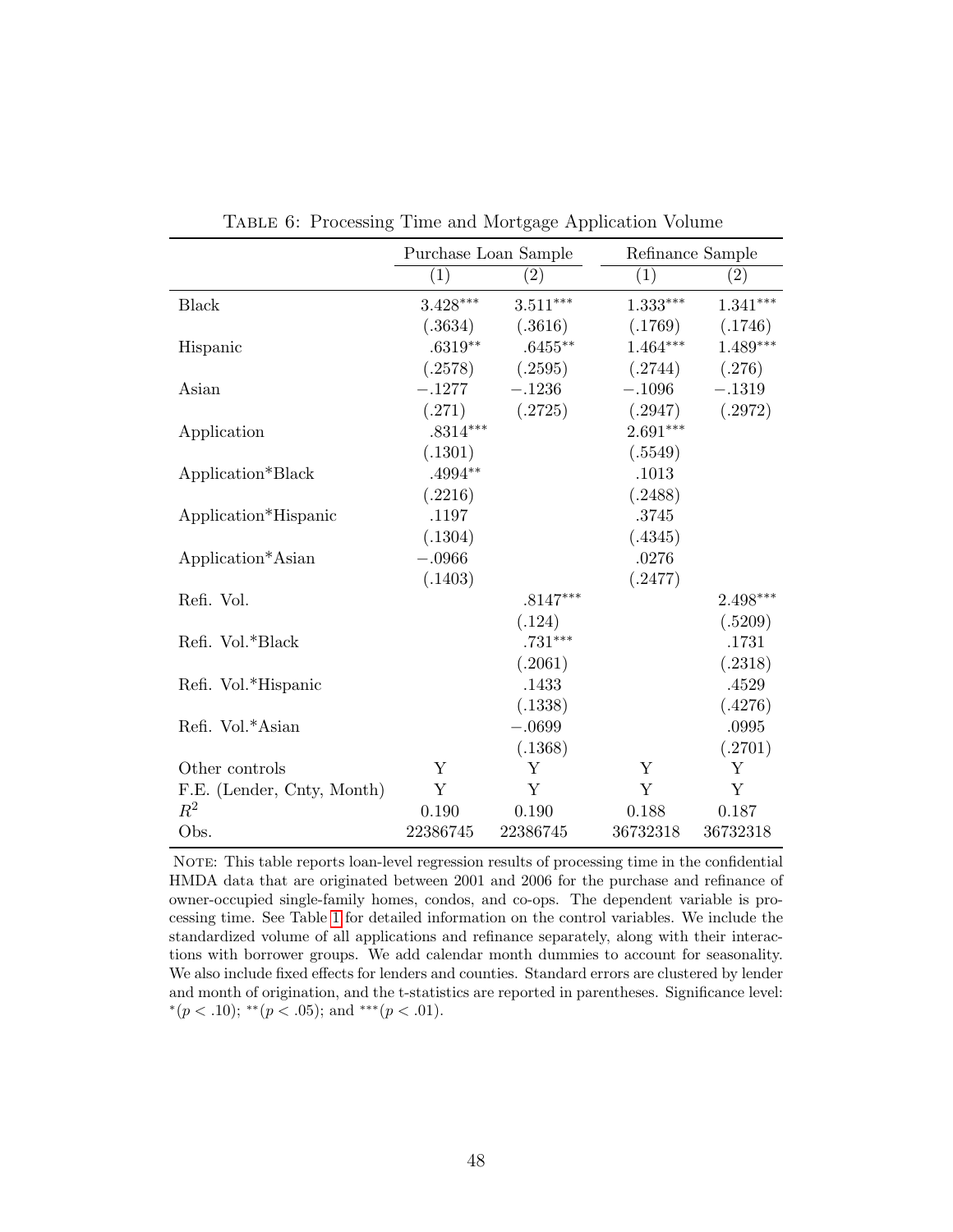TABLE 6: Processing Time and Mortgage Application Volume

| | Purchase Loan Sample | | Refinance Sample | |
|---|---|---|---|---|
| | (1) | (2) | (1) | (2) |
| Black | 3.428*** | 3.511*** | 1.333*** | 1.341*** |
| | (.3634) | (.3616) | (.1769) | (.1746) |
| Hispanic | .6319** | .6455** | 1.464*** | 1.489*** |
| | (.2578) | (.2595) | (.2744) | (.276) |
| Asian | −.1277 | −.1236 | −.1096 | −.1319 |
| | (.271) | (.2725) | (.2947) | (.2972) |
| Application | .8314*** | | 2.691*** | |
| | (.1301) | | (.5549) | |
| Application*Black | .4994** | | .1013 | |
| | (.2216) | | (.2488) | |
| Application*Hispanic | .1197 | | .3745 | |
| | (.1304) | | (.4345) | |
| Application*Asian | −.0966 | | .0276 | |
| | (.1403) | | (.2477) | |
| Refi. Vol. | | .8147*** | | 2.498*** |
| | | (.124) | | (.5209) |
| Refi. Vol.*Black | | .731*** | | .1731 |
| | | (.2061) | | (.2318) |
| Refi. Vol.*Hispanic | | .1433 | | .4529 |
| | | (.1338) | | (.4276) |
| Refi. Vol.*Asian | | −.0699 | | .0995 |
| | | (.1368) | | (.2701) |
| Other controls | Y | Y | Y | Y |
| F.E. (Lender, Cnty, Month) | Y | Y | Y | Y |
| $R^2$ | 0.190 | 0.190 | 0.188 | 0.187 |
| Obs. | 22386745 | 22386745 | 36732318 | 36732318 |

NOTE: This table reports loan-level regression results of processing time in the confidential HMDA data that are originated between 2001 and 2006 for the purchase and refinance of owner-occupied single-family homes, condos, and co-ops. The dependent variable is processing time. See Table 1 for detailed information on the control variables. We include the standardized volume of all applications and refinance separately, along with their interactions with borrower groups. We add calendar month dummies to account for seasonality. We also include fixed effects for lenders and counties. Standard errors are clustered by lender and month of origination, and the t-statistics are reported in parentheses. Significance level: *($p < .10$); **($p < .05$); and ***($p < .01$).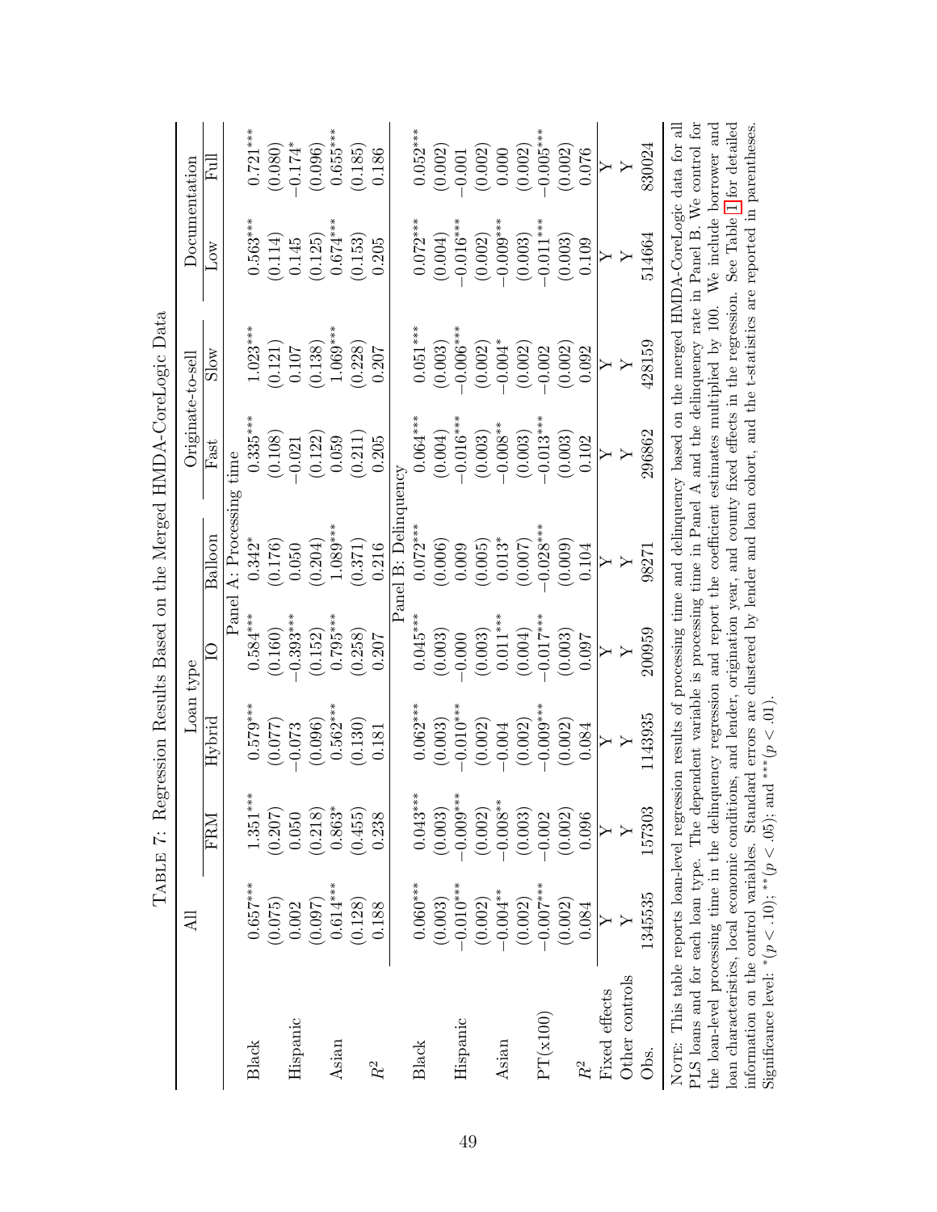TABLE 7: Regression Results Based on the Merged HMDA-CoreLogic Data

| | All | Loan type | | | | Originate-to-sell | | Documentation | |
|---|---|---|---|---|---|---|---|---|---|
| | | FRM | Hybrid | IO | Balloon | Fast | Slow | Low | Full |
| | | | | Panel A: Processing time | | | | | |
| Black | $0.657^{***}$ | $1.351^{***}$ | $0.579^{***}$ | $0.584^{***}$ | $0.342^{*}$ | $0.335^{***}$ | $1.023^{***}$ | $0.563^{***}$ | $0.721^{***}$ |
| | (0.075) | (0.207) | (0.077) | (0.160) | (0.176) | (0.108) | (0.121) | (0.114) | (0.080) |
| Hispanic | 0.002 | 0.050 | −0.073 | $-0.393^{***}$ | 0.050 | −0.021 | 0.107 | 0.145 | $-0.174^{*}$ |
| | (0.097) | (0.218) | (0.096) | (0.152) | (0.204) | (0.122) | (0.138) | (0.125) | (0.096) |
| Asian | $0.614^{***}$ | $0.863^{*}$ | $0.562^{***}$ | $0.795^{***}$ | $1.089^{***}$ | 0.059 | $1.069^{***}$ | $0.674^{***}$ | $0.655^{***}$ |
| | (0.128) | (0.455) | (0.130) | (0.258) | (0.371) | (0.211) | (0.228) | (0.153) | (0.185) |
| $R^2$ | 0.188 | 0.238 | 0.181 | 0.207 | 0.216 | 0.205 | 0.207 | 0.205 | 0.186 |
| | | | | Panel B: Delinquency | | | | | |
| Black | $0.060^{***}$ | $0.043^{***}$ | $0.062^{***}$ | $0.045^{***}$ | $0.072^{***}$ | $0.064^{***}$ | $0.051^{***}$ | $0.072^{***}$ | $0.052^{***}$ |
| | (0.003) | (0.003) | (0.003) | (0.003) | (0.006) | (0.004) | (0.003) | (0.004) | (0.002) |
| Hispanic | $-0.010^{***}$ | $-0.009^{***}$ | $-0.010^{***}$ | −0.000 | 0.009 | $-0.016^{***}$ | $-0.006^{***}$ | $-0.016^{***}$ | −0.001 |
| | (0.002) | (0.002) | (0.002) | (0.003) | (0.005) | (0.003) | (0.002) | (0.002) | (0.002) |
| Asian | $-0.004^{**}$ | $-0.008^{**}$ | −0.004 | $0.011^{***}$ | $0.013^{*}$ | $-0.008^{**}$ | $-0.004^{*}$ | $-0.009^{***}$ | 0.000 |
| | (0.002) | (0.003) | (0.002) | (0.004) | (0.007) | (0.003) | (0.002) | (0.003) | (0.002) |
| PT(x100) | $-0.007^{***}$ | −0.002 | $-0.009^{***}$ | $-0.017^{***}$ | $-0.028^{***}$ | $-0.013^{***}$ | −0.002 | $-0.011^{***}$ | $-0.005^{***}$ |
| | (0.002) | (0.002) | (0.002) | (0.003) | (0.009) | (0.003) | (0.002) | (0.003) | (0.002) |
| $R^2$ | 0.084 | 0.096 | 0.084 | 0.097 | 0.104 | 0.102 | 0.092 | 0.109 | 0.076 |
| Fixed effects | Y | Y | Y | Y | Y | Y | Y | Y | Y |
| Other controls | Y | Y | Y | Y | Y | Y | Y | Y | Y |
| Obs. | 1345535 | 157303 | 1143935 | 200959 | 98271 | 296862 | 428159 | 514664 | 830024 |

NOTE: This table reports loan-level regression results of processing time and delinquency based on the merged HMDA-CoreLogic data for all PLS loans and for each loan type. The dependent variable is processing time in Panel A and the delinquency rate in Panel B. We control for the loan-level processing time in the delinquency regression and report the coefficient estimates multiplied by 100. We include borrower and loan characteristics, local economic conditions, and lender, origination year, and county fixed effects in the regression. See Table 1 for detailed information on the control variables. Standard errors are clustered by lender and loan cohort, and the t-statistics are reported in parentheses. Significance level: $^{*}(p < .10)$; $^{**}(p < .05)$; and $^{***}(p < .01)$.